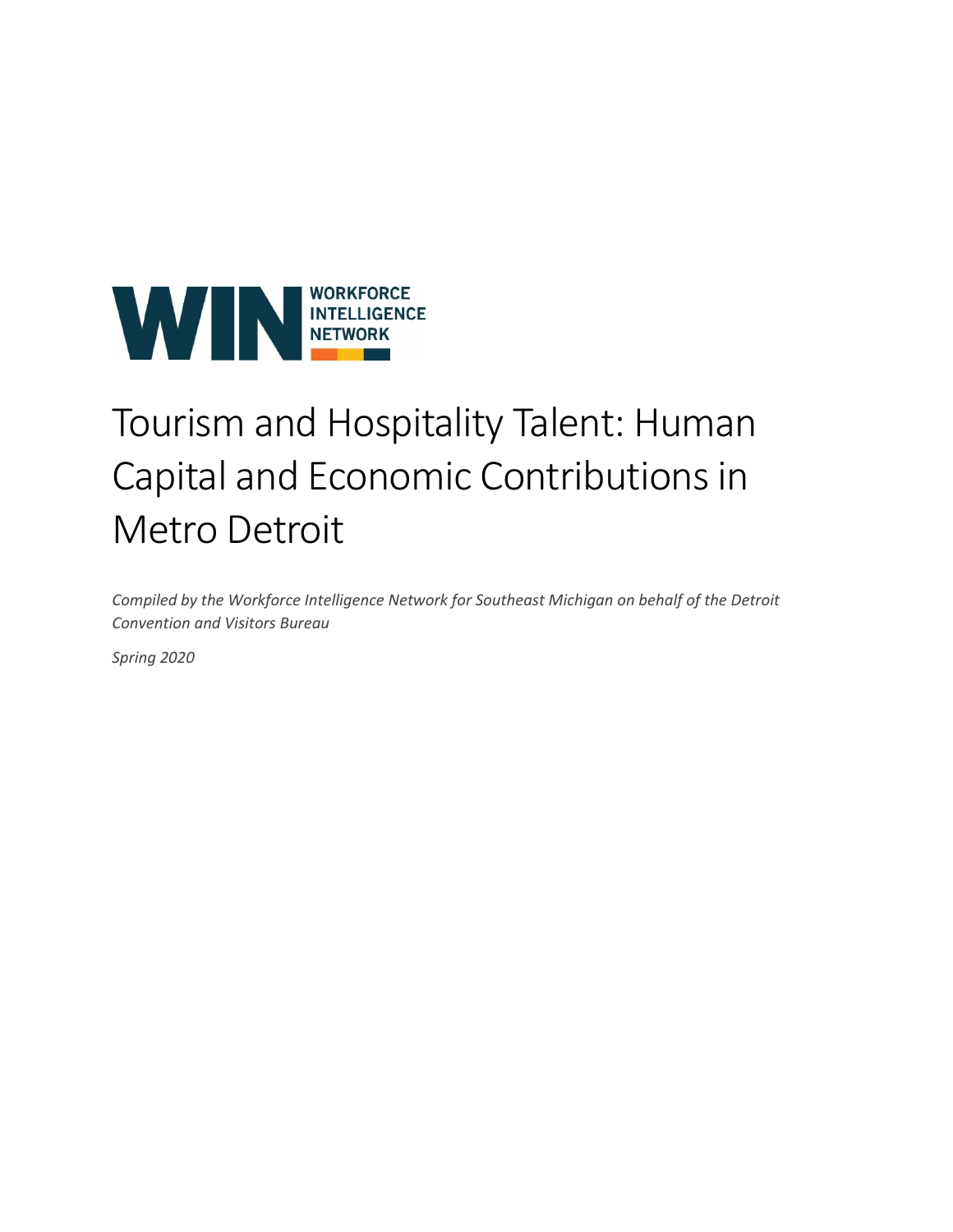WORKFORCE INTELLIGENCE NETWORK

# Tourism and Hospitality Talent: Human Capital and Economic Contributions in Metro Detroit

*Compiled by the Workforce Intelligence Network for Southeast Michigan on behalf of the Detroit Convention and Visitors Bureau*

*Spring 2020*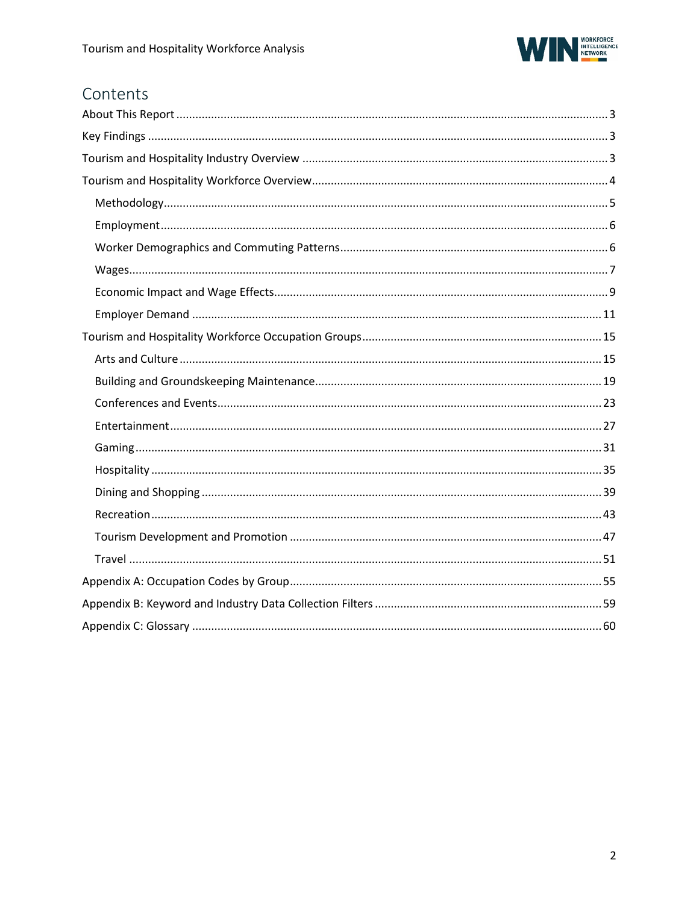# Contents

About This Report ........ 3

Key Findings ........ 3

Tourism and Hospitality Industry Overview ........ 3

Tourism and Hospitality Workforce Overview ........ 4

- Methodology ........ 5
- Employment ........ 6
- Worker Demographics and Commuting Patterns ........ 6
- Wages ........ 7
- Economic Impact and Wage Effects ........ 9
- Employer Demand ........ 11

Tourism and Hospitality Workforce Occupation Groups ........ 15

- Arts and Culture ........ 15
- Building and Groundskeeping Maintenance ........ 19
- Conferences and Events ........ 23
- Entertainment ........ 27
- Gaming ........ 31
- Hospitality ........ 35
- Dining and Shopping ........ 39
- Recreation ........ 43
- Tourism Development and Promotion ........ 47
- Travel ........ 51

Appendix A: Occupation Codes by Group ........ 55

Appendix B: Keyword and Industry Data Collection Filters ........ 59

Appendix C: Glossary ........ 60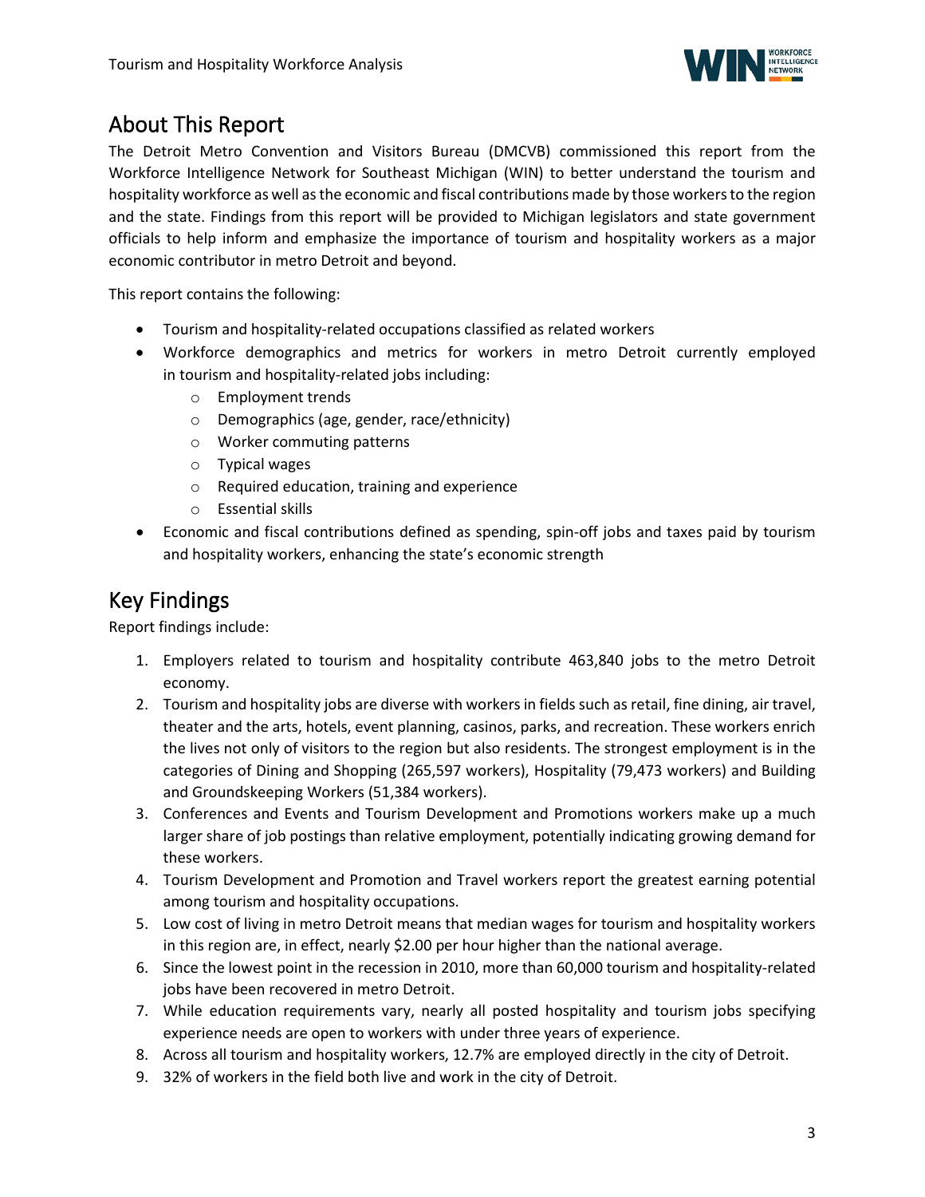## About This Report

The Detroit Metro Convention and Visitors Bureau (DMCVB) commissioned this report from the Workforce Intelligence Network for Southeast Michigan (WIN) to better understand the tourism and hospitality workforce as well as the economic and fiscal contributions made by those workers to the region and the state. Findings from this report will be provided to Michigan legislators and state government officials to help inform and emphasize the importance of tourism and hospitality workers as a major economic contributor in metro Detroit and beyond.

This report contains the following:

- Tourism and hospitality-related occupations classified as related workers
- Workforce demographics and metrics for workers in metro Detroit currently employed in tourism and hospitality-related jobs including:
  - Employment trends
  - Demographics (age, gender, race/ethnicity)
  - Worker commuting patterns
  - Typical wages
  - Required education, training and experience
  - Essential skills
- Economic and fiscal contributions defined as spending, spin-off jobs and taxes paid by tourism and hospitality workers, enhancing the state's economic strength

## Key Findings

Report findings include:

1. Employers related to tourism and hospitality contribute 463,840 jobs to the metro Detroit economy.
2. Tourism and hospitality jobs are diverse with workers in fields such as retail, fine dining, air travel, theater and the arts, hotels, event planning, casinos, parks, and recreation. These workers enrich the lives not only of visitors to the region but also residents. The strongest employment is in the categories of Dining and Shopping (265,597 workers), Hospitality (79,473 workers) and Building and Groundskeeping Workers (51,384 workers).
3. Conferences and Events and Tourism Development and Promotions workers make up a much larger share of job postings than relative employment, potentially indicating growing demand for these workers.
4. Tourism Development and Promotion and Travel workers report the greatest earning potential among tourism and hospitality occupations.
5. Low cost of living in metro Detroit means that median wages for tourism and hospitality workers in this region are, in effect, nearly $2.00 per hour higher than the national average.
6. Since the lowest point in the recession in 2010, more than 60,000 tourism and hospitality-related jobs have been recovered in metro Detroit.
7. While education requirements vary, nearly all posted hospitality and tourism jobs specifying experience needs are open to workers with under three years of experience.
8. Across all tourism and hospitality workers, 12.7% are employed directly in the city of Detroit.
9. 32% of workers in the field both live and work in the city of Detroit.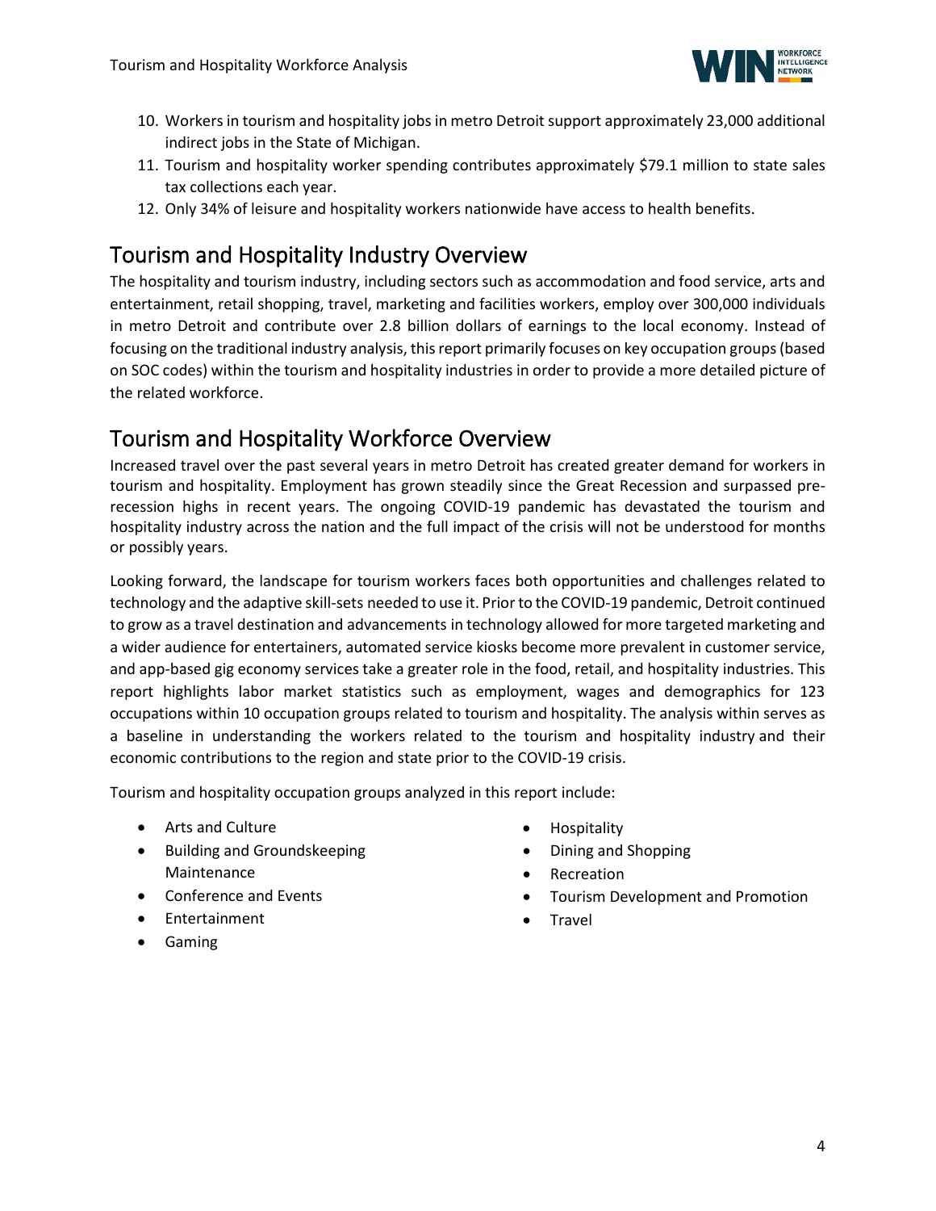10. Workers in tourism and hospitality jobs in metro Detroit support approximately 23,000 additional indirect jobs in the State of Michigan.
11. Tourism and hospitality worker spending contributes approximately $79.1 million to state sales tax collections each year.
12. Only 34% of leisure and hospitality workers nationwide have access to health benefits.

## Tourism and Hospitality Industry Overview

The hospitality and tourism industry, including sectors such as accommodation and food service, arts and entertainment, retail shopping, travel, marketing and facilities workers, employ over 300,000 individuals in metro Detroit and contribute over 2.8 billion dollars of earnings to the local economy. Instead of focusing on the traditional industry analysis, this report primarily focuses on key occupation groups (based on SOC codes) within the tourism and hospitality industries in order to provide a more detailed picture of the related workforce.

## Tourism and Hospitality Workforce Overview

Increased travel over the past several years in metro Detroit has created greater demand for workers in tourism and hospitality. Employment has grown steadily since the Great Recession and surpassed pre-recession highs in recent years. The ongoing COVID-19 pandemic has devastated the tourism and hospitality industry across the nation and the full impact of the crisis will not be understood for months or possibly years.

Looking forward, the landscape for tourism workers faces both opportunities and challenges related to technology and the adaptive skill-sets needed to use it. Prior to the COVID-19 pandemic, Detroit continued to grow as a travel destination and advancements in technology allowed for more targeted marketing and a wider audience for entertainers, automated service kiosks become more prevalent in customer service, and app-based gig economy services take a greater role in the food, retail, and hospitality industries. This report highlights labor market statistics such as employment, wages and demographics for 123 occupations within 10 occupation groups related to tourism and hospitality. The analysis within serves as a baseline in understanding the workers related to the tourism and hospitality industry and their economic contributions to the region and state prior to the COVID-19 crisis.

Tourism and hospitality occupation groups analyzed in this report include:

- Arts and Culture
- Building and Groundskeeping Maintenance
- Conference and Events
- Entertainment
- Gaming
- Hospitality
- Dining and Shopping
- Recreation
- Tourism Development and Promotion
- Travel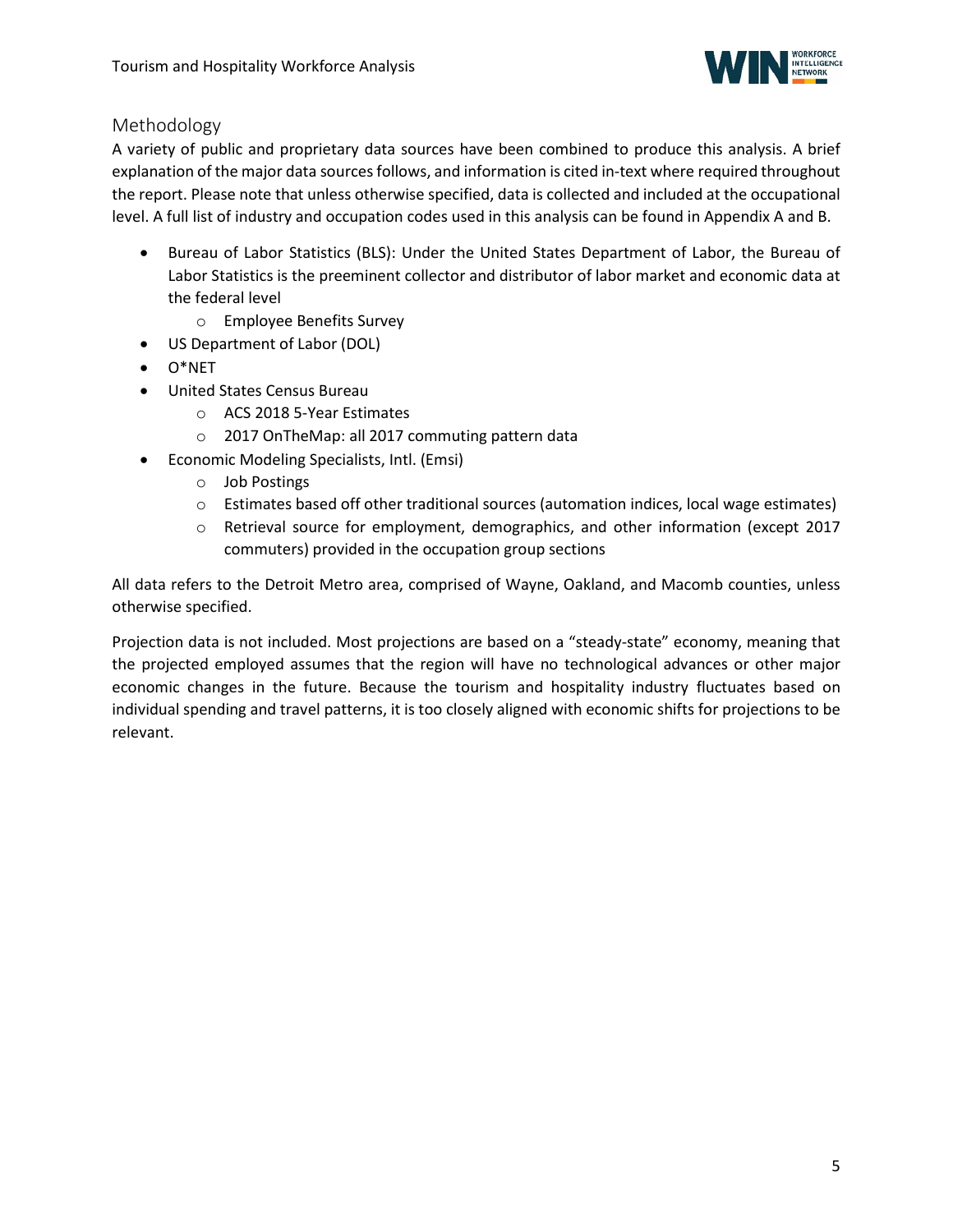## Methodology

A variety of public and proprietary data sources have been combined to produce this analysis. A brief explanation of the major data sources follows, and information is cited in-text where required throughout the report. Please note that unless otherwise specified, data is collected and included at the occupational level. A full list of industry and occupation codes used in this analysis can be found in Appendix A and B.

- Bureau of Labor Statistics (BLS): Under the United States Department of Labor, the Bureau of Labor Statistics is the preeminent collector and distributor of labor market and economic data at the federal level
  - Employee Benefits Survey
- US Department of Labor (DOL)
- O*NET
- United States Census Bureau
  - ACS 2018 5-Year Estimates
  - 2017 OnTheMap: all 2017 commuting pattern data
- Economic Modeling Specialists, Intl. (Emsi)
  - Job Postings
  - Estimates based off other traditional sources (automation indices, local wage estimates)
  - Retrieval source for employment, demographics, and other information (except 2017 commuters) provided in the occupation group sections

All data refers to the Detroit Metro area, comprised of Wayne, Oakland, and Macomb counties, unless otherwise specified.

Projection data is not included. Most projections are based on a "steady-state" economy, meaning that the projected employed assumes that the region will have no technological advances or other major economic changes in the future. Because the tourism and hospitality industry fluctuates based on individual spending and travel patterns, it is too closely aligned with economic shifts for projections to be relevant.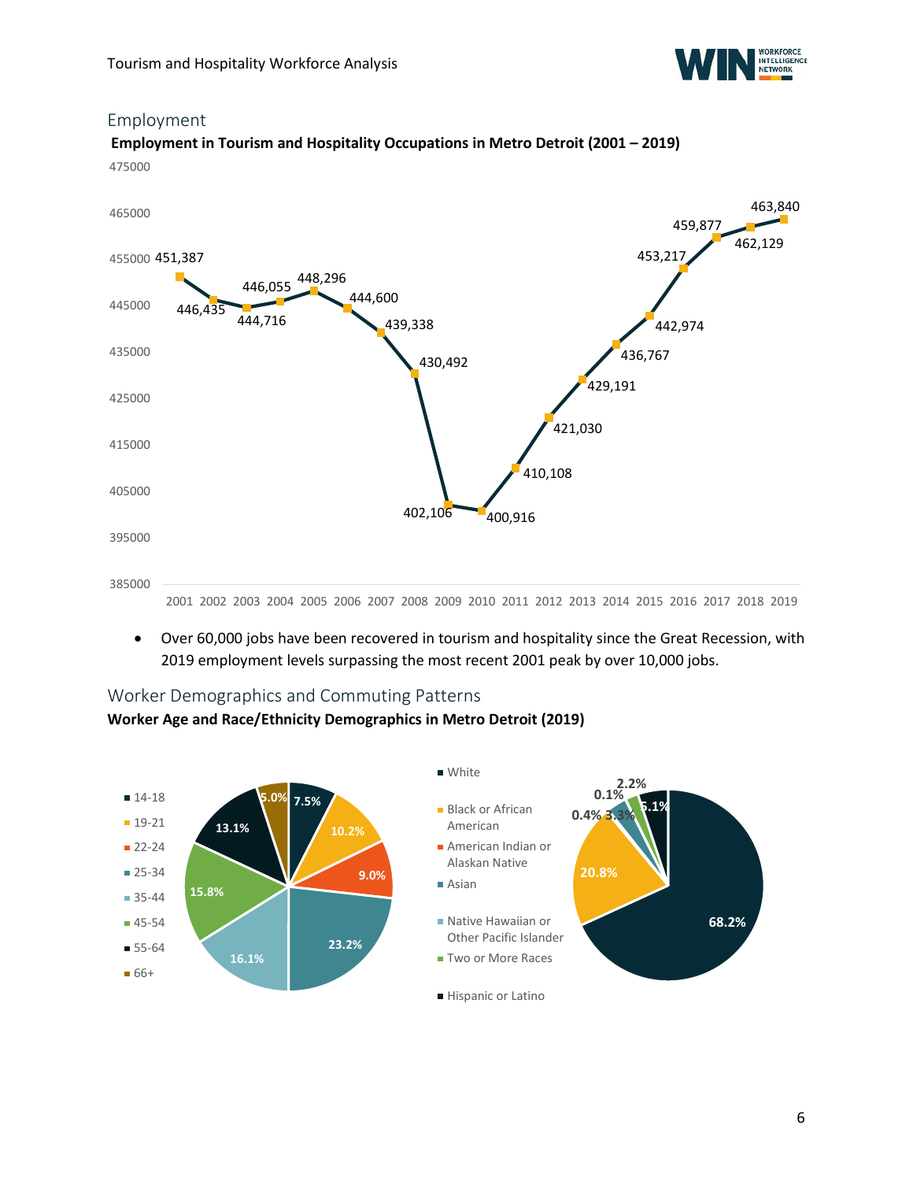## Employment

**Employment in Tourism and Hospitality Occupations in Metro Detroit (2001 – 2019)**

| Year | Employment |
|---|---|
| 2001 | 451,387 |
| 2002 | 446,435 |
| 2003 | 444,716 |
| 2004 | 446,055 |
| 2005 | 448,296 |
| 2006 | 444,600 |
| 2007 | 439,338 |
| 2008 | 430,492 |
| 2009 | 402,106 |
| 2010 | 400,916 |
| 2011 | 410,108 |
| 2012 | 421,030 |
| 2013 | 429,191 |
| 2014 | 436,767 |
| 2015 | 442,974 |
| 2016 | 453,217 |
| 2017 | 459,877 |
| 2018 | 462,129 |
| 2019 | 463,840 |

- Over 60,000 jobs have been recovered in tourism and hospitality since the Great Recession, with 2019 employment levels surpassing the most recent 2001 peak by over 10,000 jobs.

## Worker Demographics and Commuting Patterns

**Worker Age and Race/Ethnicity Demographics in Metro Detroit (2019)**

| Age | Share |
|---|---|
| 14-18 | 7.5% |
| 19-21 | 10.2% |
| 22-24 | 9.0% |
| 25-34 | 23.2% |
| 35-44 | 16.1% |
| 45-54 | 15.8% |
| 55-64 | 13.1% |
| 66+ | 5.0% |

| Race/Ethnicity | Share |
|---|---|
| White | 68.2% |
| Black or African American | 20.8% |
| American Indian or Alaskan Native | 0.4% |
| Asian | 3.3% |
| Native Hawaiian or Other Pacific Islander | 0.1% |
| Two or More Races | 2.2% |
| Hispanic or Latino | 5.1% |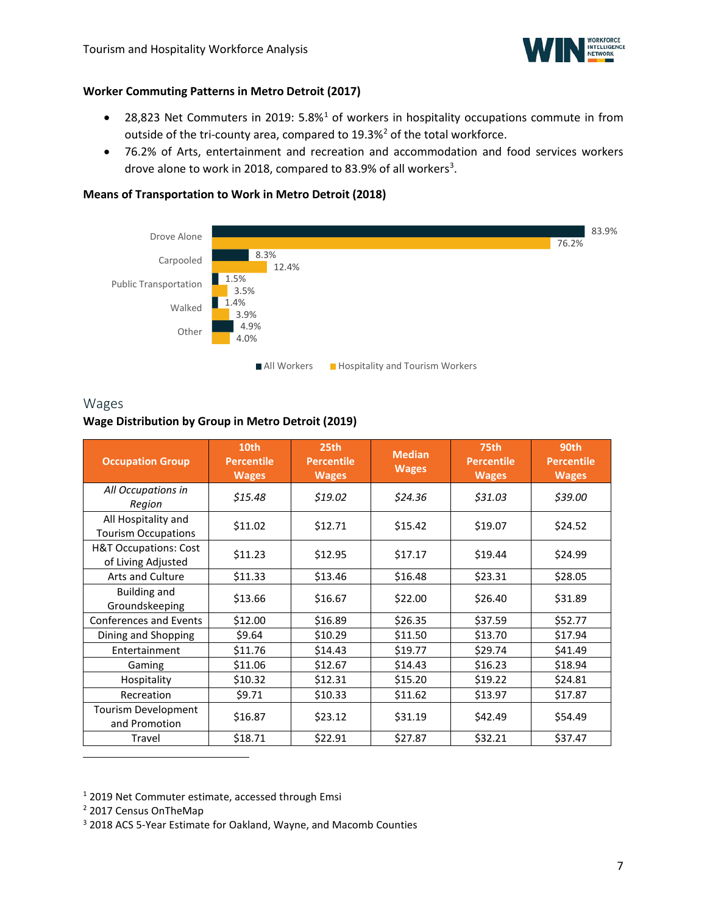**Worker Commuting Patterns in Metro Detroit (2017)**

- 28,823 Net Commuters in 2019: 5.8%[1] of workers in hospitality occupations commute in from outside of the tri-county area, compared to 19.3%[2] of the total workforce.
- 76.2% of Arts, entertainment and recreation and accommodation and food services workers drove alone to work in 2018, compared to 83.9% of all workers[3].

**Means of Transportation to Work in Metro Detroit (2018)**

| | All Workers | Hospitality and Tourism Workers |
|---|---|---|
| Drove Alone | 83.9% | 76.2% |
| Carpooled | 8.3% | 12.4% |
| Public Transportation | 1.5% | 3.5% |
| Walked | 1.4% | 3.9% |
| Other | 4.9% | 4.0% |

## Wages

**Wage Distribution by Group in Metro Detroit (2019)**

| Occupation Group | 10th Percentile Wages | 25th Percentile Wages | Median Wages | 75th Percentile Wages | 90th Percentile Wages |
|---|---|---|---|---|---|
| *All Occupations in Region* | *$15.48* | *$19.02* | *$24.36* | *$31.03* | *$39.00* |
| All Hospitality and Tourism Occupations | $11.02 | $12.71 | $15.42 | $19.07 | $24.52 |
| H&T Occupations: Cost of Living Adjusted | $11.23 | $12.95 | $17.17 | $19.44 | $24.99 |
| Arts and Culture | $11.33 | $13.46 | $16.48 | $23.31 | $28.05 |
| Building and Groundskeeping | $13.66 | $16.67 | $22.00 | $26.40 | $31.89 |
| Conferences and Events | $12.00 | $16.89 | $26.35 | $37.59 | $52.77 |
| Dining and Shopping | $9.64 | $10.29 | $11.50 | $13.70 | $17.94 |
| Entertainment | $11.76 | $14.43 | $19.77 | $29.74 | $41.49 |
| Gaming | $11.06 | $12.67 | $14.43 | $16.23 | $18.94 |
| Hospitality | $10.32 | $12.31 | $15.20 | $19.22 | $24.81 |
| Recreation | $9.71 | $10.33 | $11.62 | $13.97 | $17.87 |
| Tourism Development and Promotion | $16.87 | $23.12 | $31.19 | $42.49 | $54.49 |
| Travel | $18.71 | $22.91 | $27.87 | $32.21 | $37.47 |

---

[1] 2019 Net Commuter estimate, accessed through Emsi

[2] 2017 Census OnTheMap

[3] 2018 ACS 5-Year Estimate for Oakland, Wayne, and Macomb Counties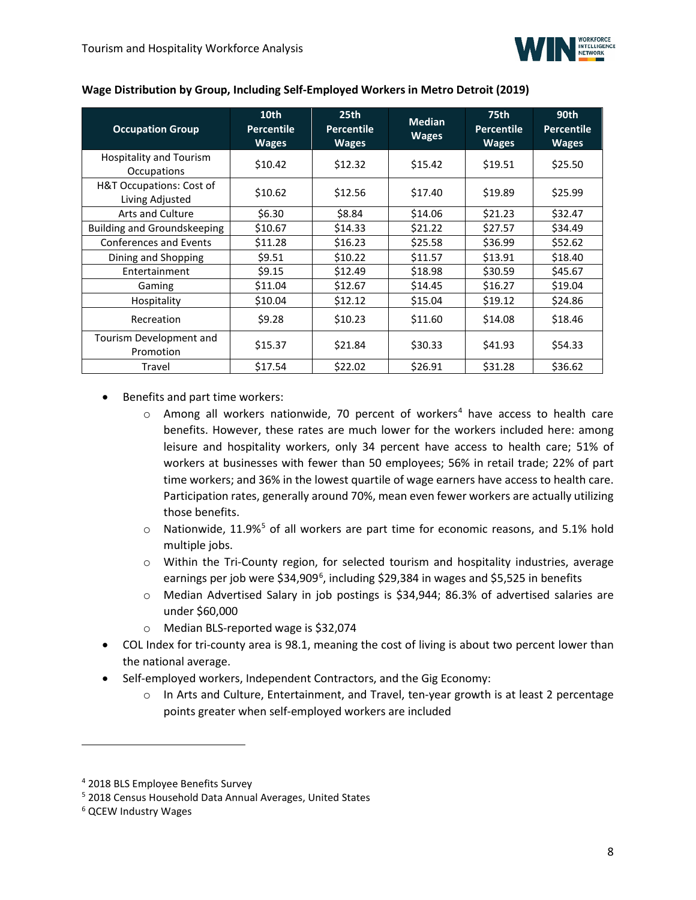**Wage Distribution by Group, Including Self-Employed Workers in Metro Detroit (2019)**

| Occupation Group | 10th Percentile Wages | 25th Percentile Wages | Median Wages | 75th Percentile Wages | 90th Percentile Wages |
|---|---|---|---|---|---|
| Hospitality and Tourism Occupations | $10.42 | $12.32 | $15.42 | $19.51 | $25.50 |
| H&T Occupations: Cost of Living Adjusted | $10.62 | $12.56 | $17.40 | $19.89 | $25.99 |
| Arts and Culture | $6.30 | $8.84 | $14.06 | $21.23 | $32.47 |
| Building and Groundskeeping | $10.67 | $14.33 | $21.22 | $27.57 | $34.49 |
| Conferences and Events | $11.28 | $16.23 | $25.58 | $36.99 | $52.62 |
| Dining and Shopping | $9.51 | $10.22 | $11.57 | $13.91 | $18.40 |
| Entertainment | $9.15 | $12.49 | $18.98 | $30.59 | $45.67 |
| Gaming | $11.04 | $12.67 | $14.45 | $16.27 | $19.04 |
| Hospitality | $10.04 | $12.12 | $15.04 | $19.12 | $24.86 |
| Recreation | $9.28 | $10.23 | $11.60 | $14.08 | $18.46 |
| Tourism Development and Promotion | $15.37 | $21.84 | $30.33 | $41.93 | $54.33 |
| Travel | $17.54 | $22.02 | $26.91 | $31.28 | $36.62 |

- Benefits and part time workers:
  - Among all workers nationwide, 70 percent of workers[4] have access to health care benefits. However, these rates are much lower for the workers included here: among leisure and hospitality workers, only 34 percent have access to health care; 51% of workers at businesses with fewer than 50 employees; 56% in retail trade; 22% of part time workers; and 36% in the lowest quartile of wage earners have access to health care. Participation rates, generally around 70%, mean even fewer workers are actually utilizing those benefits.
  - Nationwide, 11.9%[5] of all workers are part time for economic reasons, and 5.1% hold multiple jobs.
  - Within the Tri-County region, for selected tourism and hospitality industries, average earnings per job were $34,909[6], including $29,384 in wages and $5,525 in benefits
  - Median Advertised Salary in job postings is $34,944; 86.3% of advertised salaries are under $60,000
  - Median BLS-reported wage is $32,074
- COL Index for tri-county area is 98.1, meaning the cost of living is about two percent lower than the national average.
- Self-employed workers, Independent Contractors, and the Gig Economy:
  - In Arts and Culture, Entertainment, and Travel, ten-year growth is at least 2 percentage points greater when self-employed workers are included

---

[4] 2018 BLS Employee Benefits Survey

[5] 2018 Census Household Data Annual Averages, United States

[6] QCEW Industry Wages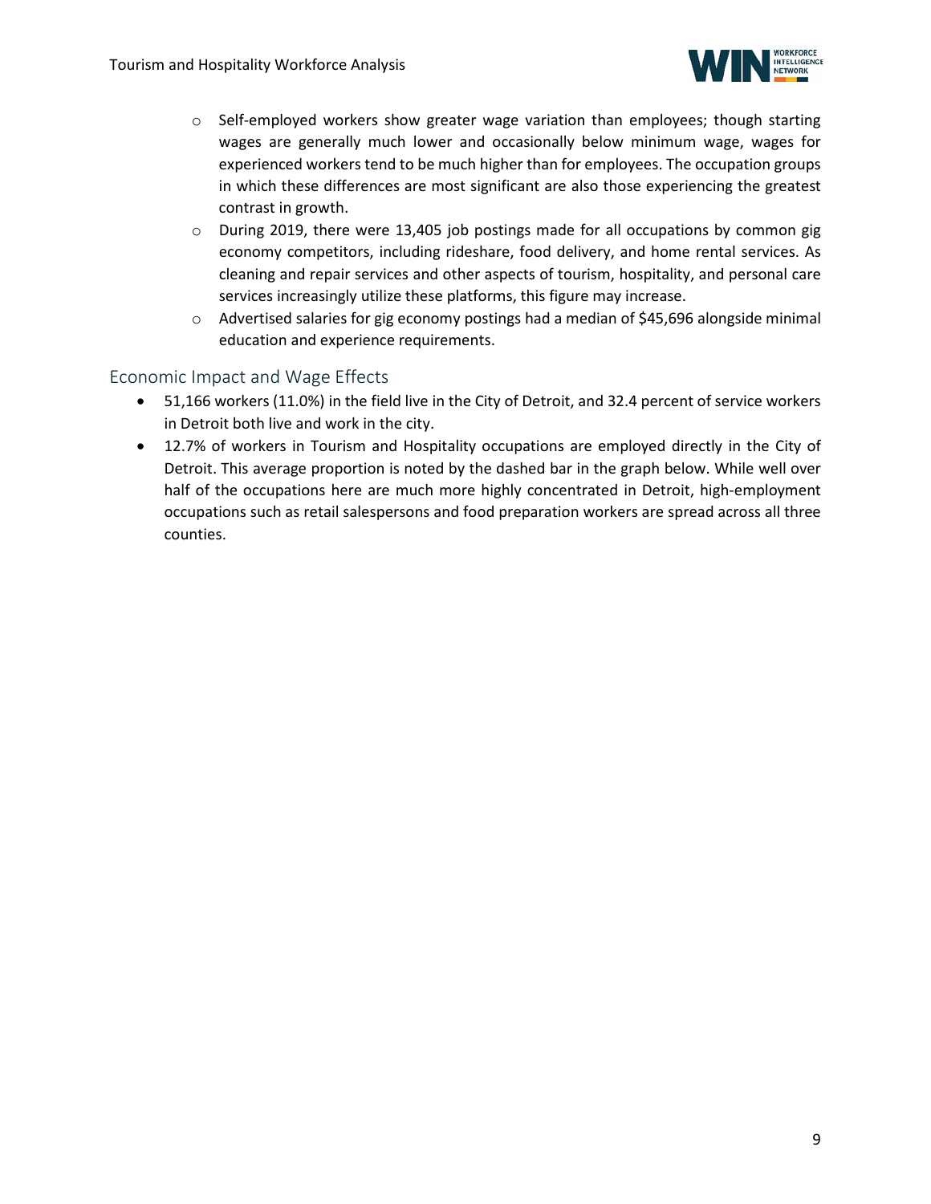- Self-employed workers show greater wage variation than employees; though starting wages are generally much lower and occasionally below minimum wage, wages for experienced workers tend to be much higher than for employees. The occupation groups in which these differences are most significant are also those experiencing the greatest contrast in growth.
  - During 2019, there were 13,405 job postings made for all occupations by common gig economy competitors, including rideshare, food delivery, and home rental services. As cleaning and repair services and other aspects of tourism, hospitality, and personal care services increasingly utilize these platforms, this figure may increase.
  - Advertised salaries for gig economy postings had a median of $45,696 alongside minimal education and experience requirements.

## Economic Impact and Wage Effects

- 51,166 workers (11.0%) in the field live in the City of Detroit, and 32.4 percent of service workers in Detroit both live and work in the city.
- 12.7% of workers in Tourism and Hospitality occupations are employed directly in the City of Detroit. This average proportion is noted by the dashed bar in the graph below. While well over half of the occupations here are much more highly concentrated in Detroit, high-employment occupations such as retail salespersons and food preparation workers are spread across all three counties.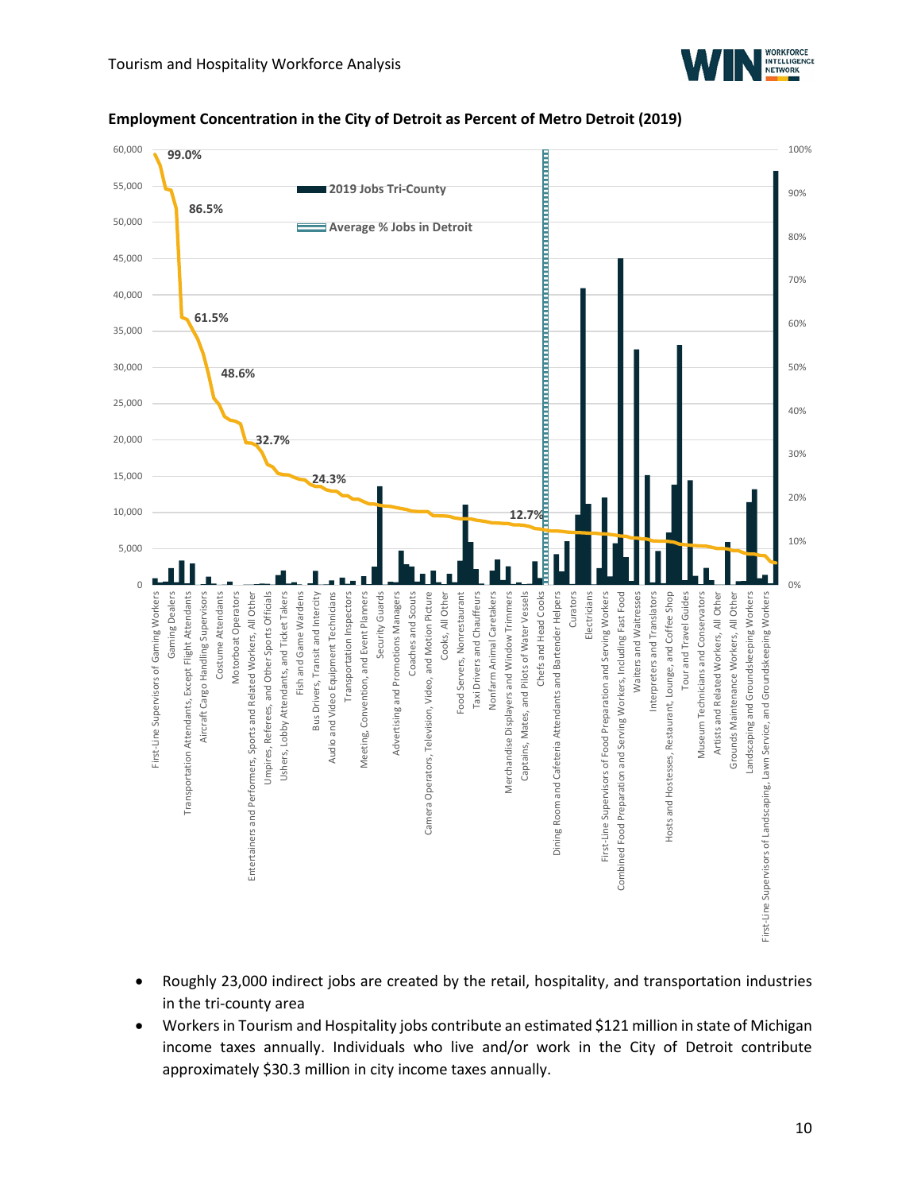**Employment Concentration in the City of Detroit as Percent of Metro Detroit (2019)**

- Roughly 23,000 indirect jobs are created by the retail, hospitality, and transportation industries in the tri-county area
- Workers in Tourism and Hospitality jobs contribute an estimated $121 million in state of Michigan income taxes annually. Individuals who live and/or work in the City of Detroit contribute approximately $30.3 million in city income taxes annually.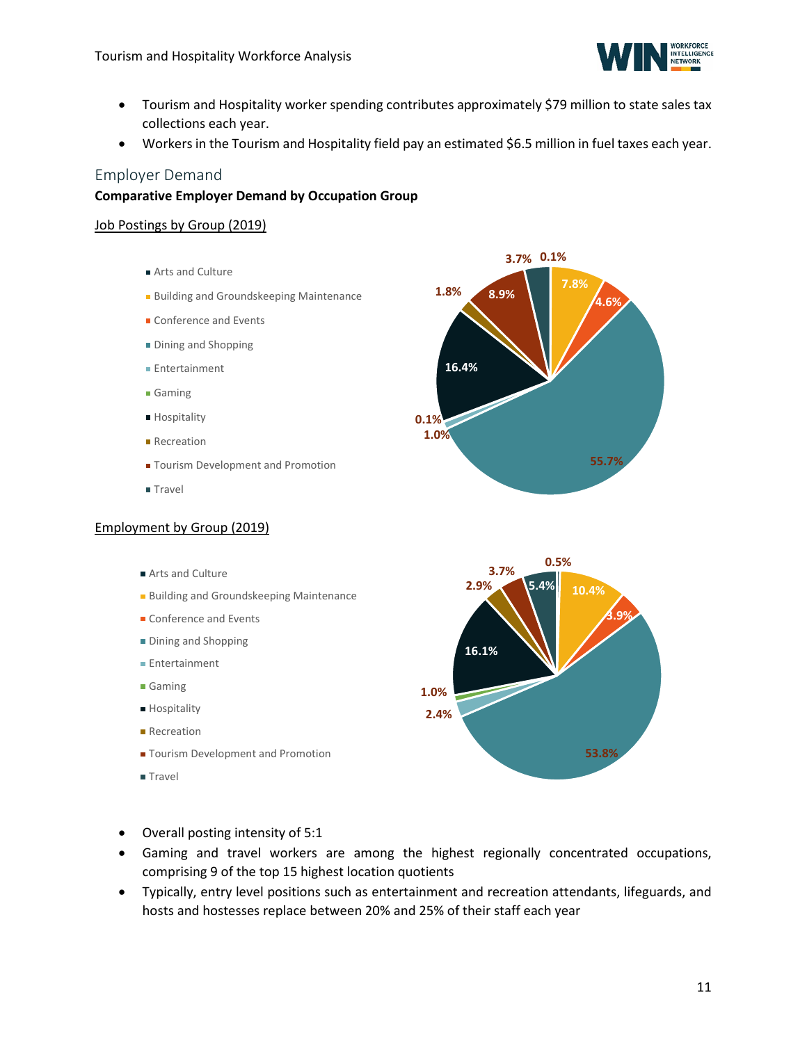- Tourism and Hospitality worker spending contributes approximately $79 million to state sales tax collections each year.
- Workers in the Tourism and Hospitality field pay an estimated $6.5 million in fuel taxes each year.

## Employer Demand

**Comparative Employer Demand by Occupation Group**

Job Postings by Group (2019)

- Arts and Culture
- Building and Groundskeeping Maintenance
- Conference and Events
- Dining and Shopping
- Entertainment
- Gaming
- Hospitality
- Recreation
- Tourism Development and Promotion
- Travel

3.7% 0.1% 7.8% 4.6% 1.8% 8.9% 16.4% 0.1% 1.0% 55.7%

Employment by Group (2019)

- Arts and Culture
- Building and Groundskeeping Maintenance
- Conference and Events
- Dining and Shopping
- Entertainment
- Gaming
- Hospitality
- Recreation
- Tourism Development and Promotion
- Travel

0.5% 3.7% 2.9% 5.4% 10.4% 3.9% 16.1% 1.0% 2.4% 53.8%

- Overall posting intensity of 5:1
- Gaming and travel workers are among the highest regionally concentrated occupations, comprising 9 of the top 15 highest location quotients
- Typically, entry level positions such as entertainment and recreation attendants, lifeguards, and hosts and hostesses replace between 20% and 25% of their staff each year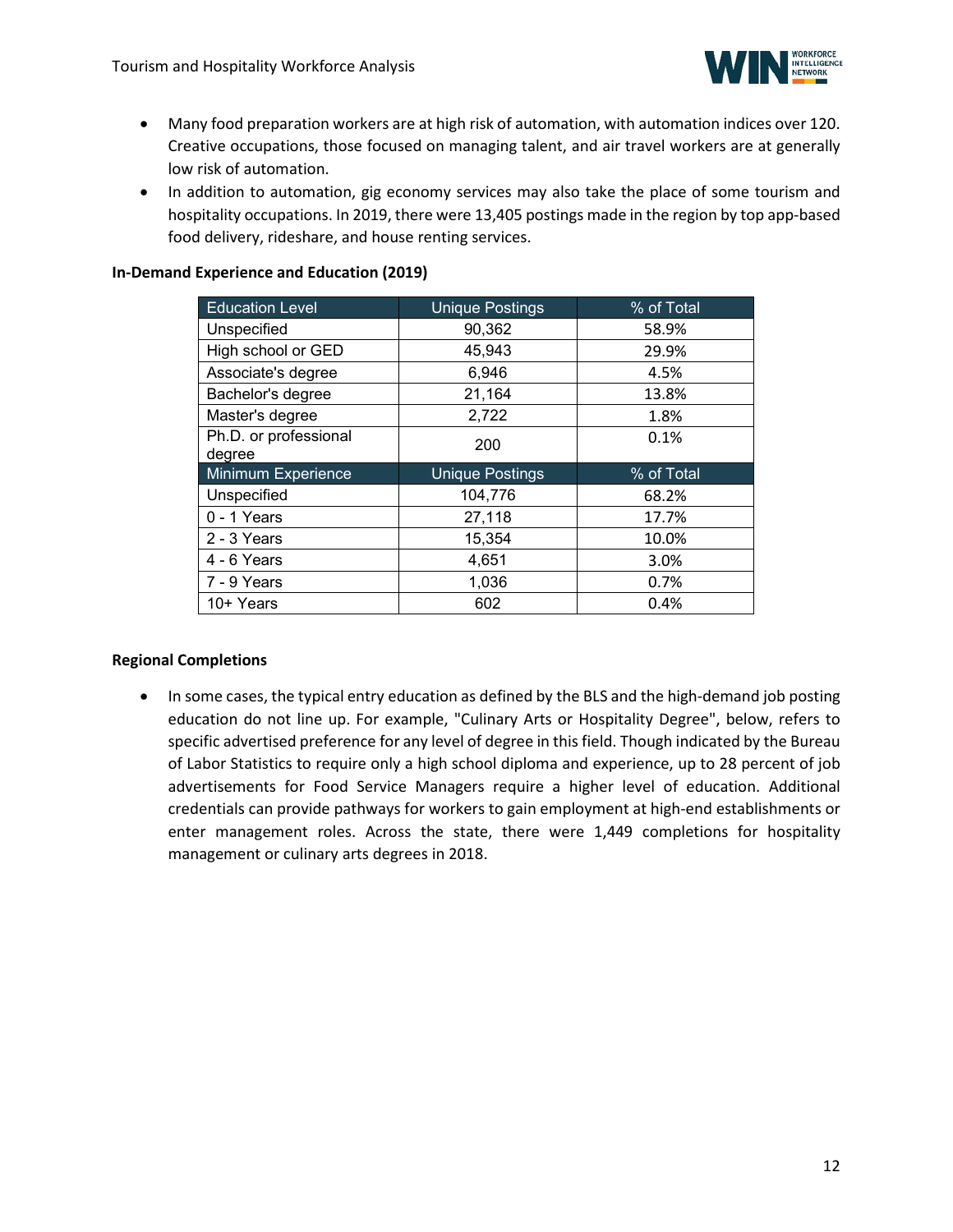- Many food preparation workers are at high risk of automation, with automation indices over 120. Creative occupations, those focused on managing talent, and air travel workers are at generally low risk of automation.
- In addition to automation, gig economy services may also take the place of some tourism and hospitality occupations. In 2019, there were 13,405 postings made in the region by top app-based food delivery, rideshare, and house renting services.

**In-Demand Experience and Education (2019)**

| Education Level | Unique Postings | % of Total |
|---|---|---|
| Unspecified | 90,362 | 58.9% |
| High school or GED | 45,943 | 29.9% |
| Associate's degree | 6,946 | 4.5% |
| Bachelor's degree | 21,164 | 13.8% |
| Master's degree | 2,722 | 1.8% |
| Ph.D. or professional degree | 200 | 0.1% |
| **Minimum Experience** | **Unique Postings** | **% of Total** |
| Unspecified | 104,776 | 68.2% |
| 0 - 1 Years | 27,118 | 17.7% |
| 2 - 3 Years | 15,354 | 10.0% |
| 4 - 6 Years | 4,651 | 3.0% |
| 7 - 9 Years | 1,036 | 0.7% |
| 10+ Years | 602 | 0.4% |

**Regional Completions**

- In some cases, the typical entry education as defined by the BLS and the high-demand job posting education do not line up. For example, "Culinary Arts or Hospitality Degree", below, refers to specific advertised preference for any level of degree in this field. Though indicated by the Bureau of Labor Statistics to require only a high school diploma and experience, up to 28 percent of job advertisements for Food Service Managers require a higher level of education. Additional credentials can provide pathways for workers to gain employment at high-end establishments or enter management roles. Across the state, there were 1,449 completions for hospitality management or culinary arts degrees in 2018.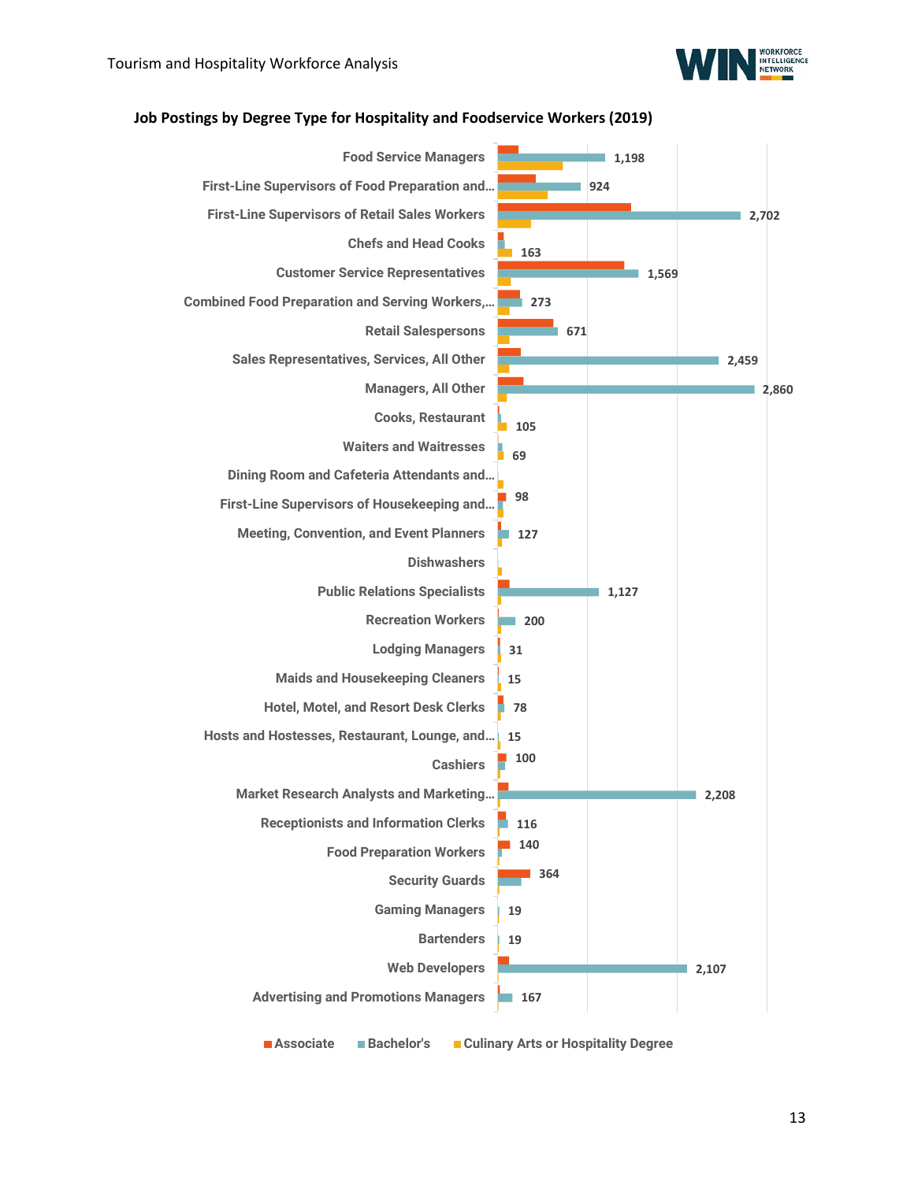**Job Postings by Degree Type for Hospitality and Foodservice Workers (2019)**

| Occupation | Labeled Value |
|---|---|
| Food Service Managers | 1,198 |
| First-Line Supervisors of Food Preparation and… | 924 |
| First-Line Supervisors of Retail Sales Workers | 2,702 |
| Chefs and Head Cooks | 163 |
| Customer Service Representatives | 1,569 |
| Combined Food Preparation and Serving Workers,… | 273 |
| Retail Salespersons | 671 |
| Sales Representatives, Services, All Other | 2,459 |
| Managers, All Other | 2,860 |
| Cooks, Restaurant | 105 |
| Waiters and Waitresses | 69 |
| Dining Room and Cafeteria Attendants and… | |
| First-Line Supervisors of Housekeeping and… | 98 |
| Meeting, Convention, and Event Planners | 127 |
| Dishwashers | |
| Public Relations Specialists | 1,127 |
| Recreation Workers | 200 |
| Lodging Managers | 31 |
| Maids and Housekeeping Cleaners | 15 |
| Hotel, Motel, and Resort Desk Clerks | 78 |
| Hosts and Hostesses, Restaurant, Lounge, and… | 15 |
| Cashiers | 100 |
| Market Research Analysts and Marketing… | 2,208 |
| Receptionists and Information Clerks | 116 |
| Food Preparation Workers | 140 |
| Security Guards | 364 |
| Gaming Managers | 19 |
| Bartenders | 19 |
| Web Developers | 2,107 |
| Advertising and Promotions Managers | 167 |

Legend: Associate, Bachelor's, Culinary Arts or Hospitality Degree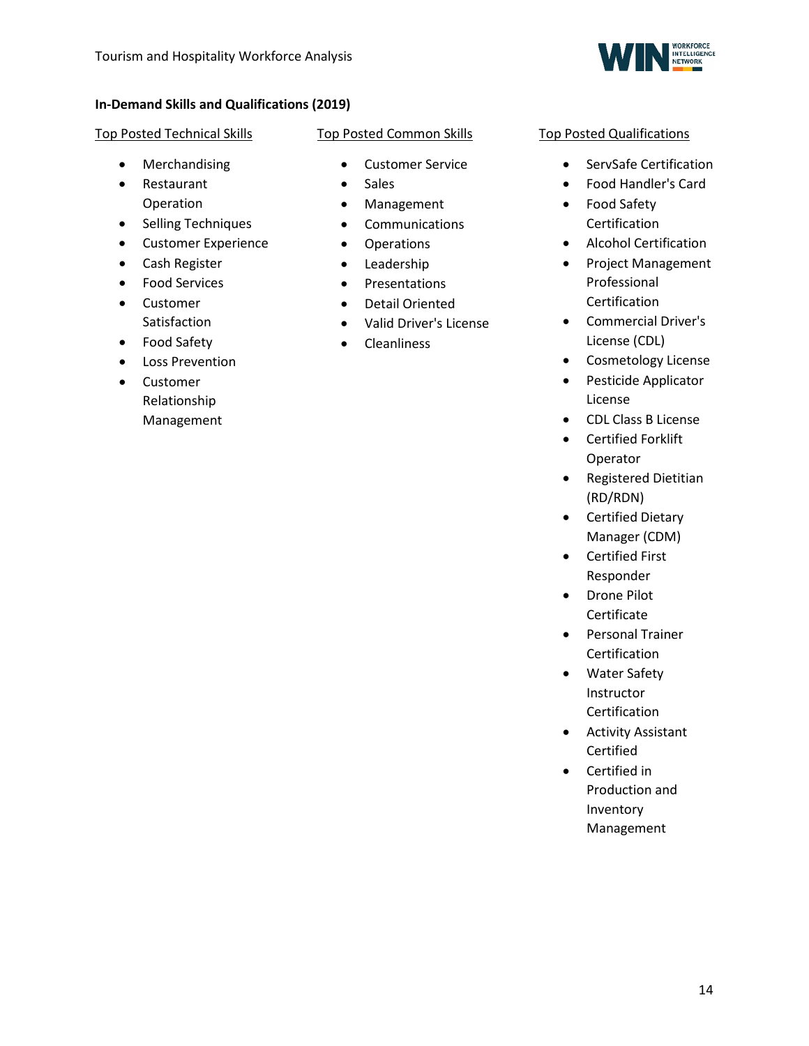**In-Demand Skills and Qualifications (2019)**

Top Posted Technical Skills

- Merchandising
- Restaurant Operation
- Selling Techniques
- Customer Experience
- Cash Register
- Food Services
- Customer Satisfaction
- Food Safety
- Loss Prevention
- Customer Relationship Management

Top Posted Common Skills

- Customer Service
- Sales
- Management
- Communications
- Operations
- Leadership
- Presentations
- Detail Oriented
- Valid Driver's License
- Cleanliness

Top Posted Qualifications

- ServSafe Certification
- Food Handler's Card
- Food Safety Certification
- Alcohol Certification
- Project Management Professional Certification
- Commercial Driver's License (CDL)
- Cosmetology License
- Pesticide Applicator License
- CDL Class B License
- Certified Forklift Operator
- Registered Dietitian (RD/RDN)
- Certified Dietary Manager (CDM)
- Certified First Responder
- Drone Pilot Certificate
- Personal Trainer Certification
- Water Safety Instructor Certification
- Activity Assistant Certified
- Certified in Production and Inventory Management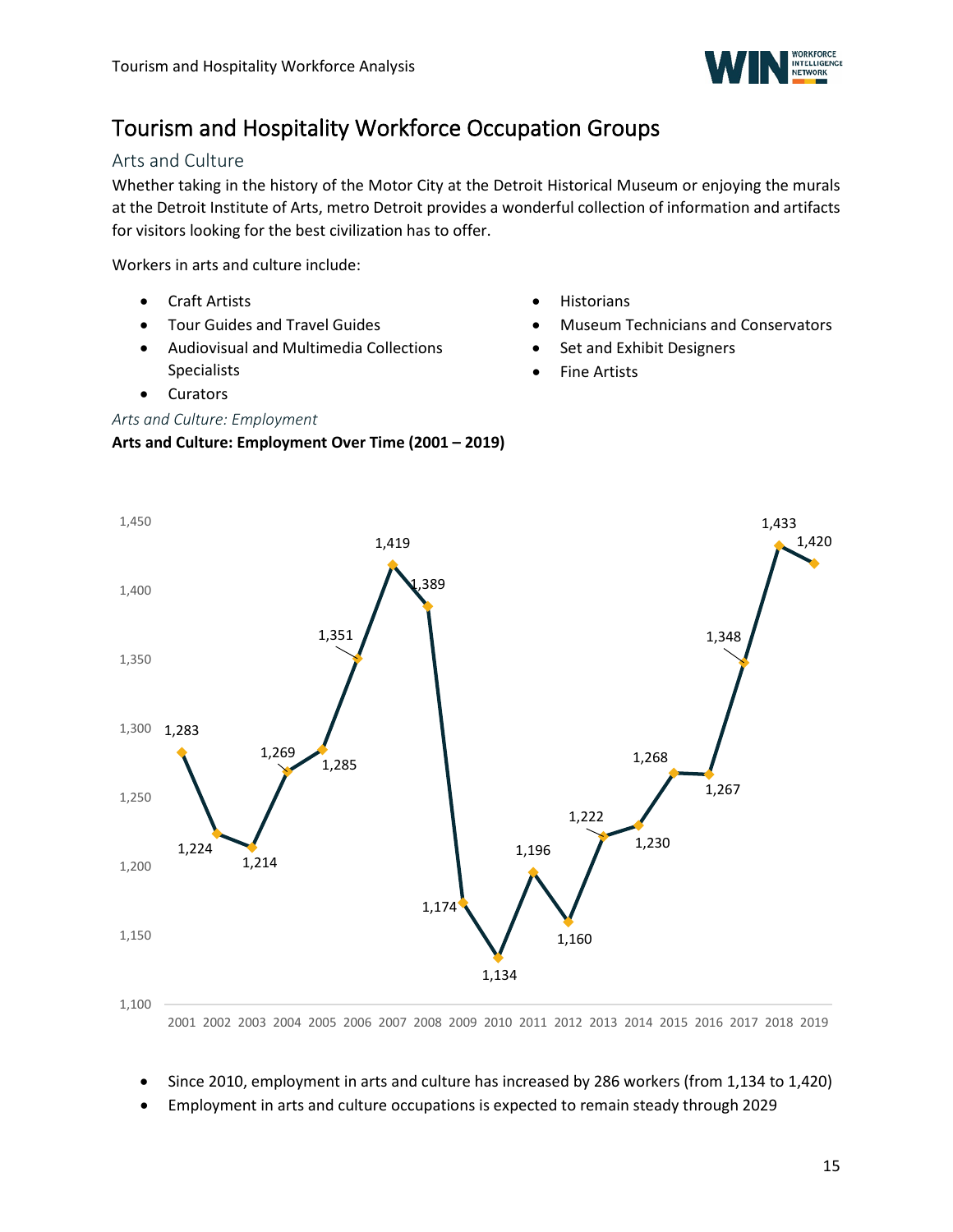# Tourism and Hospitality Workforce Occupation Groups

## Arts and Culture

Whether taking in the history of the Motor City at the Detroit Historical Museum or enjoying the murals at the Detroit Institute of Arts, metro Detroit provides a wonderful collection of information and artifacts for visitors looking for the best civilization has to offer.

Workers in arts and culture include:

- Craft Artists
- Tour Guides and Travel Guides
- Audiovisual and Multimedia Collections Specialists
- Curators
- Historians
- Museum Technicians and Conservators
- Set and Exhibit Designers
- Fine Artists

*Arts and Culture: Employment*

**Arts and Culture: Employment Over Time (2001 – 2019)**

| Year | Employment |
|---|---|
| 2001 | 1,283 |
| 2002 | 1,224 |
| 2003 | 1,214 |
| 2004 | 1,269 |
| 2005 | 1,285 |
| 2006 | 1,351 |
| 2007 | 1,419 |
| 2008 | 1,389 |
| 2009 | 1,174 |
| 2010 | 1,134 |
| 2011 | 1,196 |
| 2012 | 1,160 |
| 2013 | 1,222 |
| 2014 | 1,230 |
| 2015 | 1,268 |
| 2016 | 1,267 |
| 2017 | 1,348 |
| 2018 | 1,433 |
| 2019 | 1,420 |

- Since 2010, employment in arts and culture has increased by 286 workers (from 1,134 to 1,420)
- Employment in arts and culture occupations is expected to remain steady through 2029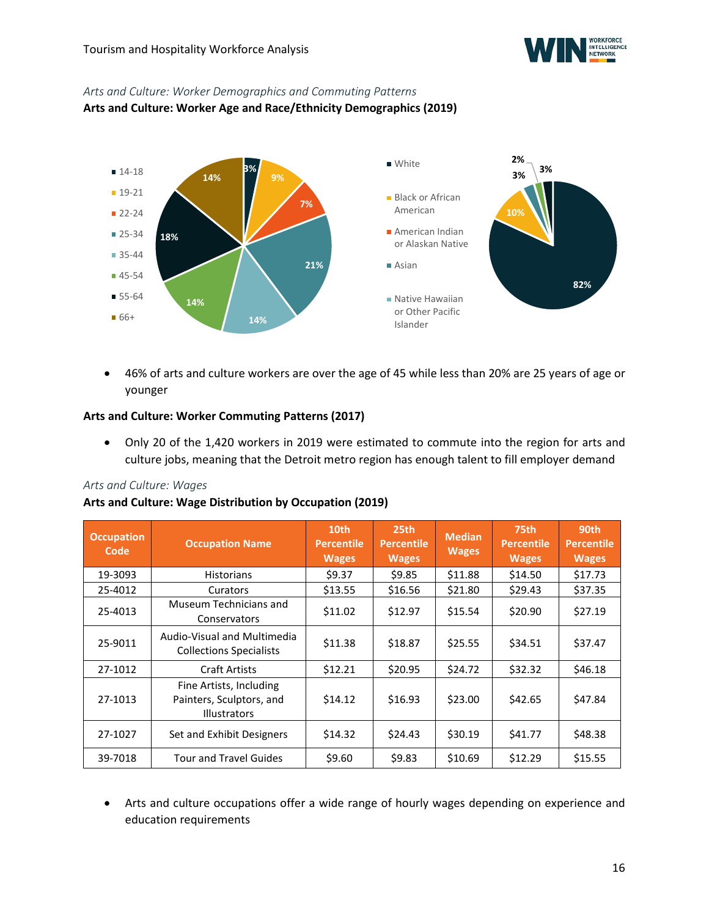*Arts and Culture: Worker Demographics and Commuting Patterns*

**Arts and Culture: Worker Age and Race/Ethnicity Demographics (2019)**

- 46% of arts and culture workers are over the age of 45 while less than 20% are 25 years of age or younger

**Arts and Culture: Worker Commuting Patterns (2017)**

- Only 20 of the 1,420 workers in 2019 were estimated to commute into the region for arts and culture jobs, meaning that the Detroit metro region has enough talent to fill employer demand

*Arts and Culture: Wages*

**Arts and Culture: Wage Distribution by Occupation (2019)**

| Occupation Code | Occupation Name | 10th Percentile Wages | 25th Percentile Wages | Median Wages | 75th Percentile Wages | 90th Percentile Wages |
|---|---|---|---|---|---|---|
| 19-3093 | Historians | $9.37 | $9.85 | $11.88 | $14.50 | $17.73 |
| 25-4012 | Curators | $13.55 | $16.56 | $21.80 | $29.43 | $37.35 |
| 25-4013 | Museum Technicians and Conservators | $11.02 | $12.97 | $15.54 | $20.90 | $27.19 |
| 25-9011 | Audio-Visual and Multimedia Collections Specialists | $11.38 | $18.87 | $25.55 | $34.51 | $37.47 |
| 27-1012 | Craft Artists | $12.21 | $20.95 | $24.72 | $32.32 | $46.18 |
| 27-1013 | Fine Artists, Including Painters, Sculptors, and Illustrators | $14.12 | $16.93 | $23.00 | $42.65 | $47.84 |
| 27-1027 | Set and Exhibit Designers | $14.32 | $24.43 | $30.19 | $41.77 | $48.38 |
| 39-7018 | Tour and Travel Guides | $9.60 | $9.83 | $10.69 | $12.29 | $15.55 |

- Arts and culture occupations offer a wide range of hourly wages depending on experience and education requirements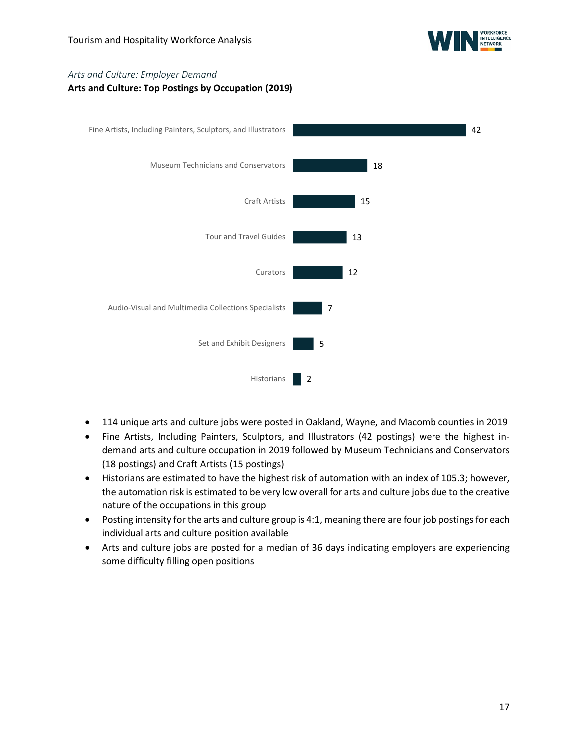*Arts and Culture: Employer Demand*

**Arts and Culture: Top Postings by Occupation (2019)**

| Occupation | Postings |
|---|---|
| Fine Artists, Including Painters, Sculptors, and Illustrators | 42 |
| Museum Technicians and Conservators | 18 |
| Craft Artists | 15 |
| Tour and Travel Guides | 13 |
| Curators | 12 |
| Audio-Visual and Multimedia Collections Specialists | 7 |
| Set and Exhibit Designers | 5 |
| Historians | 2 |

- 114 unique arts and culture jobs were posted in Oakland, Wayne, and Macomb counties in 2019
- Fine Artists, Including Painters, Sculptors, and Illustrators (42 postings) were the highest in-demand arts and culture occupation in 2019 followed by Museum Technicians and Conservators (18 postings) and Craft Artists (15 postings)
- Historians are estimated to have the highest risk of automation with an index of 105.3; however, the automation risk is estimated to be very low overall for arts and culture jobs due to the creative nature of the occupations in this group
- Posting intensity for the arts and culture group is 4:1, meaning there are four job postings for each individual arts and culture position available
- Arts and culture jobs are posted for a median of 36 days indicating employers are experiencing some difficulty filling open positions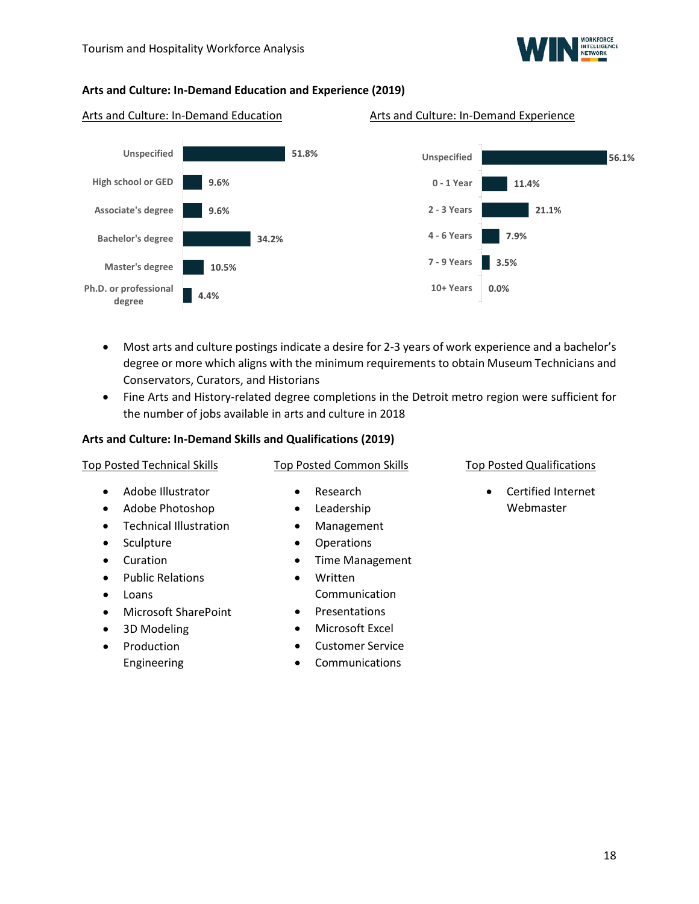**Arts and Culture: In-Demand Education and Experience (2019)**

Arts and Culture: In-Demand Education

| Education | Percent |
| --- | --- |
| Unspecified | 51.8% |
| High school or GED | 9.6% |
| Associate's degree | 9.6% |
| Bachelor's degree | 34.2% |
| Master's degree | 10.5% |
| Ph.D. or professional degree | 4.4% |

Arts and Culture: In-Demand Experience

| Experience | Percent |
| --- | --- |
| Unspecified | 56.1% |
| 0 - 1 Year | 11.4% |
| 2 - 3 Years | 21.1% |
| 4 - 6 Years | 7.9% |
| 7 - 9 Years | 3.5% |
| 10+ Years | 0.0% |

- Most arts and culture postings indicate a desire for 2-3 years of work experience and a bachelor's degree or more which aligns with the minimum requirements to obtain Museum Technicians and Conservators, Curators, and Historians
- Fine Arts and History-related degree completions in the Detroit metro region were sufficient for the number of jobs available in arts and culture in 2018

**Arts and Culture: In-Demand Skills and Qualifications (2019)**

Top Posted Technical Skills

- Adobe Illustrator
- Adobe Photoshop
- Technical Illustration
- Sculpture
- Curation
- Public Relations
- Loans
- Microsoft SharePoint
- 3D Modeling
- Production Engineering

Top Posted Common Skills

- Research
- Leadership
- Management
- Operations
- Time Management
- Written Communication
- Presentations
- Microsoft Excel
- Customer Service
- Communications

Top Posted Qualifications

- Certified Internet Webmaster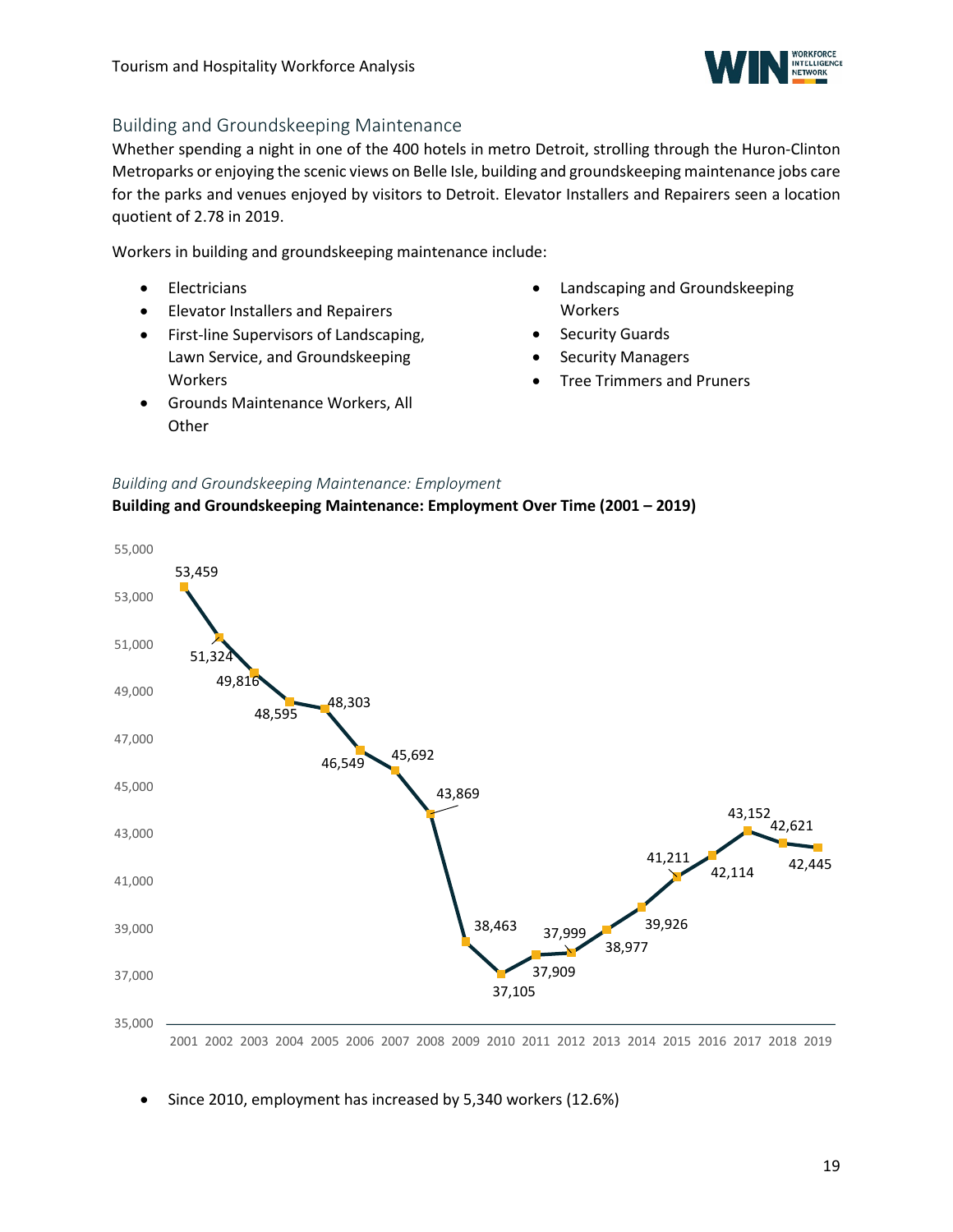## Building and Groundskeeping Maintenance

Whether spending a night in one of the 400 hotels in metro Detroit, strolling through the Huron-Clinton Metroparks or enjoying the scenic views on Belle Isle, building and groundskeeping maintenance jobs care for the parks and venues enjoyed by visitors to Detroit. Elevator Installers and Repairers seen a location quotient of 2.78 in 2019.

Workers in building and groundskeeping maintenance include:

- Electricians
- Elevator Installers and Repairers
- First-line Supervisors of Landscaping, Lawn Service, and Groundskeeping Workers
- Grounds Maintenance Workers, All Other
- Landscaping and Groundskeeping Workers
- Security Guards
- Security Managers
- Tree Trimmers and Pruners

*Building and Groundskeeping Maintenance: Employment*

**Building and Groundskeeping Maintenance: Employment Over Time (2001 – 2019)**

| Year | Employment |
|---|---|
| 2001 | 53,459 |
| 2002 | 51,324 |
| 2003 | 49,816 |
| 2004 | 48,595 |
| 2005 | 48,303 |
| 2006 | 46,549 |
| 2007 | 45,692 |
| 2008 | 43,869 |
| 2009 | 38,463 |
| 2010 | 37,105 |
| 2011 | 37,909 |
| 2012 | 37,999 |
| 2013 | 38,977 |
| 2014 | 39,926 |
| 2015 | 41,211 |
| 2016 | 42,114 |
| 2017 | 43,152 |
| 2018 | 42,621 |
| 2019 | 42,445 |

- Since 2010, employment has increased by 5,340 workers (12.6%)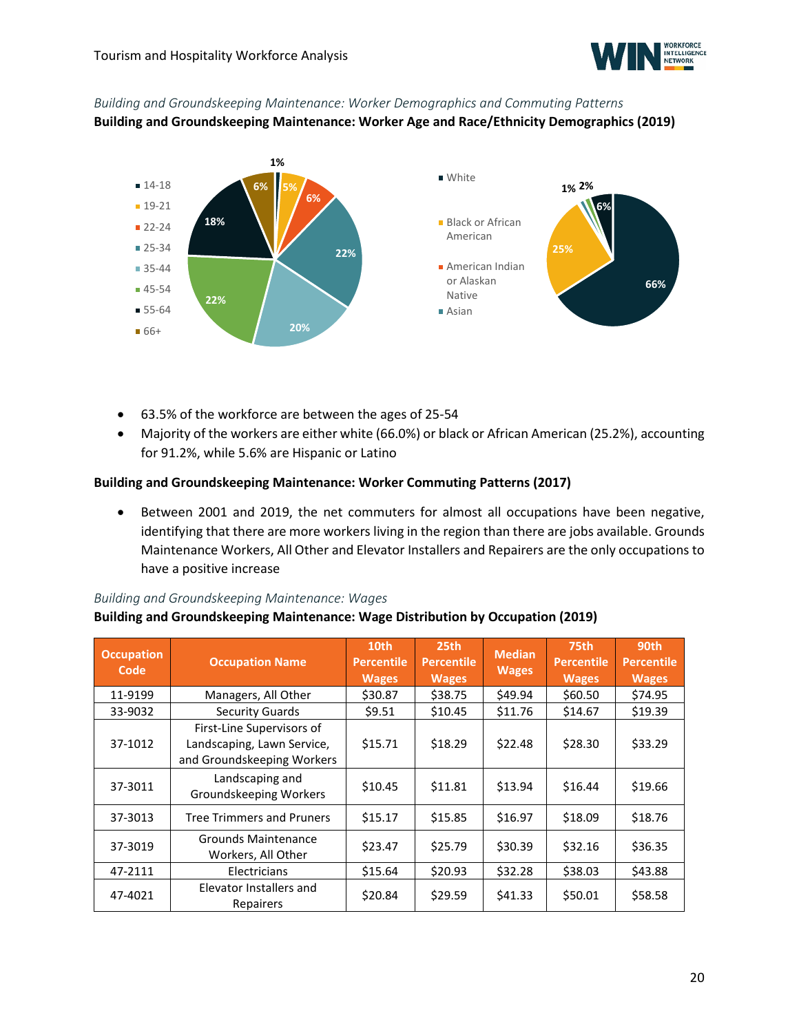*Building and Groundskeeping Maintenance: Worker Demographics and Commuting Patterns*

**Building and Groundskeeping Maintenance: Worker Age and Race/Ethnicity Demographics (2019)**

- 63.5% of the workforce are between the ages of 25-54
- Majority of the workers are either white (66.0%) or black or African American (25.2%), accounting for 91.2%, while 5.6% are Hispanic or Latino

**Building and Groundskeeping Maintenance: Worker Commuting Patterns (2017)**

- Between 2001 and 2019, the net commuters for almost all occupations have been negative, identifying that there are more workers living in the region than there are jobs available. Grounds Maintenance Workers, All Other and Elevator Installers and Repairers are the only occupations to have a positive increase

*Building and Groundskeeping Maintenance: Wages*

**Building and Groundskeeping Maintenance: Wage Distribution by Occupation (2019)**

| Occupation Code | Occupation Name | 10th Percentile Wages | 25th Percentile Wages | Median Wages | 75th Percentile Wages | 90th Percentile Wages |
|---|---|---|---|---|---|---|
| 11-9199 | Managers, All Other | $30.87 | $38.75 | $49.94 | $60.50 | $74.95 |
| 33-9032 | Security Guards | $9.51 | $10.45 | $11.76 | $14.67 | $19.39 |
| 37-1012 | First-Line Supervisors of Landscaping, Lawn Service, and Groundskeeping Workers | $15.71 | $18.29 | $22.48 | $28.30 | $33.29 |
| 37-3011 | Landscaping and Groundskeeping Workers | $10.45 | $11.81 | $13.94 | $16.44 | $19.66 |
| 37-3013 | Tree Trimmers and Pruners | $15.17 | $15.85 | $16.97 | $18.09 | $18.76 |
| 37-3019 | Grounds Maintenance Workers, All Other | $23.47 | $25.79 | $30.39 | $32.16 | $36.35 |
| 47-2111 | Electricians | $15.64 | $20.93 | $32.28 | $38.03 | $43.88 |
| 47-4021 | Elevator Installers and Repairers | $20.84 | $29.59 | $41.33 | $50.01 | $58.58 |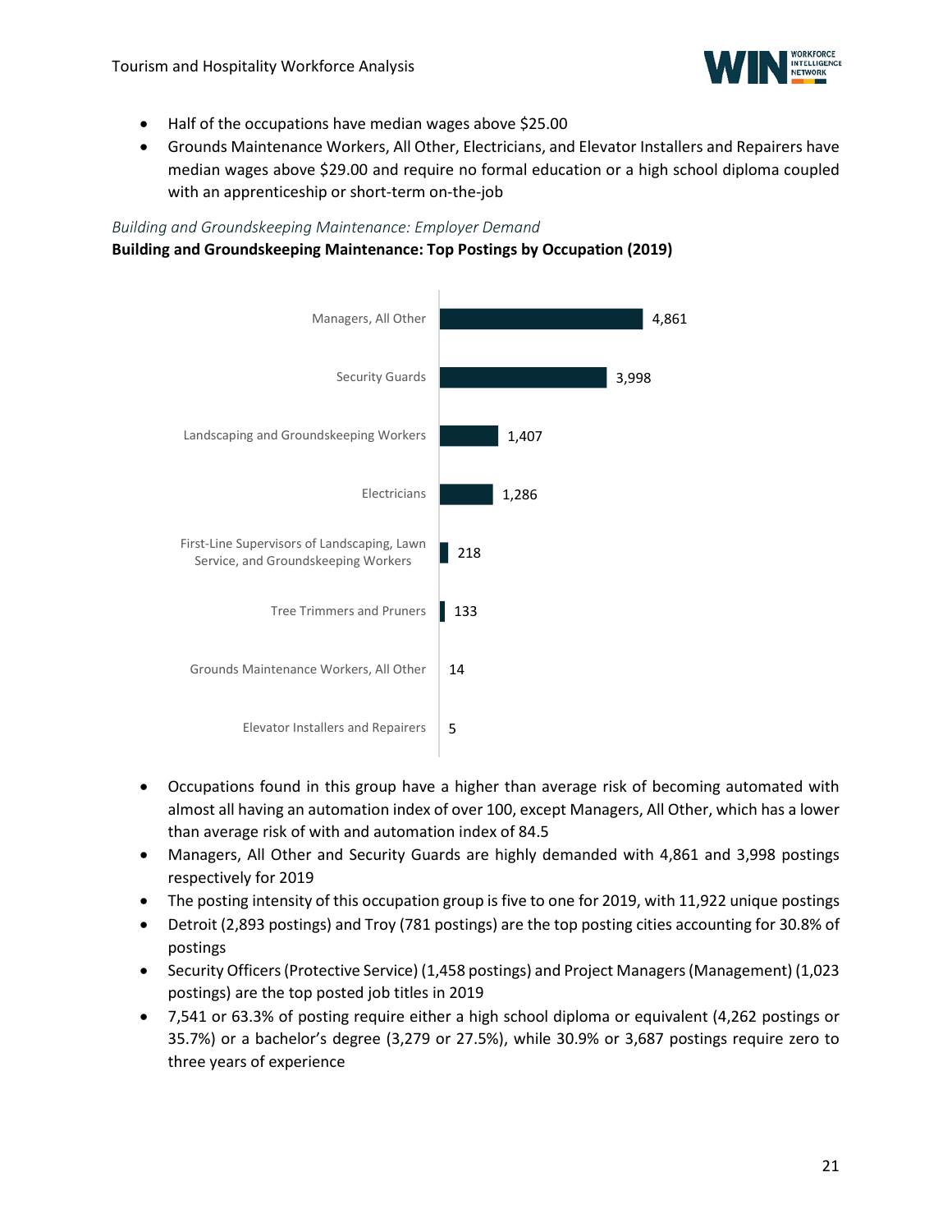- Half of the occupations have median wages above $25.00
- Grounds Maintenance Workers, All Other, Electricians, and Elevator Installers and Repairers have median wages above $29.00 and require no formal education or a high school diploma coupled with an apprenticeship or short-term on-the-job

*Building and Groundskeeping Maintenance: Employer Demand*

**Building and Groundskeeping Maintenance: Top Postings by Occupation (2019)**

| Occupation | Postings |
|---|---|
| Managers, All Other | 4,861 |
| Security Guards | 3,998 |
| Landscaping and Groundskeeping Workers | 1,407 |
| Electricians | 1,286 |
| First-Line Supervisors of Landscaping, Lawn Service, and Groundskeeping Workers | 218 |
| Tree Trimmers and Pruners | 133 |
| Grounds Maintenance Workers, All Other | 14 |
| Elevator Installers and Repairers | 5 |

- Occupations found in this group have a higher than average risk of becoming automated with almost all having an automation index of over 100, except Managers, All Other, which has a lower than average risk of with and automation index of 84.5
- Managers, All Other and Security Guards are highly demanded with 4,861 and 3,998 postings respectively for 2019
- The posting intensity of this occupation group is five to one for 2019, with 11,922 unique postings
- Detroit (2,893 postings) and Troy (781 postings) are the top posting cities accounting for 30.8% of postings
- Security Officers (Protective Service) (1,458 postings) and Project Managers (Management) (1,023 postings) are the top posted job titles in 2019
- 7,541 or 63.3% of posting require either a high school diploma or equivalent (4,262 postings or 35.7%) or a bachelor's degree (3,279 or 27.5%), while 30.9% or 3,687 postings require zero to three years of experience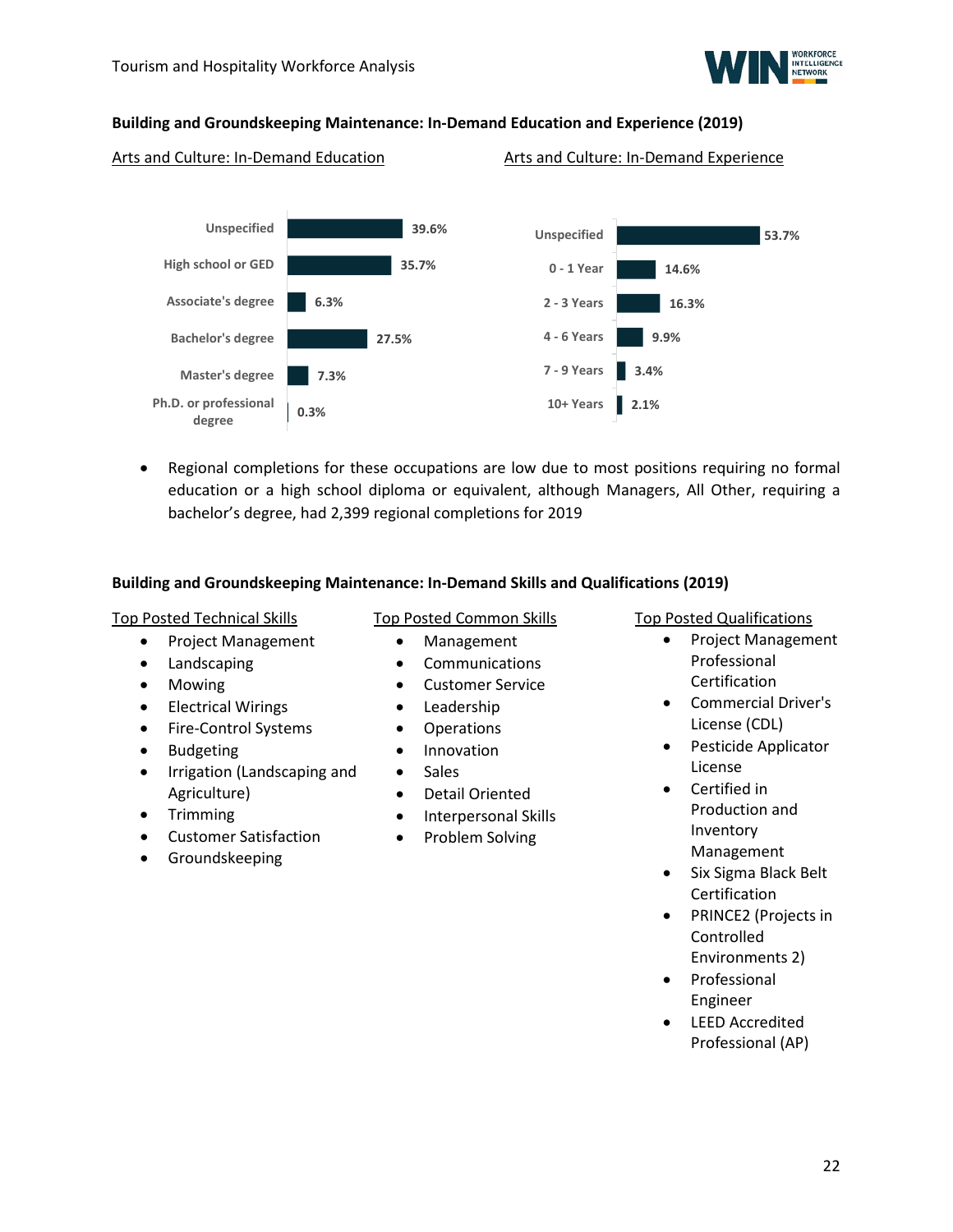## Building and Groundskeeping Maintenance: In-Demand Education and Experience (2019)

Arts and Culture: In-Demand Education

| Education | Percent |
|---|---|
| Unspecified | 39.6% |
| High school or GED | 35.7% |
| Associate's degree | 6.3% |
| Bachelor's degree | 27.5% |
| Master's degree | 7.3% |
| Ph.D. or professional degree | 0.3% |

Arts and Culture: In-Demand Experience

| Experience | Percent |
|---|---|
| Unspecified | 53.7% |
| 0 - 1 Year | 14.6% |
| 2 - 3 Years | 16.3% |
| 4 - 6 Years | 9.9% |
| 7 - 9 Years | 3.4% |
| 10+ Years | 2.1% |

- Regional completions for these occupations are low due to most positions requiring no formal education or a high school diploma or equivalent, although Managers, All Other, requiring a bachelor's degree, had 2,399 regional completions for 2019

## Building and Groundskeeping Maintenance: In-Demand Skills and Qualifications (2019)

Top Posted Technical Skills

- Project Management
- Landscaping
- Mowing
- Electrical Wirings
- Fire-Control Systems
- Budgeting
- Irrigation (Landscaping and Agriculture)
- Trimming
- Customer Satisfaction
- Groundskeeping

Top Posted Common Skills

- Management
- Communications
- Customer Service
- Leadership
- Operations
- Innovation
- Sales
- Detail Oriented
- Interpersonal Skills
- Problem Solving

Top Posted Qualifications

- Project Management Professional Certification
- Commercial Driver's License (CDL)
- Pesticide Applicator License
- Certified in Production and Inventory Management
- Six Sigma Black Belt Certification
- PRINCE2 (Projects in Controlled Environments 2)
- Professional Engineer
- LEED Accredited Professional (AP)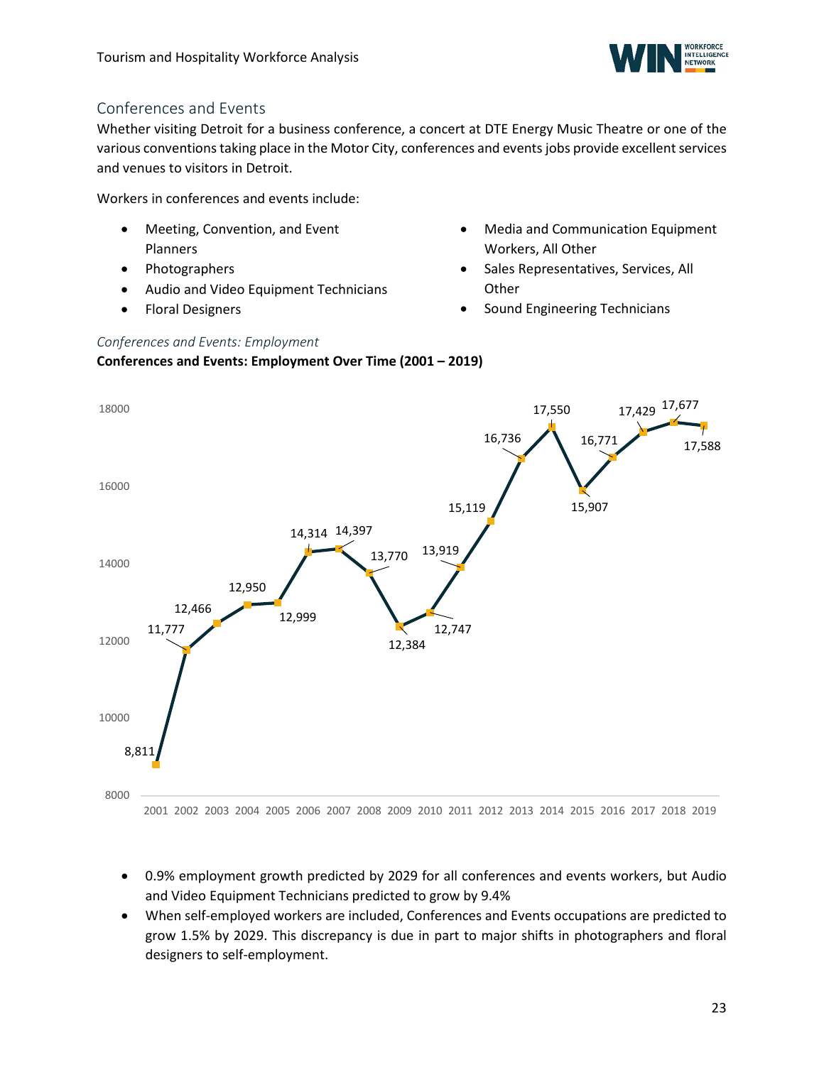## Conferences and Events

Whether visiting Detroit for a business conference, a concert at DTE Energy Music Theatre or one of the various conventions taking place in the Motor City, conferences and events jobs provide excellent services and venues to visitors in Detroit.

Workers in conferences and events include:

- Meeting, Convention, and Event Planners
- Photographers
- Audio and Video Equipment Technicians
- Floral Designers
- Media and Communication Equipment Workers, All Other
- Sales Representatives, Services, All Other
- Sound Engineering Technicians

### *Conferences and Events: Employment*

**Conferences and Events: Employment Over Time (2001 – 2019)**

| Year | Employment |
|---|---|
| 2001 | 8,811 |
| 2002 | 11,777 |
| 2003 | 12,466 |
| 2004 | 12,950 |
| 2005 | 12,999 |
| 2006 | 14,314 |
| 2007 | 14,397 |
| 2008 | 13,770 |
| 2009 | 12,384 |
| 2010 | 12,747 |
| 2011 | 13,919 |
| 2012 | 15,119 |
| 2013 | 16,736 |
| 2014 | 17,550 |
| 2015 | 15,907 |
| 2016 | 16,771 |
| 2017 | 17,429 |
| 2018 | 17,677 |
| 2019 | 17,588 |

- 0.9% employment growth predicted by 2029 for all conferences and events workers, but Audio and Video Equipment Technicians predicted to grow by 9.4%
- When self-employed workers are included, Conferences and Events occupations are predicted to grow 1.5% by 2029. This discrepancy is due in part to major shifts in photographers and floral designers to self-employment.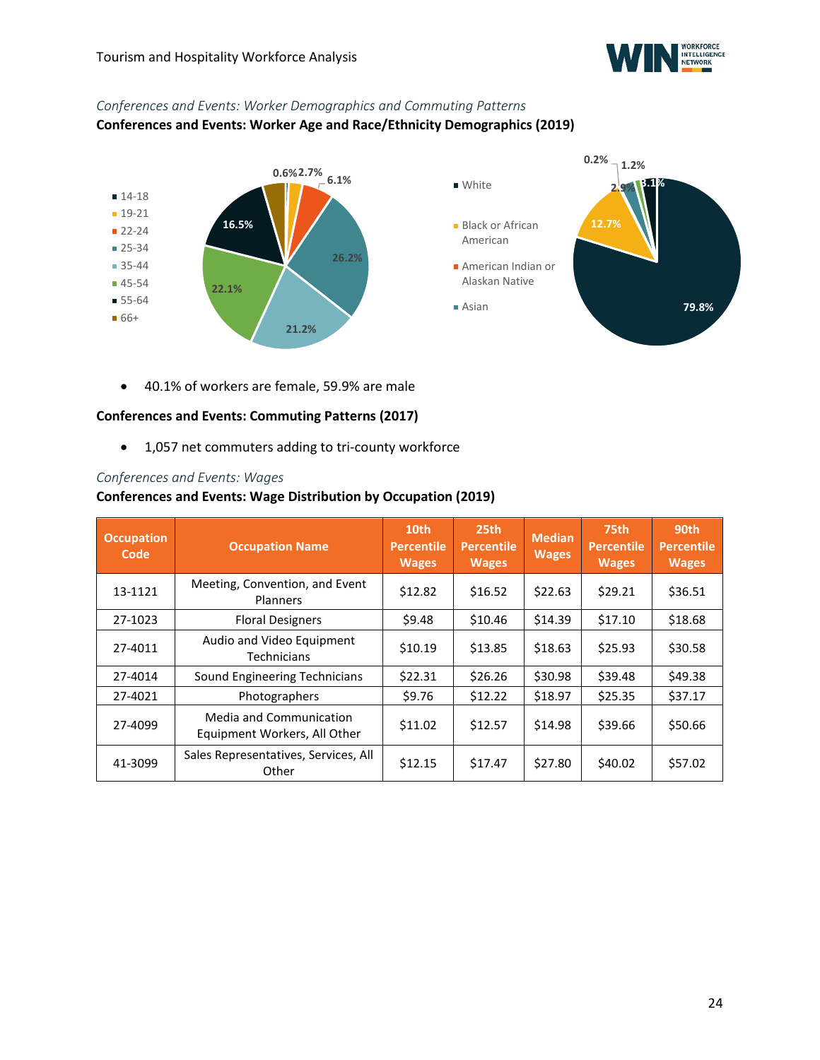*Conferences and Events: Worker Demographics and Commuting Patterns*

**Conferences and Events: Worker Age and Race/Ethnicity Demographics (2019)**

- 14-18: 0.6%
- 19-21: 2.7%
- 22-24: 6.1%
- 25-34: 26.2%
- 35-44: 21.2%
- 45-54: 22.1%
- 55-64: 16.5%
- 66+

- White: 79.8%
- Black or African American: 12.7%
- American Indian or Alaskan Native: 0.2%
- Asian: 2.9%
- 1.2%
- 3.1%

- 40.1% of workers are female, 59.9% are male

**Conferences and Events: Commuting Patterns (2017)**

- 1,057 net commuters adding to tri-county workforce

*Conferences and Events: Wages*

**Conferences and Events: Wage Distribution by Occupation (2019)**

| Occupation Code | Occupation Name | 10th Percentile Wages | 25th Percentile Wages | Median Wages | 75th Percentile Wages | 90th Percentile Wages |
|---|---|---|---|---|---|---|
| 13-1121 | Meeting, Convention, and Event Planners | $12.82 | $16.52 | $22.63 | $29.21 | $36.51 |
| 27-1023 | Floral Designers | $9.48 | $10.46 | $14.39 | $17.10 | $18.68 |
| 27-4011 | Audio and Video Equipment Technicians | $10.19 | $13.85 | $18.63 | $25.93 | $30.58 |
| 27-4014 | Sound Engineering Technicians | $22.31 | $26.26 | $30.98 | $39.48 | $49.38 |
| 27-4021 | Photographers | $9.76 | $12.22 | $18.97 | $25.35 | $37.17 |
| 27-4099 | Media and Communication Equipment Workers, All Other | $11.02 | $12.57 | $14.98 | $39.66 | $50.66 |
| 41-3099 | Sales Representatives, Services, All Other | $12.15 | $17.47 | $27.80 | $40.02 | $57.02 |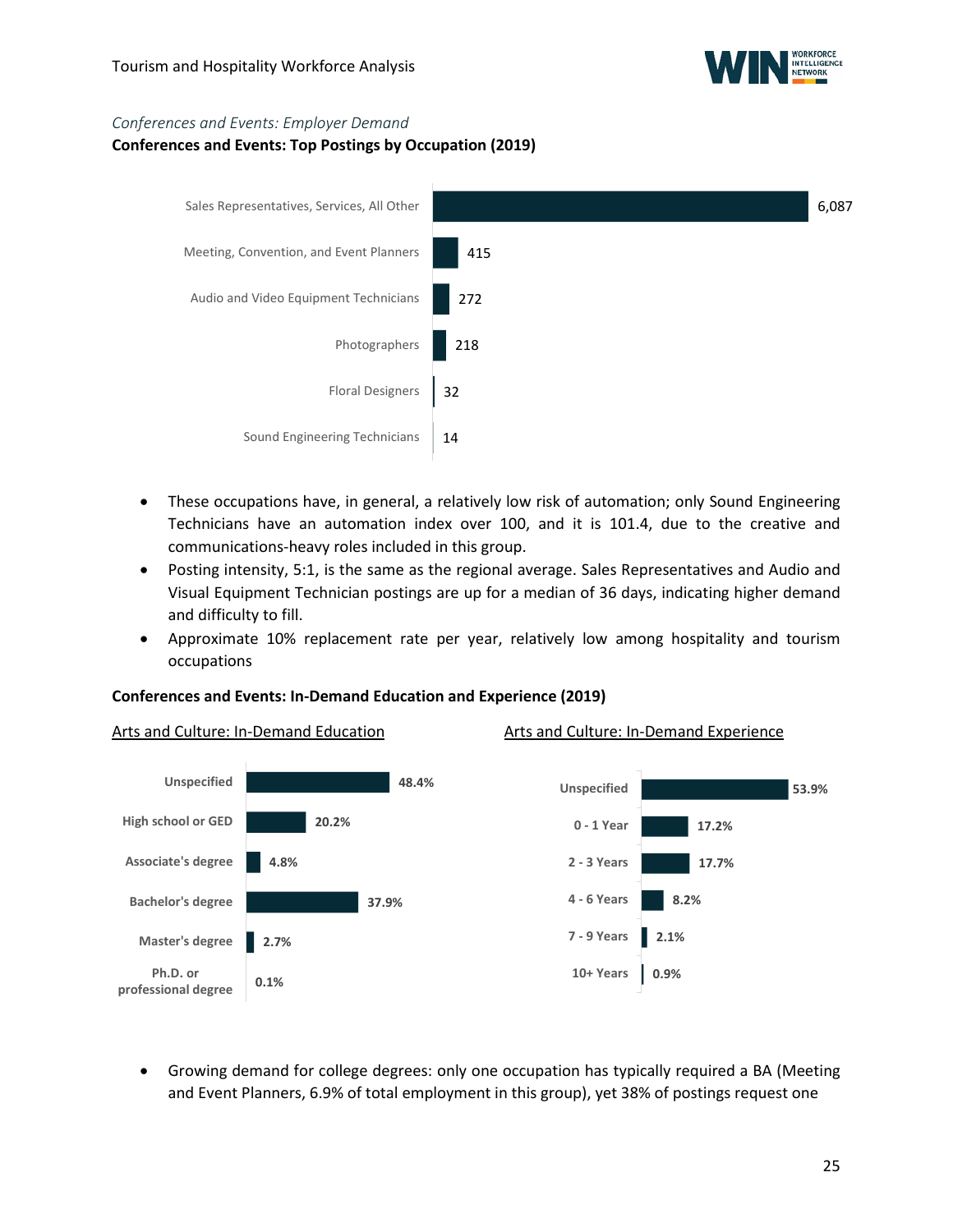*Conferences and Events: Employer Demand*

**Conferences and Events: Top Postings by Occupation (2019)**

| Occupation | Postings |
| --- | --- |
| Sales Representatives, Services, All Other | 6,087 |
| Meeting, Convention, and Event Planners | 415 |
| Audio and Video Equipment Technicians | 272 |
| Photographers | 218 |
| Floral Designers | 32 |
| Sound Engineering Technicians | 14 |

- These occupations have, in general, a relatively low risk of automation; only Sound Engineering Technicians have an automation index over 100, and it is 101.4, due to the creative and communications-heavy roles included in this group.
- Posting intensity, 5:1, is the same as the regional average. Sales Representatives and Audio and Visual Equipment Technician postings are up for a median of 36 days, indicating higher demand and difficulty to fill.
- Approximate 10% replacement rate per year, relatively low among hospitality and tourism occupations

**Conferences and Events: In-Demand Education and Experience (2019)**

Arts and Culture: In-Demand Education

| Education | Share |
| --- | --- |
| Unspecified | 48.4% |
| High school or GED | 20.2% |
| Associate's degree | 4.8% |
| Bachelor's degree | 37.9% |
| Master's degree | 2.7% |
| Ph.D. or professional degree | 0.1% |

Arts and Culture: In-Demand Experience

| Experience | Share |
| --- | --- |
| Unspecified | 53.9% |
| 0 - 1 Year | 17.2% |
| 2 - 3 Years | 17.7% |
| 4 - 6 Years | 8.2% |
| 7 - 9 Years | 2.1% |
| 10+ Years | 0.9% |

- Growing demand for college degrees: only one occupation has typically required a BA (Meeting and Event Planners, 6.9% of total employment in this group), yet 38% of postings request one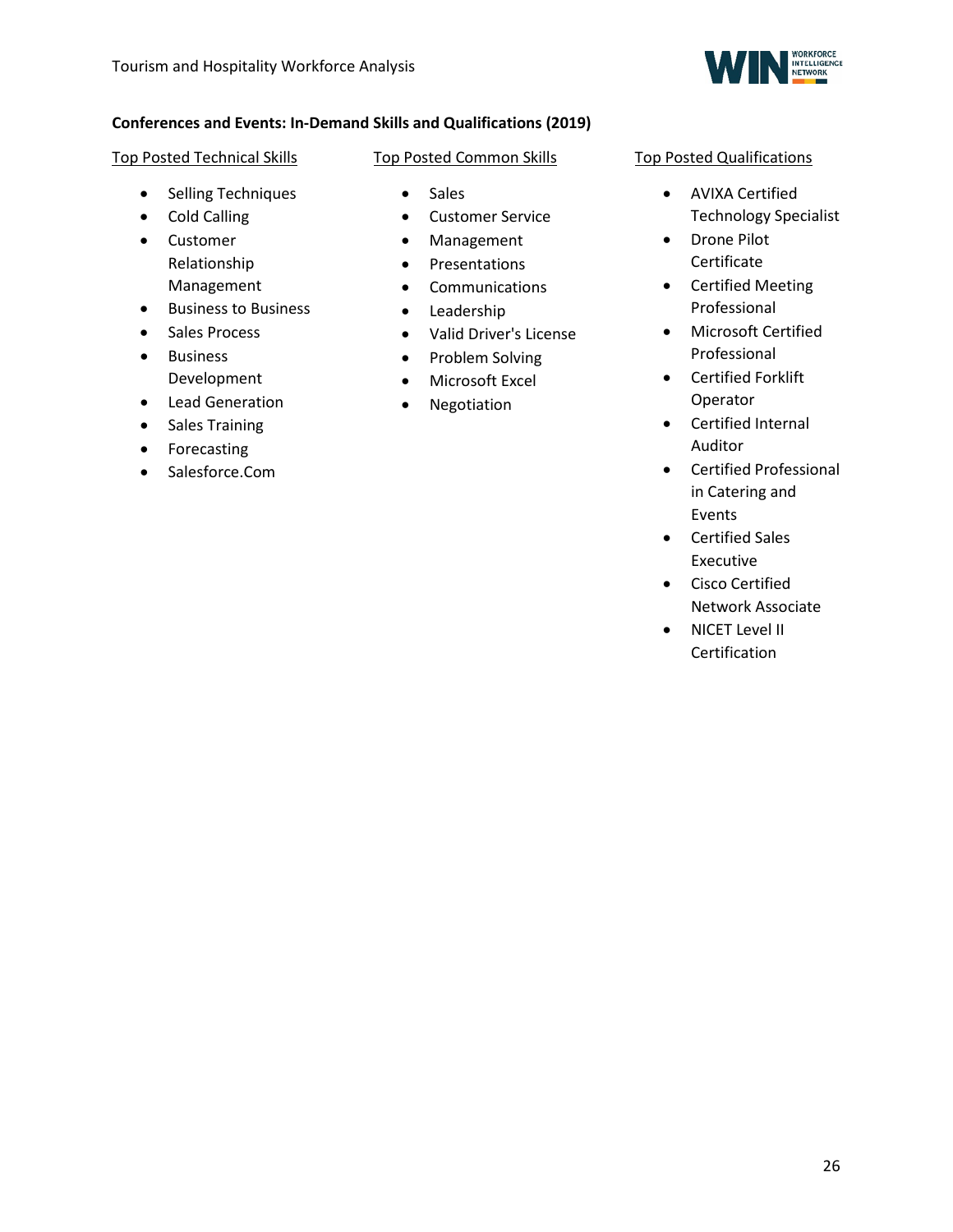**Conferences and Events: In-Demand Skills and Qualifications (2019)**

Top Posted Technical Skills

- Selling Techniques
- Cold Calling
- Customer Relationship Management
- Business to Business
- Sales Process
- Business Development
- Lead Generation
- Sales Training
- Forecasting
- Salesforce.Com

Top Posted Common Skills

- Sales
- Customer Service
- Management
- Presentations
- Communications
- Leadership
- Valid Driver's License
- Problem Solving
- Microsoft Excel
- Negotiation

Top Posted Qualifications

- AVIXA Certified Technology Specialist
- Drone Pilot Certificate
- Certified Meeting Professional
- Microsoft Certified Professional
- Certified Forklift Operator
- Certified Internal Auditor
- Certified Professional in Catering and Events
- Certified Sales Executive
- Cisco Certified Network Associate
- NICET Level II Certification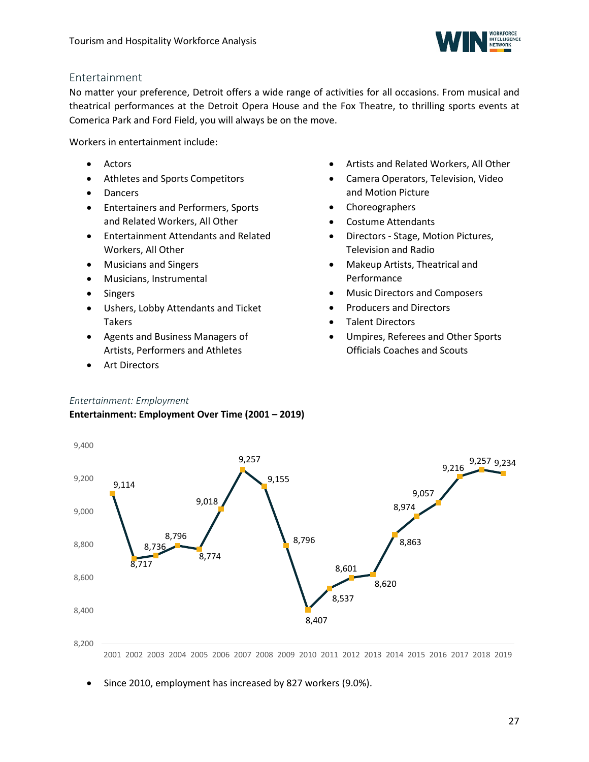## Entertainment

No matter your preference, Detroit offers a wide range of activities for all occasions. From musical and theatrical performances at the Detroit Opera House and the Fox Theatre, to thrilling sports events at Comerica Park and Ford Field, you will always be on the move.

Workers in entertainment include:

- Actors
- Athletes and Sports Competitors
- Dancers
- Entertainers and Performers, Sports and Related Workers, All Other
- Entertainment Attendants and Related Workers, All Other
- Musicians and Singers
- Musicians, Instrumental
- Singers
- Ushers, Lobby Attendants and Ticket Takers
- Agents and Business Managers of Artists, Performers and Athletes
- Art Directors
- Artists and Related Workers, All Other
- Camera Operators, Television, Video and Motion Picture
- Choreographers
- Costume Attendants
- Directors - Stage, Motion Pictures, Television and Radio
- Makeup Artists, Theatrical and Performance
- Music Directors and Composers
- Producers and Directors
- Talent Directors
- Umpires, Referees and Other Sports Officials Coaches and Scouts

*Entertainment: Employment*

**Entertainment: Employment Over Time (2001 – 2019)**

| Year | Employment |
|---|---|
| 2001 | 9,114 |
| 2002 | 8,717 |
| 2003 | 8,736 |
| 2004 | 8,796 |
| 2005 | 8,774 |
| 2006 | 9,018 |
| 2007 | 9,257 |
| 2008 | 9,155 |
| 2009 | 8,796 |
| 2010 | 8,407 |
| 2011 | 8,537 |
| 2012 | 8,601 |
| 2013 | 8,620 |
| 2014 | 8,863 |
| 2015 | 8,974 |
| 2016 | 9,057 |
| 2017 | 9,216 |
| 2018 | 9,257 |
| 2019 | 9,234 |

- Since 2010, employment has increased by 827 workers (9.0%).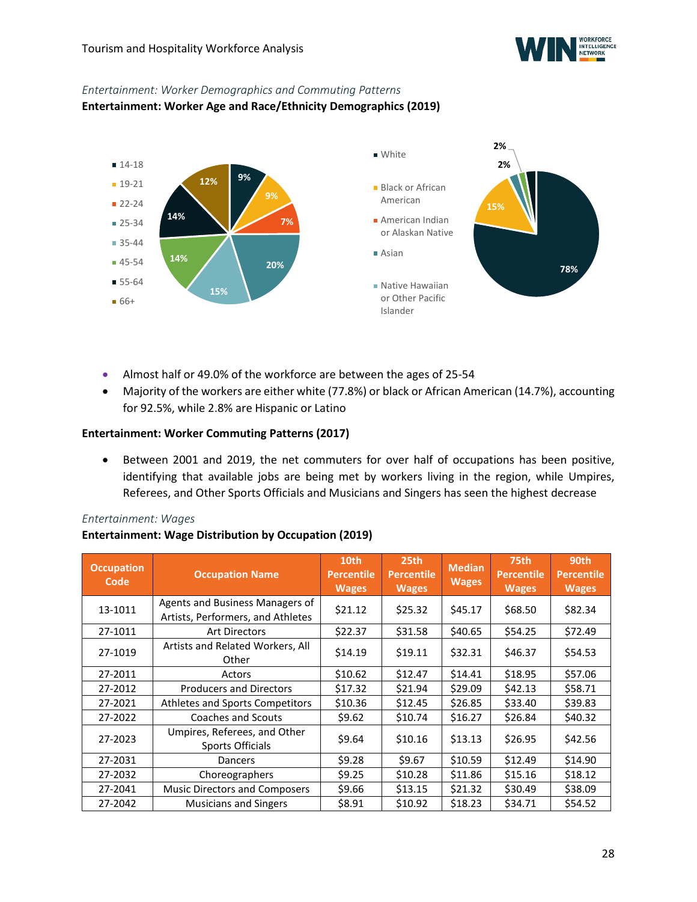*Entertainment: Worker Demographics and Commuting Patterns*

**Entertainment: Worker Age and Race/Ethnicity Demographics (2019)**

- Almost half or 49.0% of the workforce are between the ages of 25-54
- Majority of the workers are either white (77.8%) or black or African American (14.7%), accounting for 92.5%, while 2.8% are Hispanic or Latino

**Entertainment: Worker Commuting Patterns (2017)**

- Between 2001 and 2019, the net commuters for over half of occupations has been positive, identifying that available jobs are being met by workers living in the region, while Umpires, Referees, and Other Sports Officials and Musicians and Singers has seen the highest decrease

*Entertainment: Wages*

**Entertainment: Wage Distribution by Occupation (2019)**

| Occupation Code | Occupation Name | 10th Percentile Wages | 25th Percentile Wages | Median Wages | 75th Percentile Wages | 90th Percentile Wages |
|---|---|---|---|---|---|---|
| 13-1011 | Agents and Business Managers of Artists, Performers, and Athletes | $21.12 | $25.32 | $45.17 | $68.50 | $82.34 |
| 27-1011 | Art Directors | $22.37 | $31.58 | $40.65 | $54.25 | $72.49 |
| 27-1019 | Artists and Related Workers, All Other | $14.19 | $19.11 | $32.31 | $46.37 | $54.53 |
| 27-2011 | Actors | $10.62 | $12.47 | $14.41 | $18.95 | $57.06 |
| 27-2012 | Producers and Directors | $17.32 | $21.94 | $29.09 | $42.13 | $58.71 |
| 27-2021 | Athletes and Sports Competitors | $10.36 | $12.45 | $26.85 | $33.40 | $39.83 |
| 27-2022 | Coaches and Scouts | $9.62 | $10.74 | $16.27 | $26.84 | $40.32 |
| 27-2023 | Umpires, Referees, and Other Sports Officials | $9.64 | $10.16 | $13.13 | $26.95 | $42.56 |
| 27-2031 | Dancers | $9.28 | $9.67 | $10.59 | $12.49 | $14.90 |
| 27-2032 | Choreographers | $9.25 | $10.28 | $11.86 | $15.16 | $18.12 |
| 27-2041 | Music Directors and Composers | $9.66 | $13.15 | $21.32 | $30.49 | $38.09 |
| 27-2042 | Musicians and Singers | $8.91 | $10.92 | $18.23 | $34.71 | $54.52 |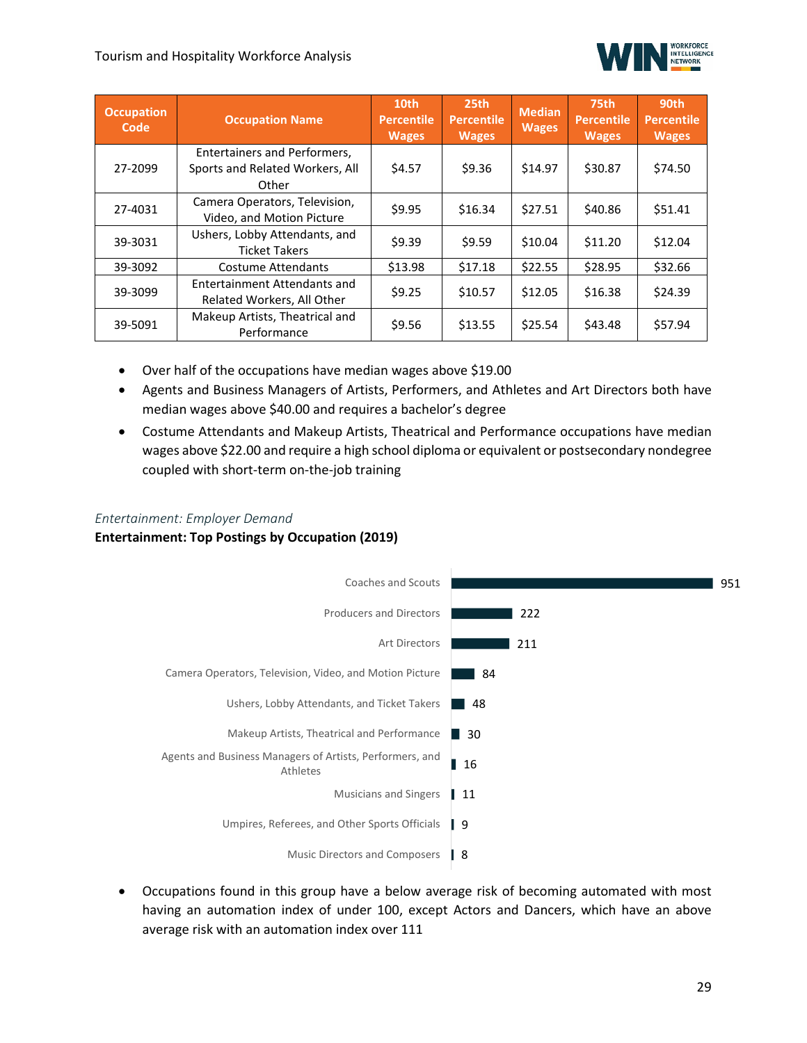| Occupation Code | Occupation Name | 10th Percentile Wages | 25th Percentile Wages | Median Wages | 75th Percentile Wages | 90th Percentile Wages |
|---|---|---|---|---|---|---|
| 27-2099 | Entertainers and Performers, Sports and Related Workers, All Other | $4.57 | $9.36 | $14.97 | $30.87 | $74.50 |
| 27-4031 | Camera Operators, Television, Video, and Motion Picture | $9.95 | $16.34 | $27.51 | $40.86 | $51.41 |
| 39-3031 | Ushers, Lobby Attendants, and Ticket Takers | $9.39 | $9.59 | $10.04 | $11.20 | $12.04 |
| 39-3092 | Costume Attendants | $13.98 | $17.18 | $22.55 | $28.95 | $32.66 |
| 39-3099 | Entertainment Attendants and Related Workers, All Other | $9.25 | $10.57 | $12.05 | $16.38 | $24.39 |
| 39-5091 | Makeup Artists, Theatrical and Performance | $9.56 | $13.55 | $25.54 | $43.48 | $57.94 |

- Over half of the occupations have median wages above $19.00
- Agents and Business Managers of Artists, Performers, and Athletes and Art Directors both have median wages above $40.00 and requires a bachelor's degree
- Costume Attendants and Makeup Artists, Theatrical and Performance occupations have median wages above $22.00 and require a high school diploma or equivalent or postsecondary nondegree coupled with short-term on-the-job training

*Entertainment: Employer Demand*

**Entertainment: Top Postings by Occupation (2019)**

| Occupation | Postings |
|---|---|
| Coaches and Scouts | 951 |
| Producers and Directors | 222 |
| Art Directors | 211 |
| Camera Operators, Television, Video, and Motion Picture | 84 |
| Ushers, Lobby Attendants, and Ticket Takers | 48 |
| Makeup Artists, Theatrical and Performance | 30 |
| Agents and Business Managers of Artists, Performers, and Athletes | 16 |
| Musicians and Singers | 11 |
| Umpires, Referees, and Other Sports Officials | 9 |
| Music Directors and Composers | 8 |

- Occupations found in this group have a below average risk of becoming automated with most having an automation index of under 100, except Actors and Dancers, which have an above average risk with an automation index over 111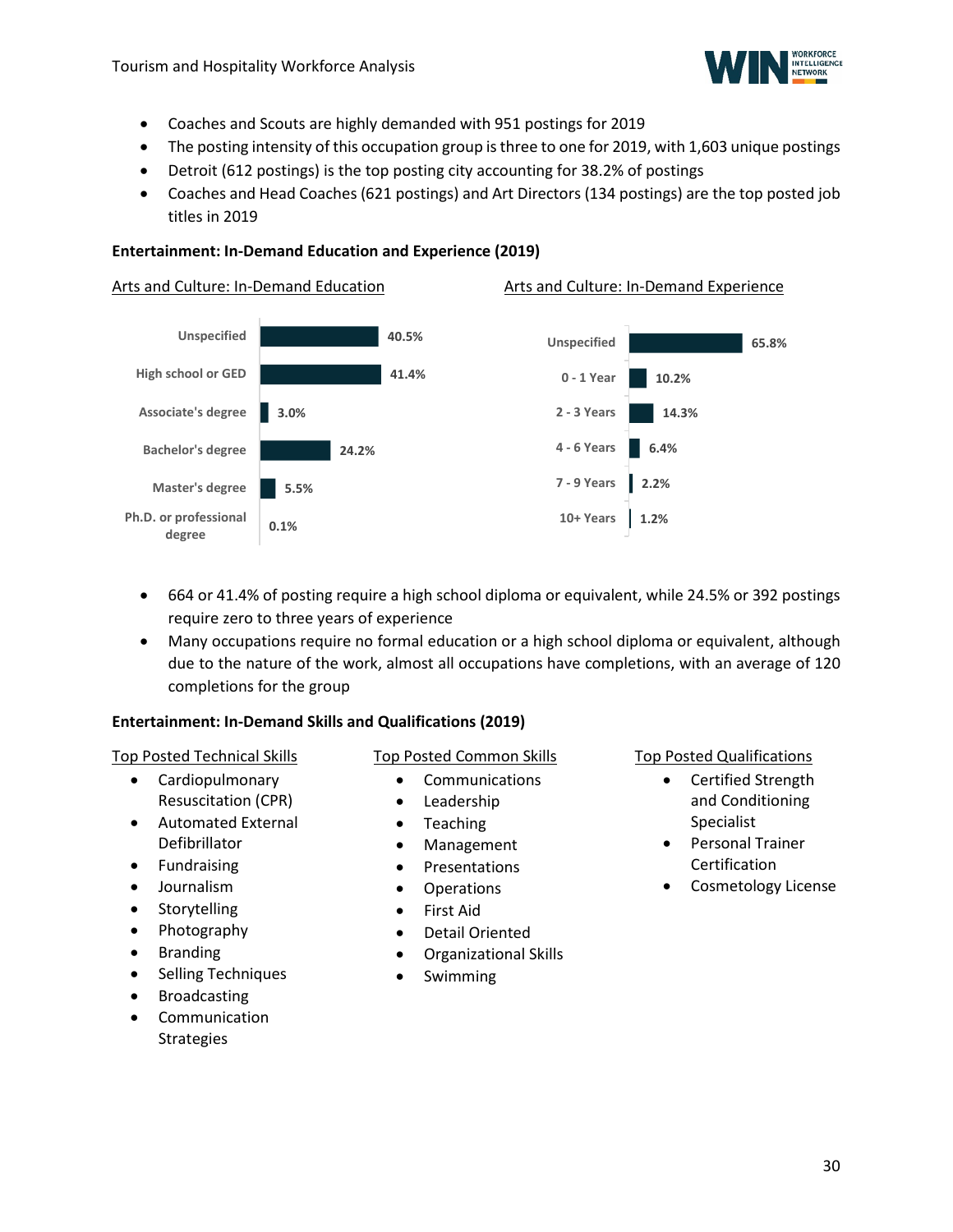- Coaches and Scouts are highly demanded with 951 postings for 2019
- The posting intensity of this occupation group is three to one for 2019, with 1,603 unique postings
- Detroit (612 postings) is the top posting city accounting for 38.2% of postings
- Coaches and Head Coaches (621 postings) and Art Directors (134 postings) are the top posted job titles in 2019

**Entertainment: In-Demand Education and Experience (2019)**

Arts and Culture: In-Demand Education

| Education | Share |
|---|---|
| Unspecified | 40.5% |
| High school or GED | 41.4% |
| Associate's degree | 3.0% |
| Bachelor's degree | 24.2% |
| Master's degree | 5.5% |
| Ph.D. or professional degree | 0.1% |

Arts and Culture: In-Demand Experience

| Experience | Share |
|---|---|
| Unspecified | 65.8% |
| 0 - 1 Year | 10.2% |
| 2 - 3 Years | 14.3% |
| 4 - 6 Years | 6.4% |
| 7 - 9 Years | 2.2% |
| 10+ Years | 1.2% |

- 664 or 41.4% of posting require a high school diploma or equivalent, while 24.5% or 392 postings require zero to three years of experience
- Many occupations require no formal education or a high school diploma or equivalent, although due to the nature of the work, almost all occupations have completions, with an average of 120 completions for the group

**Entertainment: In-Demand Skills and Qualifications (2019)**

Top Posted Technical Skills

- Cardiopulmonary Resuscitation (CPR)
- Automated External Defibrillator
- Fundraising
- Journalism
- Storytelling
- Photography
- Branding
- Selling Techniques
- Broadcasting
- Communication Strategies

Top Posted Common Skills

- Communications
- Leadership
- Teaching
- Management
- Presentations
- Operations
- First Aid
- Detail Oriented
- Organizational Skills
- Swimming

Top Posted Qualifications

- Certified Strength and Conditioning Specialist
- Personal Trainer Certification
- Cosmetology License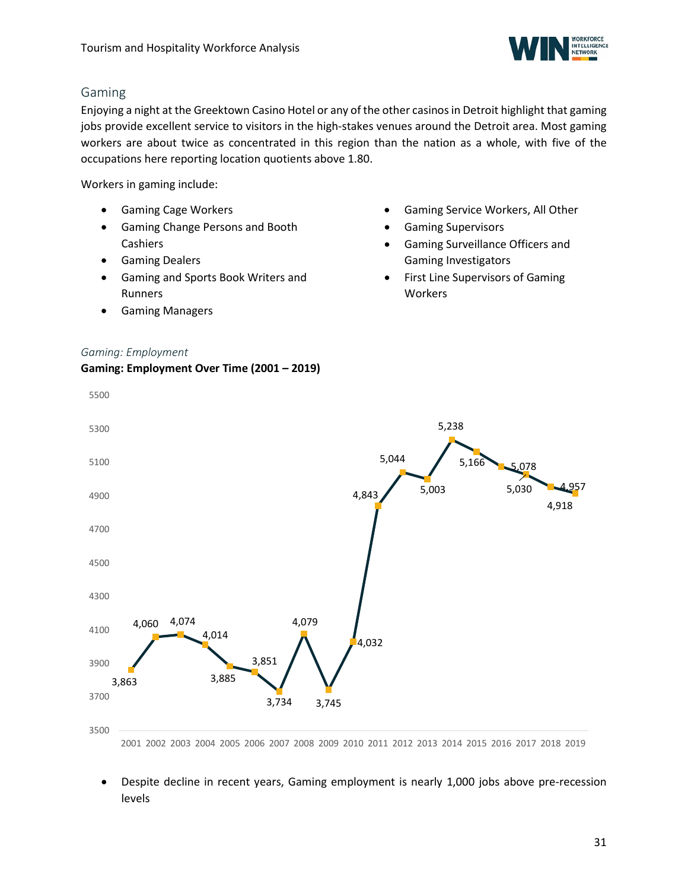## Gaming

Enjoying a night at the Greektown Casino Hotel or any of the other casinos in Detroit highlight that gaming jobs provide excellent service to visitors in the high-stakes venues around the Detroit area. Most gaming workers are about twice as concentrated in this region than the nation as a whole, with five of the occupations here reporting location quotients above 1.80.

Workers in gaming include:

- Gaming Cage Workers
- Gaming Change Persons and Booth Cashiers
- Gaming Dealers
- Gaming and Sports Book Writers and Runners
- Gaming Managers
- Gaming Service Workers, All Other
- Gaming Supervisors
- Gaming Surveillance Officers and Gaming Investigators
- First Line Supervisors of Gaming Workers

*Gaming: Employment*

**Gaming: Employment Over Time (2001 – 2019)**

| Year | Employment |
|---|---|
| 2001 | 3,863 |
| 2002 | 4,060 |
| 2003 | 4,074 |
| 2004 | 4,014 |
| 2005 | 3,885 |
| 2006 | 3,851 |
| 2007 | 3,734 |
| 2008 | 4,079 |
| 2009 | 3,745 |
| 2010 | 4,032 |
| 2011 | 4,843 |
| 2012 | 5,044 |
| 2013 | 5,003 |
| 2014 | 5,238 |
| 2015 | 5,166 |
| 2016 | 5,078 |
| 2017 | 5,030 |
| 2018 | 4,957 |
| 2019 | 4,918 |

- Despite decline in recent years, Gaming employment is nearly 1,000 jobs above pre-recession levels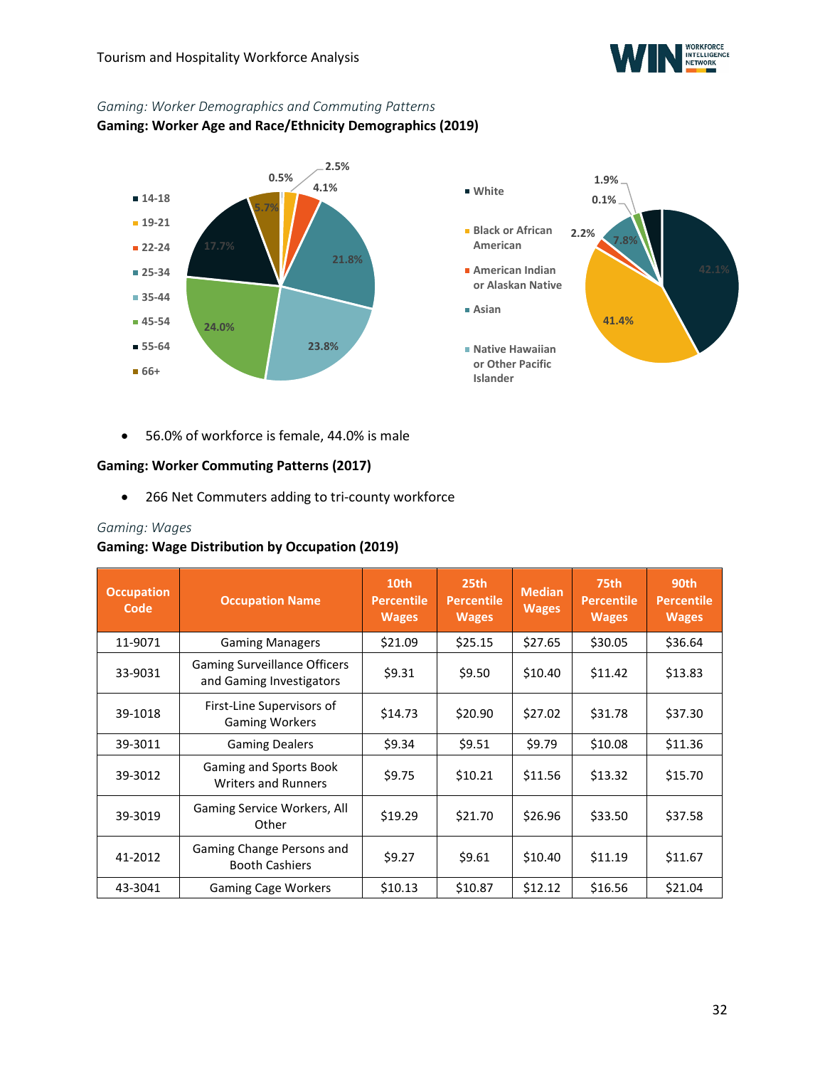*Gaming: Worker Demographics and Commuting Patterns*

**Gaming: Worker Age and Race/Ethnicity Demographics (2019)**

| Age | Share |
|---|---|
| 14-18 | 0.5% |
| 19-21 | 2.5% |
| 22-24 | 4.1% |
| 25-34 | 21.8% |
| 35-44 | 23.8% |
| 45-54 | 24.0% |
| 55-64 | 17.7% |
| 66+ | 5.7% |

| Race/Ethnicity | Share |
|---|---|
| White | 42.1% |
| Black or African American | 41.4% |
| American Indian or Alaskan Native | 2.2% |
| Asian | 7.8% |
| Native Hawaiian or Other Pacific Islander | 0.1% |
| (unlabeled in legend) | 1.9% |

- 56.0% of workforce is female, 44.0% is male

**Gaming: Worker Commuting Patterns (2017)**

- 266 Net Commuters adding to tri-county workforce

*Gaming: Wages*

**Gaming: Wage Distribution by Occupation (2019)**

| Occupation Code | Occupation Name | 10th Percentile Wages | 25th Percentile Wages | Median Wages | 75th Percentile Wages | 90th Percentile Wages |
|---|---|---|---|---|---|---|
| 11-9071 | Gaming Managers | $21.09 | $25.15 | $27.65 | $30.05 | $36.64 |
| 33-9031 | Gaming Surveillance Officers and Gaming Investigators | $9.31 | $9.50 | $10.40 | $11.42 | $13.83 |
| 39-1018 | First-Line Supervisors of Gaming Workers | $14.73 | $20.90 | $27.02 | $31.78 | $37.30 |
| 39-3011 | Gaming Dealers | $9.34 | $9.51 | $9.79 | $10.08 | $11.36 |
| 39-3012 | Gaming and Sports Book Writers and Runners | $9.75 | $10.21 | $11.56 | $13.32 | $15.70 |
| 39-3019 | Gaming Service Workers, All Other | $19.29 | $21.70 | $26.96 | $33.50 | $37.58 |
| 41-2012 | Gaming Change Persons and Booth Cashiers | $9.27 | $9.61 | $10.40 | $11.19 | $11.67 |
| 43-3041 | Gaming Cage Workers | $10.13 | $10.87 | $12.12 | $16.56 | $21.04 |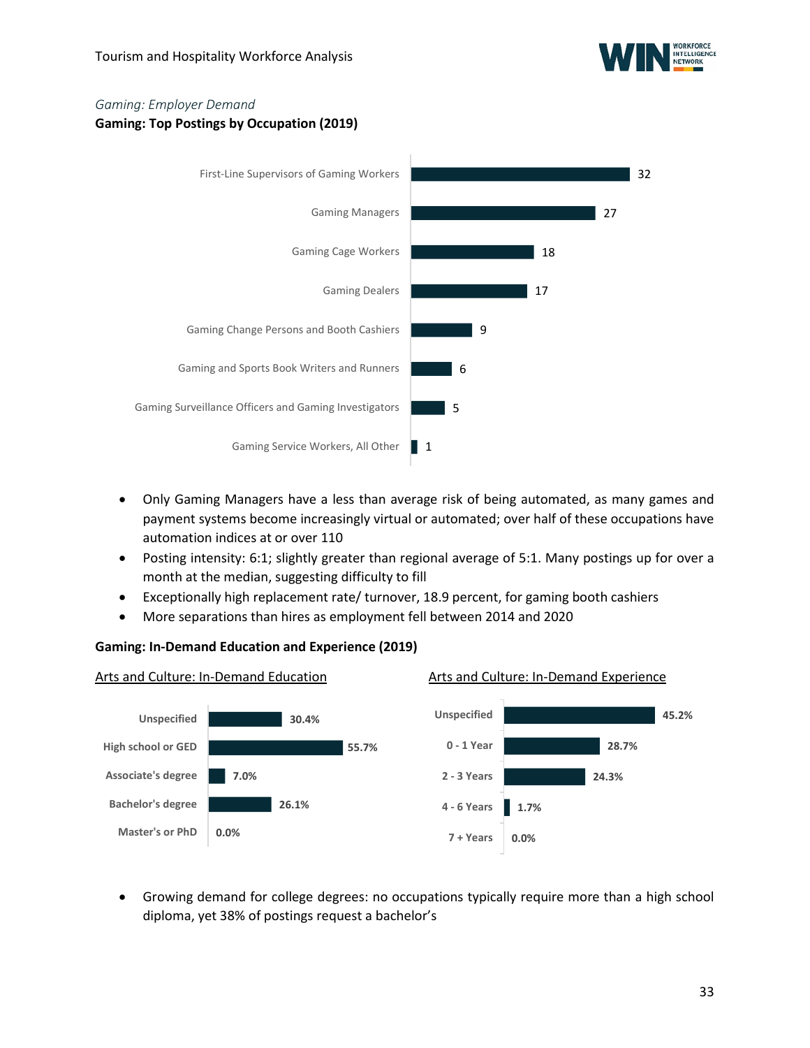*Gaming: Employer Demand*

**Gaming: Top Postings by Occupation (2019)**

| Occupation | Postings |
|---|---|
| First-Line Supervisors of Gaming Workers | 32 |
| Gaming Managers | 27 |
| Gaming Cage Workers | 18 |
| Gaming Dealers | 17 |
| Gaming Change Persons and Booth Cashiers | 9 |
| Gaming and Sports Book Writers and Runners | 6 |
| Gaming Surveillance Officers and Gaming Investigators | 5 |
| Gaming Service Workers, All Other | 1 |

- Only Gaming Managers have a less than average risk of being automated, as many games and payment systems become increasingly virtual or automated; over half of these occupations have automation indices at or over 110
- Posting intensity: 6:1; slightly greater than regional average of 5:1. Many postings up for over a month at the median, suggesting difficulty to fill
- Exceptionally high replacement rate/ turnover, 18.9 percent, for gaming booth cashiers
- More separations than hires as employment fell between 2014 and 2020

**Gaming: In-Demand Education and Experience (2019)**

Arts and Culture: In-Demand Education

| Education | Percent |
|---|---|
| Unspecified | 30.4% |
| High school or GED | 55.7% |
| Associate's degree | 7.0% |
| Bachelor's degree | 26.1% |
| Master's or PhD | 0.0% |

Arts and Culture: In-Demand Experience

| Experience | Percent |
|---|---|
| Unspecified | 45.2% |
| 0 - 1 Year | 28.7% |
| 2 - 3 Years | 24.3% |
| 4 - 6 Years | 1.7% |
| 7 + Years | 0.0% |

- Growing demand for college degrees: no occupations typically require more than a high school diploma, yet 38% of postings request a bachelor's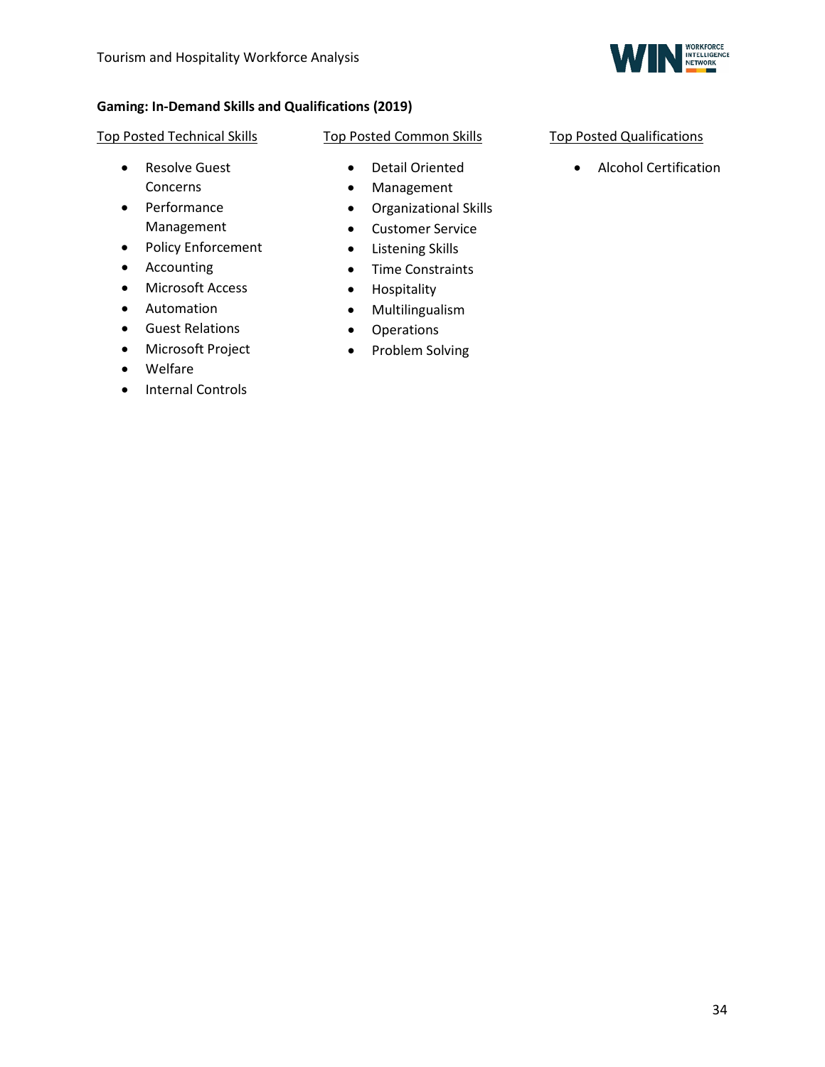**Gaming: In-Demand Skills and Qualifications (2019)**

Top Posted Technical Skills

- Resolve Guest Concerns
- Performance Management
- Policy Enforcement
- Accounting
- Microsoft Access
- Automation
- Guest Relations
- Microsoft Project
- Welfare
- Internal Controls

Top Posted Common Skills

- Detail Oriented
- Management
- Organizational Skills
- Customer Service
- Listening Skills
- Time Constraints
- Hospitality
- Multilingualism
- Operations
- Problem Solving

Top Posted Qualifications

- Alcohol Certification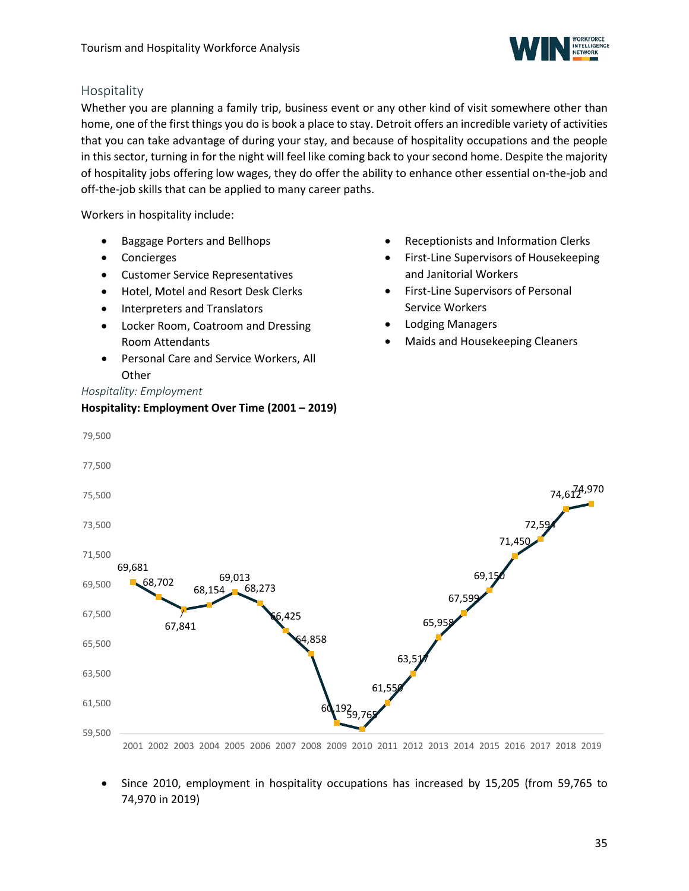## Hospitality

Whether you are planning a family trip, business event or any other kind of visit somewhere other than home, one of the first things you do is book a place to stay. Detroit offers an incredible variety of activities that you can take advantage of during your stay, and because of hospitality occupations and the people in this sector, turning in for the night will feel like coming back to your second home. Despite the majority of hospitality jobs offering low wages, they do offer the ability to enhance other essential on-the-job and off-the-job skills that can be applied to many career paths.

Workers in hospitality include:

- Baggage Porters and Bellhops
- Concierges
- Customer Service Representatives
- Hotel, Motel and Resort Desk Clerks
- Interpreters and Translators
- Locker Room, Coatroom and Dressing Room Attendants
- Personal Care and Service Workers, All Other
- Receptionists and Information Clerks
- First-Line Supervisors of Housekeeping and Janitorial Workers
- First-Line Supervisors of Personal Service Workers
- Lodging Managers
- Maids and Housekeeping Cleaners

*Hospitality: Employment*

**Hospitality: Employment Over Time (2001 – 2019)**

| Year | Employment |
|---|---|
| 2001 | 69,681 |
| 2002 | 68,702 |
| 2003 | 67,841 |
| 2004 | 68,154 |
| 2005 | 69,013 |
| 2006 | 68,273 |
| 2007 | 66,425 |
| 2008 | 64,858 |
| 2009 | 60,192 |
| 2010 | 59,765 |
| 2011 | 61,550 |
| 2012 | 63,517 |
| 2013 | 65,958 |
| 2014 | 67,599 |
| 2015 | 69,150 |
| 2016 | 71,450 |
| 2017 | 72,594 |
| 2018 | 74,612 |
| 2019 | 74,970 |

- Since 2010, employment in hospitality occupations has increased by 15,205 (from 59,765 to 74,970 in 2019)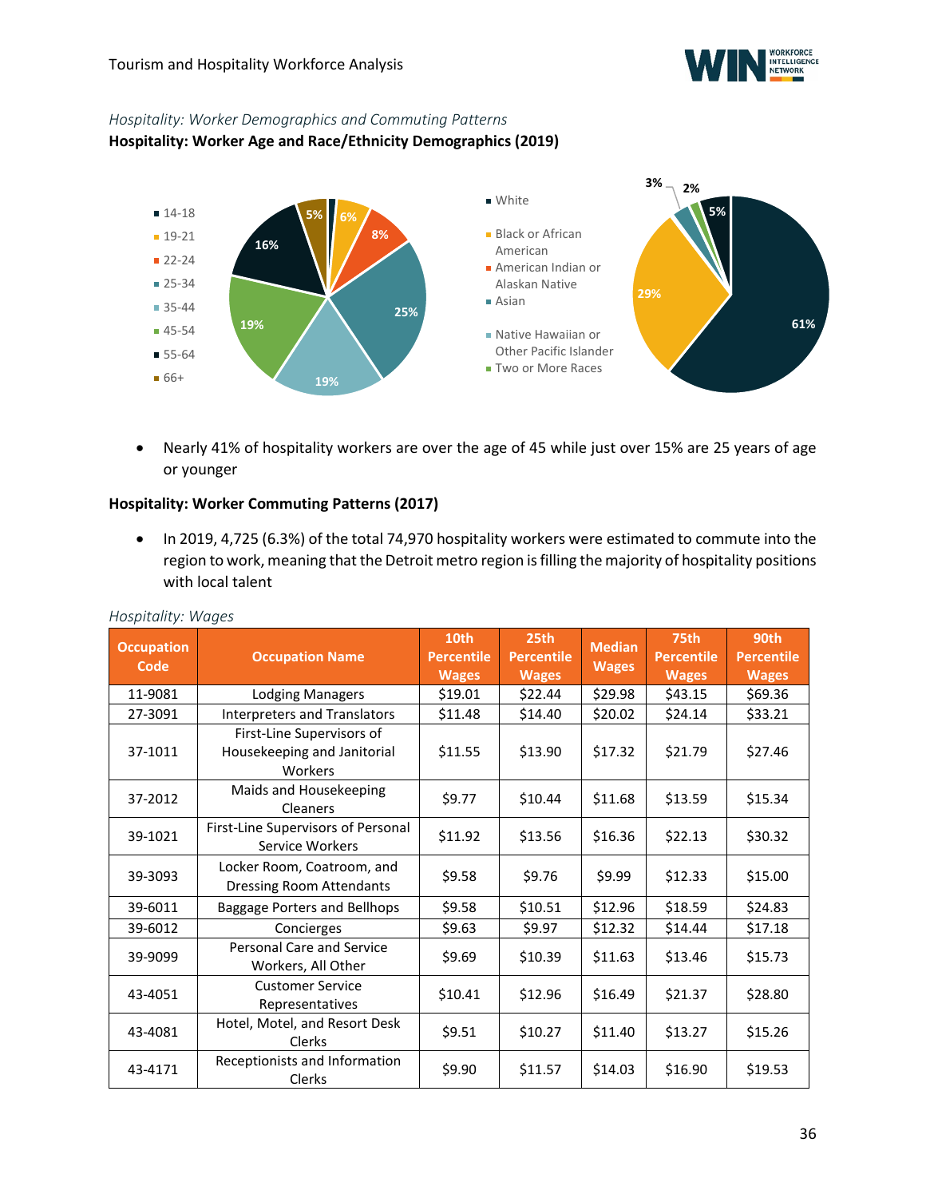*Hospitality: Worker Demographics and Commuting Patterns*

**Hospitality: Worker Age and Race/Ethnicity Demographics (2019)**

- Nearly 41% of hospitality workers are over the age of 45 while just over 15% are 25 years of age or younger

**Hospitality: Worker Commuting Patterns (2017)**

- In 2019, 4,725 (6.3%) of the total 74,970 hospitality workers were estimated to commute into the region to work, meaning that the Detroit metro region is filling the majority of hospitality positions with local talent

*Hospitality: Wages*

| Occupation Code | Occupation Name | 10th Percentile Wages | 25th Percentile Wages | Median Wages | 75th Percentile Wages | 90th Percentile Wages |
|---|---|---|---|---|---|---|
| 11-9081 | Lodging Managers | $19.01 | $22.44 | $29.98 | $43.15 | $69.36 |
| 27-3091 | Interpreters and Translators | $11.48 | $14.40 | $20.02 | $24.14 | $33.21 |
| 37-1011 | First-Line Supervisors of Housekeeping and Janitorial Workers | $11.55 | $13.90 | $17.32 | $21.79 | $27.46 |
| 37-2012 | Maids and Housekeeping Cleaners | $9.77 | $10.44 | $11.68 | $13.59 | $15.34 |
| 39-1021 | First-Line Supervisors of Personal Service Workers | $11.92 | $13.56 | $16.36 | $22.13 | $30.32 |
| 39-3093 | Locker Room, Coatroom, and Dressing Room Attendants | $9.58 | $9.76 | $9.99 | $12.33 | $15.00 |
| 39-6011 | Baggage Porters and Bellhops | $9.58 | $10.51 | $12.96 | $18.59 | $24.83 |
| 39-6012 | Concierges | $9.63 | $9.97 | $12.32 | $14.44 | $17.18 |
| 39-9099 | Personal Care and Service Workers, All Other | $9.69 | $10.39 | $11.63 | $13.46 | $15.73 |
| 43-4051 | Customer Service Representatives | $10.41 | $12.96 | $16.49 | $21.37 | $28.80 |
| 43-4081 | Hotel, Motel, and Resort Desk Clerks | $9.51 | $10.27 | $11.40 | $13.27 | $15.26 |
| 43-4171 | Receptionists and Information Clerks | $9.90 | $11.57 | $14.03 | $16.90 | $19.53 |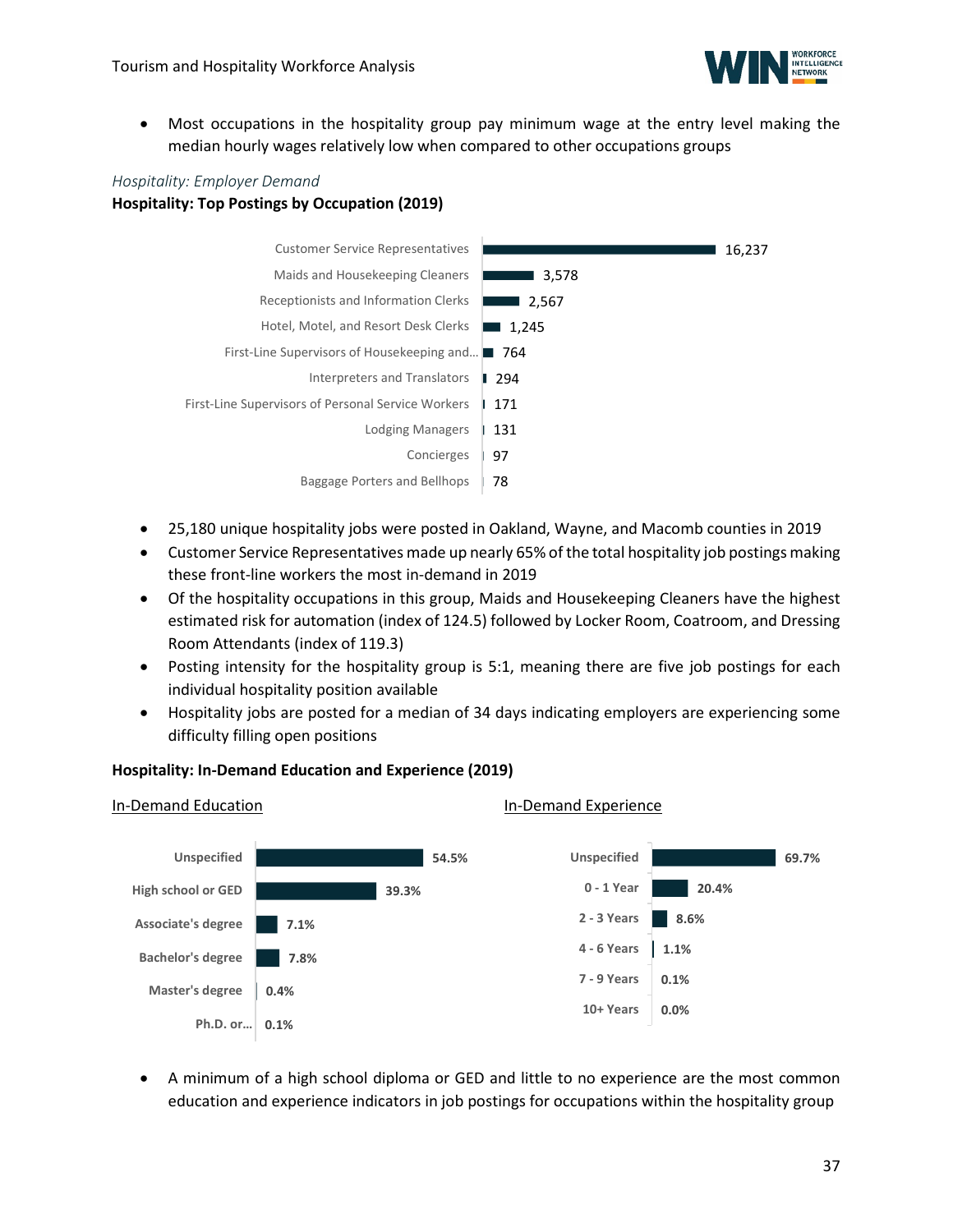- Most occupations in the hospitality group pay minimum wage at the entry level making the median hourly wages relatively low when compared to other occupations groups

*Hospitality: Employer Demand*

**Hospitality: Top Postings by Occupation (2019)**

| Occupation | Postings |
|---|---|
| Customer Service Representatives | 16,237 |
| Maids and Housekeeping Cleaners | 3,578 |
| Receptionists and Information Clerks | 2,567 |
| Hotel, Motel, and Resort Desk Clerks | 1,245 |
| First-Line Supervisors of Housekeeping and... | 764 |
| Interpreters and Translators | 294 |
| First-Line Supervisors of Personal Service Workers | 171 |
| Lodging Managers | 131 |
| Concierges | 97 |
| Baggage Porters and Bellhops | 78 |

- 25,180 unique hospitality jobs were posted in Oakland, Wayne, and Macomb counties in 2019
- Customer Service Representatives made up nearly 65% of the total hospitality job postings making these front-line workers the most in-demand in 2019
- Of the hospitality occupations in this group, Maids and Housekeeping Cleaners have the highest estimated risk for automation (index of 124.5) followed by Locker Room, Coatroom, and Dressing Room Attendants (index of 119.3)
- Posting intensity for the hospitality group is 5:1, meaning there are five job postings for each individual hospitality position available
- Hospitality jobs are posted for a median of 34 days indicating employers are experiencing some difficulty filling open positions

**Hospitality: In-Demand Education and Experience (2019)**

In-Demand Education

| Education | Percent |
|---|---|
| Unspecified | 54.5% |
| High school or GED | 39.3% |
| Associate's degree | 7.1% |
| Bachelor's degree | 7.8% |
| Master's degree | 0.4% |
| Ph.D. or... | 0.1% |

In-Demand Experience

| Experience | Percent |
|---|---|
| Unspecified | 69.7% |
| 0 - 1 Year | 20.4% |
| 2 - 3 Years | 8.6% |
| 4 - 6 Years | 1.1% |
| 7 - 9 Years | 0.1% |
| 10+ Years | 0.0% |

- A minimum of a high school diploma or GED and little to no experience are the most common education and experience indicators in job postings for occupations within the hospitality group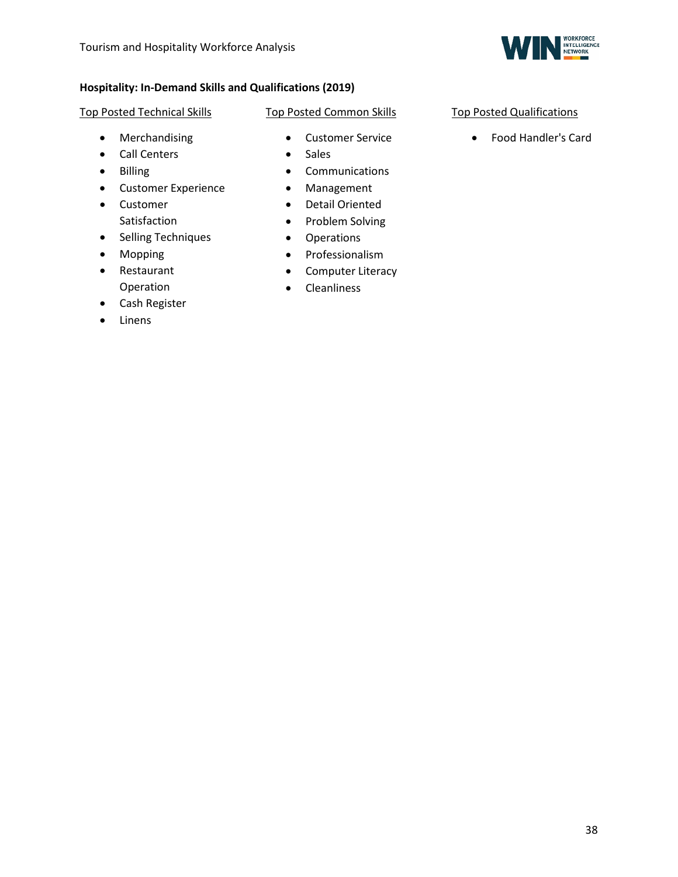**Hospitality: In-Demand Skills and Qualifications (2019)**

Top Posted Technical Skills

- Merchandising
- Call Centers
- Billing
- Customer Experience
- Customer Satisfaction
- Selling Techniques
- Mopping
- Restaurant Operation
- Cash Register
- Linens

Top Posted Common Skills

- Customer Service
- Sales
- Communications
- Management
- Detail Oriented
- Problem Solving
- Operations
- Professionalism
- Computer Literacy
- Cleanliness

Top Posted Qualifications

- Food Handler's Card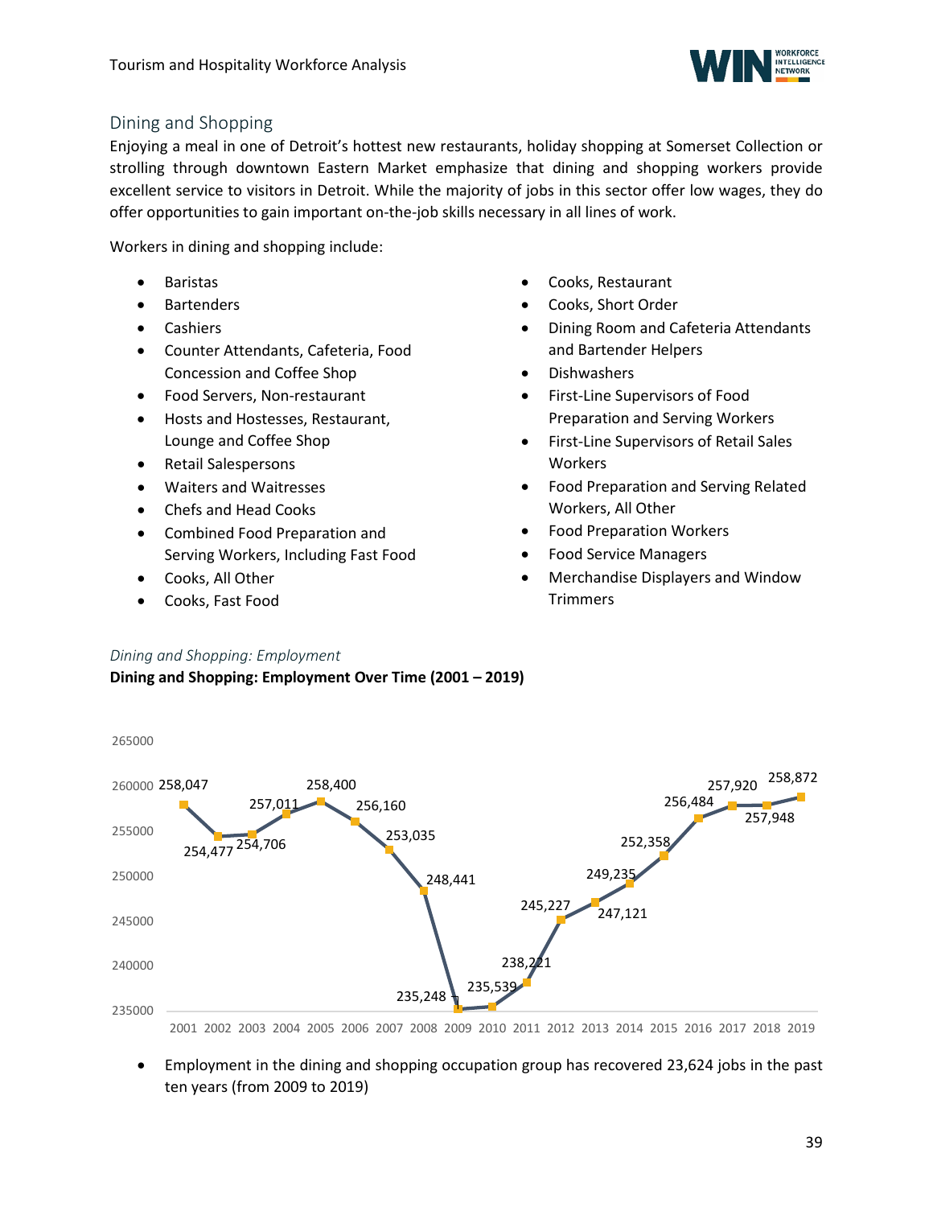## Dining and Shopping

Enjoying a meal in one of Detroit's hottest new restaurants, holiday shopping at Somerset Collection or strolling through downtown Eastern Market emphasize that dining and shopping workers provide excellent service to visitors in Detroit. While the majority of jobs in this sector offer low wages, they do offer opportunities to gain important on-the-job skills necessary in all lines of work.

Workers in dining and shopping include:

- Baristas
- Bartenders
- Cashiers
- Counter Attendants, Cafeteria, Food Concession and Coffee Shop
- Food Servers, Non-restaurant
- Hosts and Hostesses, Restaurant, Lounge and Coffee Shop
- Retail Salespersons
- Waiters and Waitresses
- Chefs and Head Cooks
- Combined Food Preparation and Serving Workers, Including Fast Food
- Cooks, All Other
- Cooks, Fast Food
- Cooks, Restaurant
- Cooks, Short Order
- Dining Room and Cafeteria Attendants and Bartender Helpers
- Dishwashers
- First-Line Supervisors of Food Preparation and Serving Workers
- First-Line Supervisors of Retail Sales Workers
- Food Preparation and Serving Related Workers, All Other
- Food Preparation Workers
- Food Service Managers
- Merchandise Displayers and Window Trimmers

*Dining and Shopping: Employment*

**Dining and Shopping: Employment Over Time (2001 – 2019)**

| Year | Employment |
|---|---|
| 2001 | 258,047 |
| 2002 | 254,477 |
| 2003 | 254,706 |
| 2004 | 257,011 |
| 2005 | 258,400 |
| 2006 | 256,160 |
| 2007 | 253,035 |
| 2008 | 248,441 |
| 2009 | 235,248 |
| 2010 | 235,539 |
| 2011 | 238,221 |
| 2012 | 245,227 |
| 2013 | 247,121 |
| 2014 | 249,235 |
| 2015 | 252,358 |
| 2016 | 256,484 |
| 2017 | 257,920 |
| 2018 | 257,948 |
| 2019 | 258,872 |

- Employment in the dining and shopping occupation group has recovered 23,624 jobs in the past ten years (from 2009 to 2019)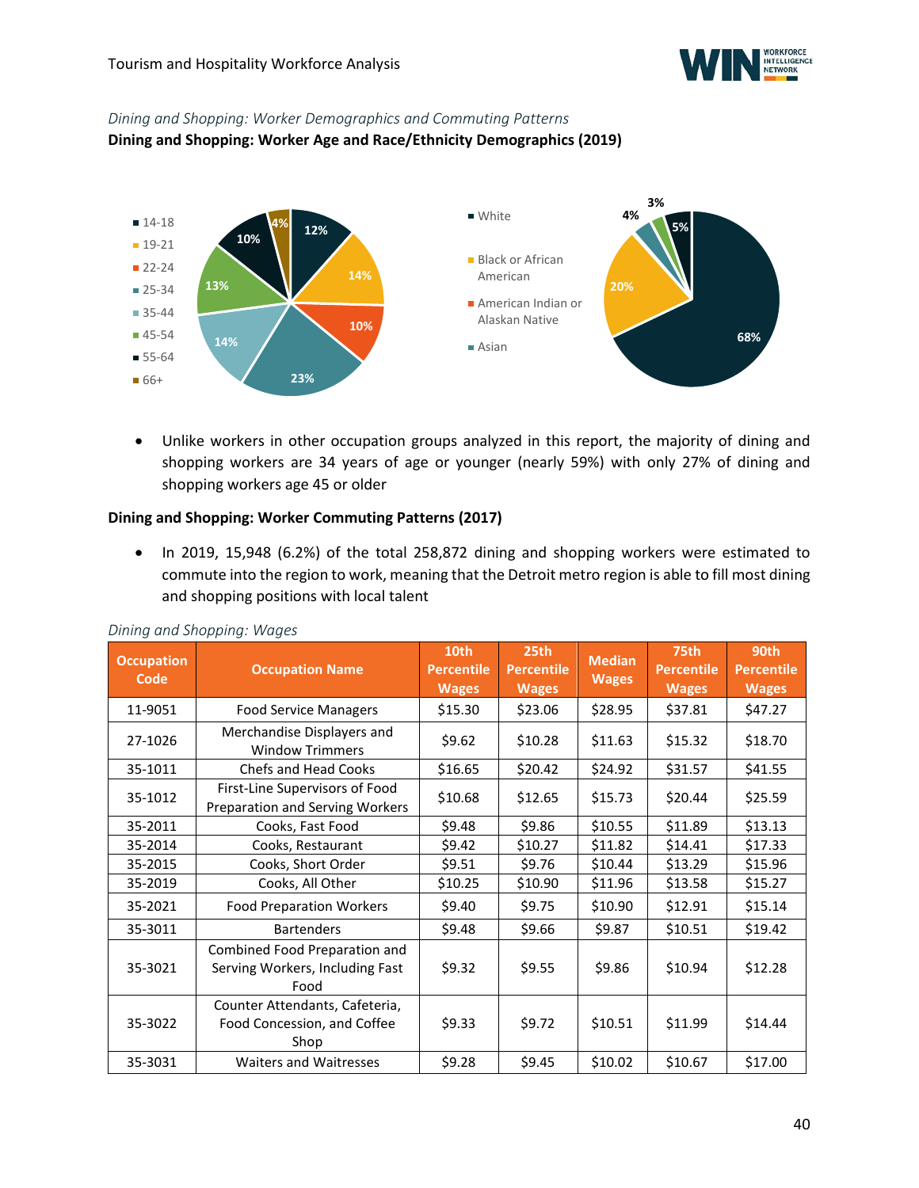*Dining and Shopping: Worker Demographics and Commuting Patterns*

**Dining and Shopping: Worker Age and Race/Ethnicity Demographics (2019)**

- Unlike workers in other occupation groups analyzed in this report, the majority of dining and shopping workers are 34 years of age or younger (nearly 59%) with only 27% of dining and shopping workers age 45 or older

**Dining and Shopping: Worker Commuting Patterns (2017)**

- In 2019, 15,948 (6.2%) of the total 258,872 dining and shopping workers were estimated to commute into the region to work, meaning that the Detroit metro region is able to fill most dining and shopping positions with local talent

*Dining and Shopping: Wages*

| Occupation Code | Occupation Name | 10th Percentile Wages | 25th Percentile Wages | Median Wages | 75th Percentile Wages | 90th Percentile Wages |
|---|---|---|---|---|---|---|
| 11-9051 | Food Service Managers | $15.30 | $23.06 | $28.95 | $37.81 | $47.27 |
| 27-1026 | Merchandise Displayers and Window Trimmers | $9.62 | $10.28 | $11.63 | $15.32 | $18.70 |
| 35-1011 | Chefs and Head Cooks | $16.65 | $20.42 | $24.92 | $31.57 | $41.55 |
| 35-1012 | First-Line Supervisors of Food Preparation and Serving Workers | $10.68 | $12.65 | $15.73 | $20.44 | $25.59 |
| 35-2011 | Cooks, Fast Food | $9.48 | $9.86 | $10.55 | $11.89 | $13.13 |
| 35-2014 | Cooks, Restaurant | $9.42 | $10.27 | $11.82 | $14.41 | $17.33 |
| 35-2015 | Cooks, Short Order | $9.51 | $9.76 | $10.44 | $13.29 | $15.96 |
| 35-2019 | Cooks, All Other | $10.25 | $10.90 | $11.96 | $13.58 | $15.27 |
| 35-2021 | Food Preparation Workers | $9.40 | $9.75 | $10.90 | $12.91 | $15.14 |
| 35-3011 | Bartenders | $9.48 | $9.66 | $9.87 | $10.51 | $19.42 |
| 35-3021 | Combined Food Preparation and Serving Workers, Including Fast Food | $9.32 | $9.55 | $9.86 | $10.94 | $12.28 |
| 35-3022 | Counter Attendants, Cafeteria, Food Concession, and Coffee Shop | $9.33 | $9.72 | $10.51 | $11.99 | $14.44 |
| 35-3031 | Waiters and Waitresses | $9.28 | $9.45 | $10.02 | $10.67 | $17.00 |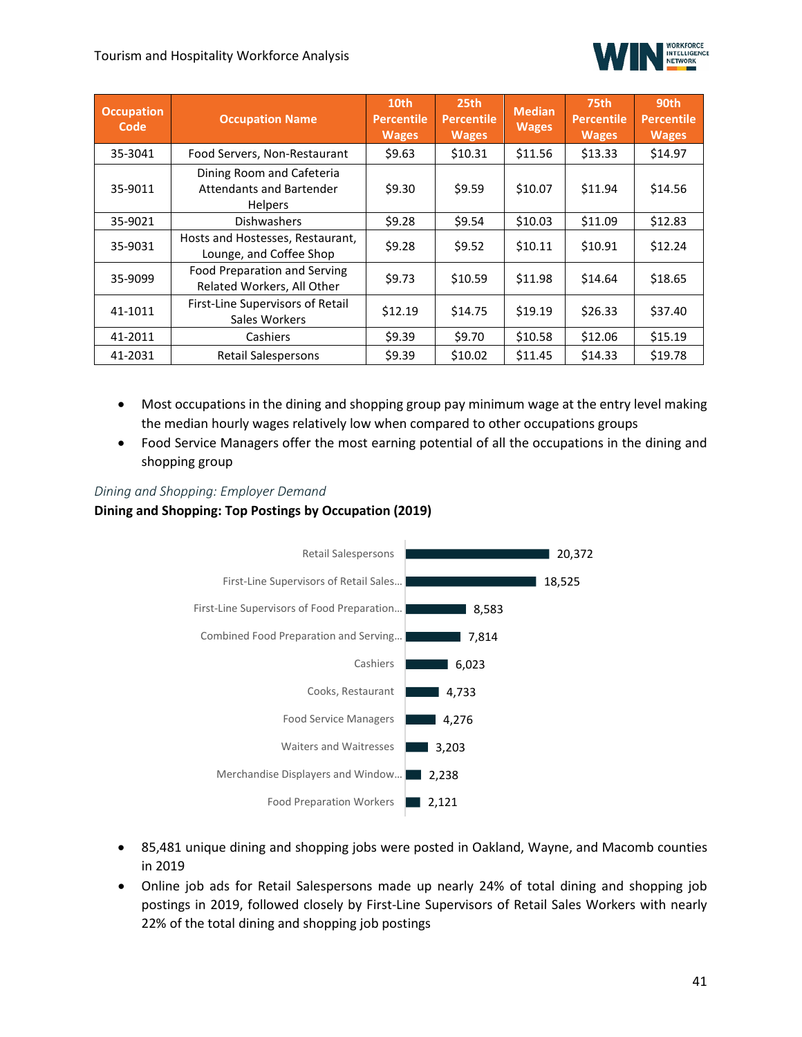| Occupation Code | Occupation Name | 10th Percentile Wages | 25th Percentile Wages | Median Wages | 75th Percentile Wages | 90th Percentile Wages |
|---|---|---|---|---|---|---|
| 35-3041 | Food Servers, Non-Restaurant | $9.63 | $10.31 | $11.56 | $13.33 | $14.97 |
| 35-9011 | Dining Room and Cafeteria Attendants and Bartender Helpers | $9.30 | $9.59 | $10.07 | $11.94 | $14.56 |
| 35-9021 | Dishwashers | $9.28 | $9.54 | $10.03 | $11.09 | $12.83 |
| 35-9031 | Hosts and Hostesses, Restaurant, Lounge, and Coffee Shop | $9.28 | $9.52 | $10.11 | $10.91 | $12.24 |
| 35-9099 | Food Preparation and Serving Related Workers, All Other | $9.73 | $10.59 | $11.98 | $14.64 | $18.65 |
| 41-1011 | First-Line Supervisors of Retail Sales Workers | $12.19 | $14.75 | $19.19 | $26.33 | $37.40 |
| 41-2011 | Cashiers | $9.39 | $9.70 | $10.58 | $12.06 | $15.19 |
| 41-2031 | Retail Salespersons | $9.39 | $10.02 | $11.45 | $14.33 | $19.78 |

- Most occupations in the dining and shopping group pay minimum wage at the entry level making the median hourly wages relatively low when compared to other occupations groups
- Food Service Managers offer the most earning potential of all the occupations in the dining and shopping group

*Dining and Shopping: Employer Demand*

**Dining and Shopping: Top Postings by Occupation (2019)**

| Occupation | Postings |
|---|---|
| Retail Salespersons | 20,372 |
| First-Line Supervisors of Retail Sales... | 18,525 |
| First-Line Supervisors of Food Preparation... | 8,583 |
| Combined Food Preparation and Serving... | 7,814 |
| Cashiers | 6,023 |
| Cooks, Restaurant | 4,733 |
| Food Service Managers | 4,276 |
| Waiters and Waitresses | 3,203 |
| Merchandise Displayers and Window... | 2,238 |
| Food Preparation Workers | 2,121 |

- 85,481 unique dining and shopping jobs were posted in Oakland, Wayne, and Macomb counties in 2019
- Online job ads for Retail Salespersons made up nearly 24% of total dining and shopping job postings in 2019, followed closely by First-Line Supervisors of Retail Sales Workers with nearly 22% of the total dining and shopping job postings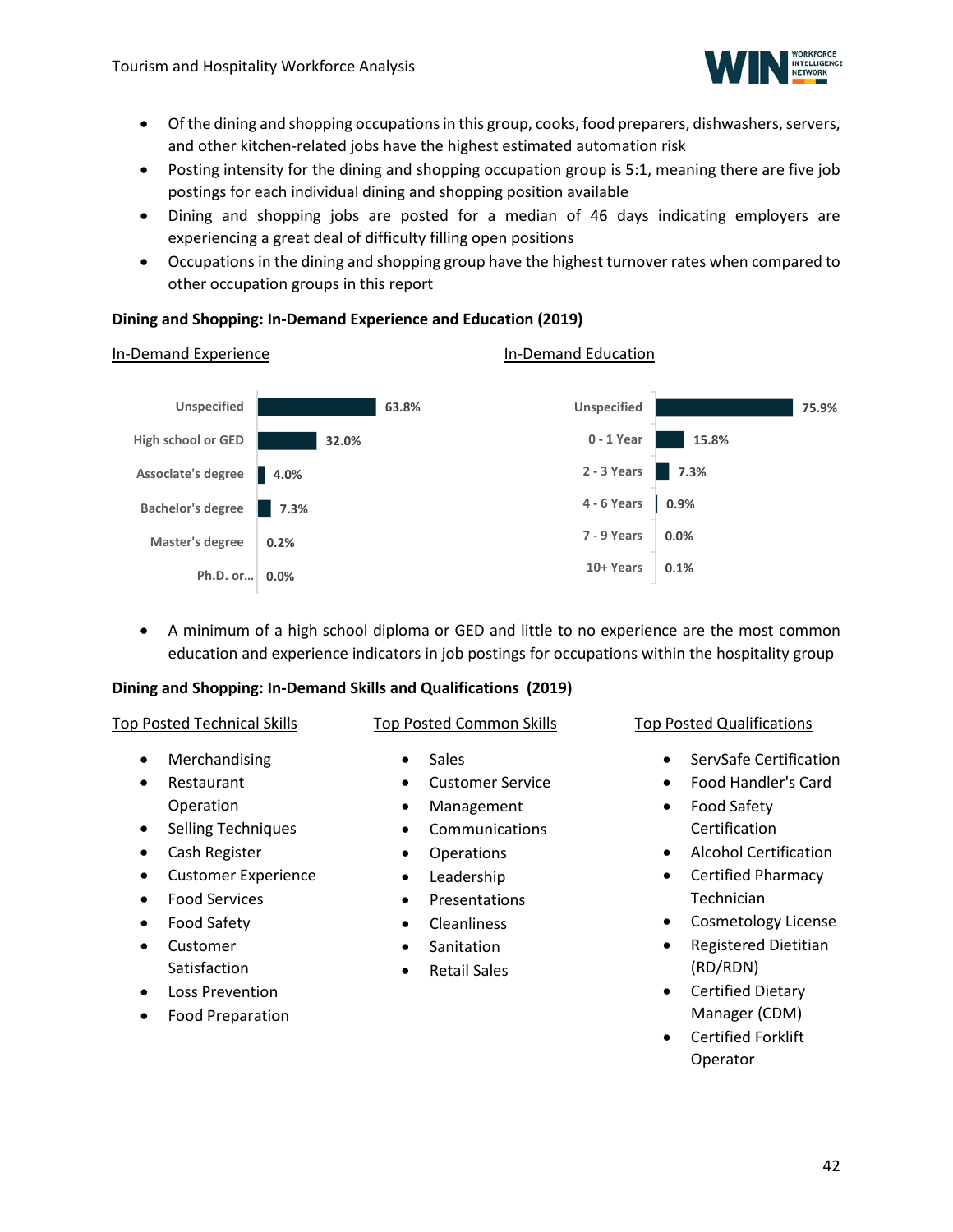- Of the dining and shopping occupations in this group, cooks, food preparers, dishwashers, servers, and other kitchen-related jobs have the highest estimated automation risk
- Posting intensity for the dining and shopping occupation group is 5:1, meaning there are five job postings for each individual dining and shopping position available
- Dining and shopping jobs are posted for a median of 46 days indicating employers are experiencing a great deal of difficulty filling open positions
- Occupations in the dining and shopping group have the highest turnover rates when compared to other occupation groups in this report

**Dining and Shopping: In-Demand Experience and Education (2019)**

In-Demand Experience

| Level | Share |
|---|---|
| Unspecified | 63.8% |
| High school or GED | 32.0% |
| Associate's degree | 4.0% |
| Bachelor's degree | 7.3% |
| Master's degree | 0.2% |
| Ph.D. or... | 0.0% |

In-Demand Education

| Level | Share |
|---|---|
| Unspecified | 75.9% |
| 0 - 1 Year | 15.8% |
| 2 - 3 Years | 7.3% |
| 4 - 6 Years | 0.9% |
| 7 - 9 Years | 0.0% |
| 10+ Years | 0.1% |

- A minimum of a high school diploma or GED and little to no experience are the most common education and experience indicators in job postings for occupations within the hospitality group

**Dining and Shopping: In-Demand Skills and Qualifications (2019)**

Top Posted Technical Skills

- Merchandising
- Restaurant Operation
- Selling Techniques
- Cash Register
- Customer Experience
- Food Services
- Food Safety
- Customer Satisfaction
- Loss Prevention
- Food Preparation

Top Posted Common Skills

- Sales
- Customer Service
- Management
- Communications
- Operations
- Leadership
- Presentations
- Cleanliness
- Sanitation
- Retail Sales

Top Posted Qualifications

- ServSafe Certification
- Food Handler's Card
- Food Safety Certification
- Alcohol Certification
- Certified Pharmacy Technician
- Cosmetology License
- Registered Dietitian (RD/RDN)
- Certified Dietary Manager (CDM)
- Certified Forklift Operator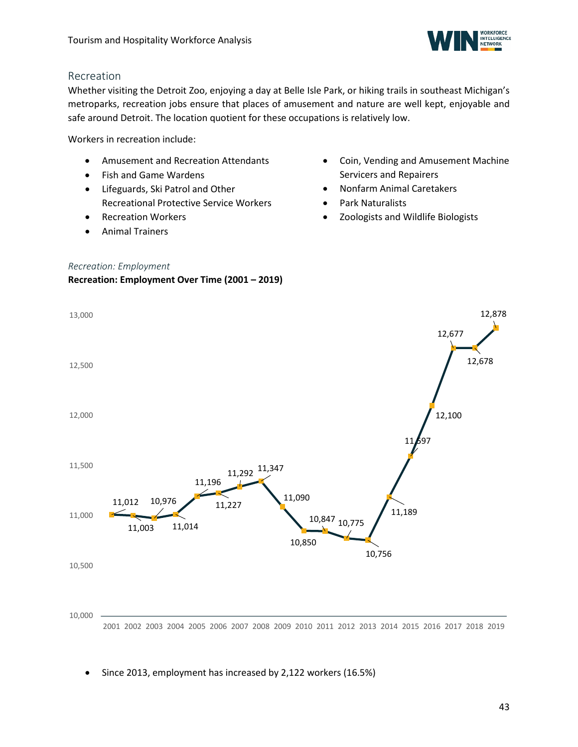## Recreation

Whether visiting the Detroit Zoo, enjoying a day at Belle Isle Park, or hiking trails in southeast Michigan's metroparks, recreation jobs ensure that places of amusement and nature are well kept, enjoyable and safe around Detroit. The location quotient for these occupations is relatively low.

Workers in recreation include:

- Amusement and Recreation Attendants
- Fish and Game Wardens
- Lifeguards, Ski Patrol and Other Recreational Protective Service Workers
- Recreation Workers
- Animal Trainers
- Coin, Vending and Amusement Machine Servicers and Repairers
- Nonfarm Animal Caretakers
- Park Naturalists
- Zoologists and Wildlife Biologists

*Recreation: Employment*

**Recreation: Employment Over Time (2001 – 2019)**

| Year | Employment |
|---|---|
| 2001 | 11,012 |
| 2002 | 11,003 |
| 2003 | 10,976 |
| 2004 | 11,014 |
| 2005 | 11,196 |
| 2006 | 11,227 |
| 2007 | 11,292 |
| 2008 | 11,347 |
| 2009 | 11,090 |
| 2010 | 10,850 |
| 2011 | 10,847 |
| 2012 | 10,775 |
| 2013 | 10,756 |
| 2014 | 11,189 |
| 2015 | 11,597 |
| 2016 | 12,100 |
| 2017 | 12,677 |
| 2018 | 12,678 |
| 2019 | 12,878 |

- Since 2013, employment has increased by 2,122 workers (16.5%)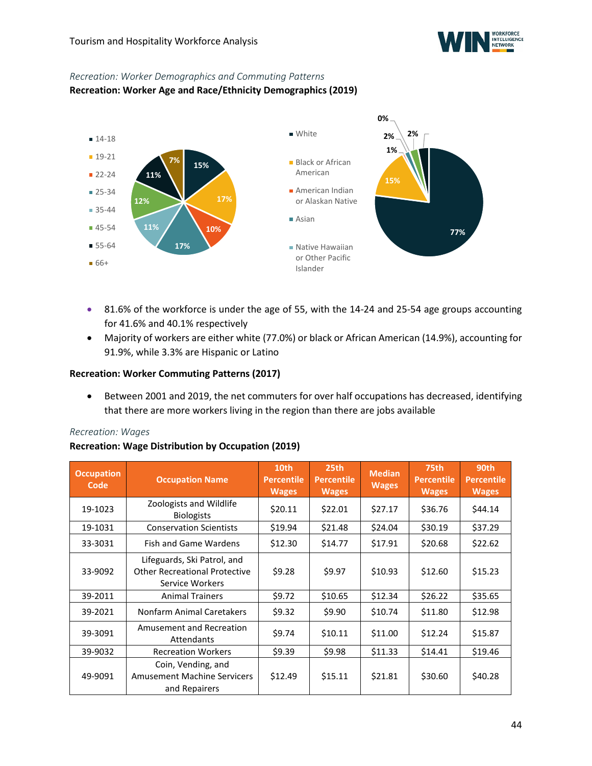*Recreation: Worker Demographics and Commuting Patterns*

**Recreation: Worker Age and Race/Ethnicity Demographics (2019)**

- 81.6% of the workforce is under the age of 55, with the 14-24 and 25-54 age groups accounting for 41.6% and 40.1% respectively
- Majority of workers are either white (77.0%) or black or African American (14.9%), accounting for 91.9%, while 3.3% are Hispanic or Latino

**Recreation: Worker Commuting Patterns (2017)**

- Between 2001 and 2019, the net commuters for over half occupations has decreased, identifying that there are more workers living in the region than there are jobs available

*Recreation: Wages*

**Recreation: Wage Distribution by Occupation (2019)**

| Occupation Code | Occupation Name | 10th Percentile Wages | 25th Percentile Wages | Median Wages | 75th Percentile Wages | 90th Percentile Wages |
|---|---|---|---|---|---|---|
| 19-1023 | Zoologists and Wildlife Biologists | $20.11 | $22.01 | $27.17 | $36.76 | $44.14 |
| 19-1031 | Conservation Scientists | $19.94 | $21.48 | $24.04 | $30.19 | $37.29 |
| 33-3031 | Fish and Game Wardens | $12.30 | $14.77 | $17.91 | $20.68 | $22.62 |
| 33-9092 | Lifeguards, Ski Patrol, and Other Recreational Protective Service Workers | $9.28 | $9.97 | $10.93 | $12.60 | $15.23 |
| 39-2011 | Animal Trainers | $9.72 | $10.65 | $12.34 | $26.22 | $35.65 |
| 39-2021 | Nonfarm Animal Caretakers | $9.32 | $9.90 | $10.74 | $11.80 | $12.98 |
| 39-3091 | Amusement and Recreation Attendants | $9.74 | $10.11 | $11.00 | $12.24 | $15.87 |
| 39-9032 | Recreation Workers | $9.39 | $9.98 | $11.33 | $14.41 | $19.46 |
| 49-9091 | Coin, Vending, and Amusement Machine Servicers and Repairers | $12.49 | $15.11 | $21.81 | $30.60 | $40.28 |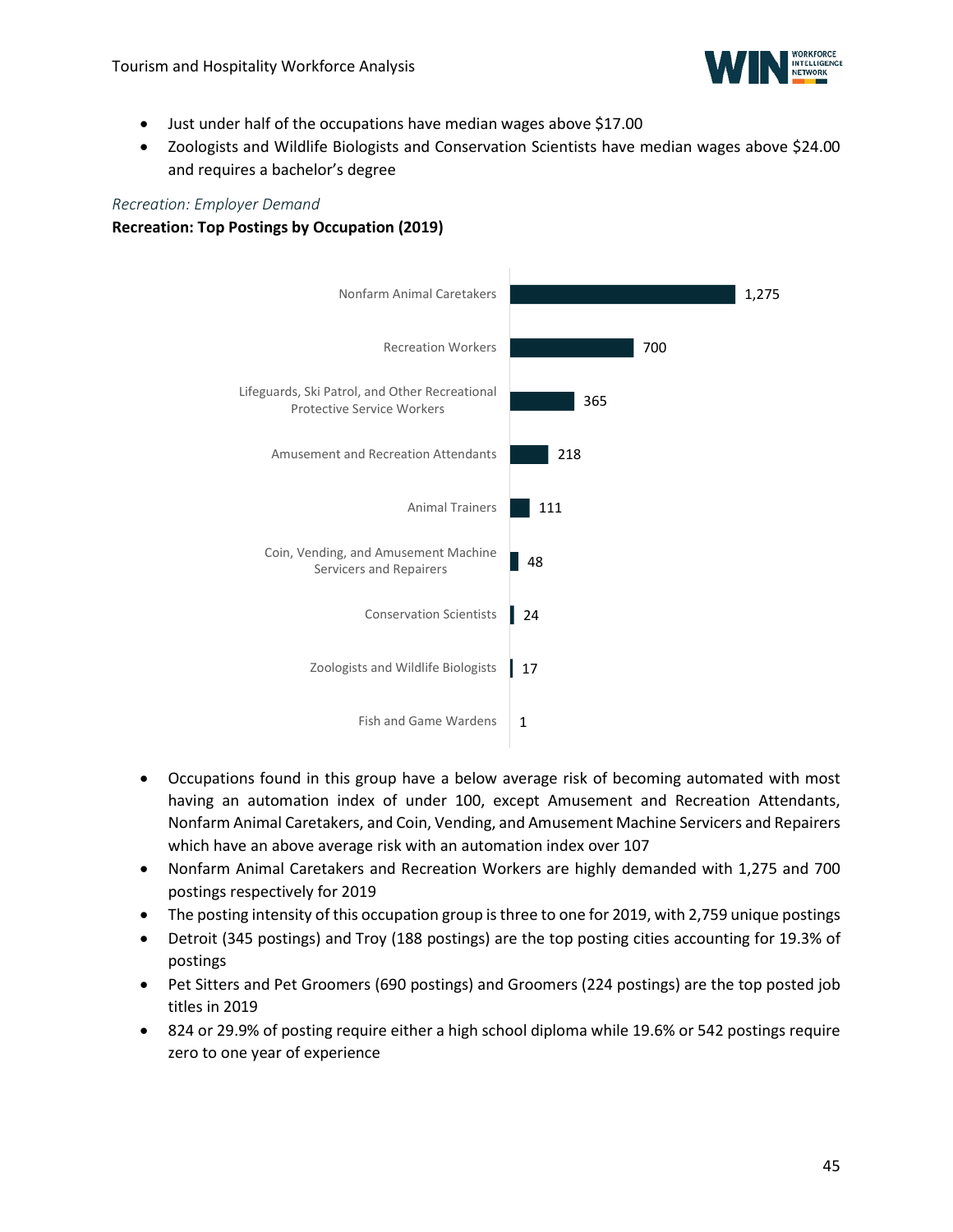- Just under half of the occupations have median wages above $17.00
- Zoologists and Wildlife Biologists and Conservation Scientists have median wages above $24.00 and requires a bachelor's degree

*Recreation: Employer Demand*

**Recreation: Top Postings by Occupation (2019)**

| Occupation | Postings |
|---|---|
| Nonfarm Animal Caretakers | 1,275 |
| Recreation Workers | 700 |
| Lifeguards, Ski Patrol, and Other Recreational Protective Service Workers | 365 |
| Amusement and Recreation Attendants | 218 |
| Animal Trainers | 111 |
| Coin, Vending, and Amusement Machine Servicers and Repairers | 48 |
| Conservation Scientists | 24 |
| Zoologists and Wildlife Biologists | 17 |
| Fish and Game Wardens | 1 |

- Occupations found in this group have a below average risk of becoming automated with most having an automation index of under 100, except Amusement and Recreation Attendants, Nonfarm Animal Caretakers, and Coin, Vending, and Amusement Machine Servicers and Repairers which have an above average risk with an automation index over 107
- Nonfarm Animal Caretakers and Recreation Workers are highly demanded with 1,275 and 700 postings respectively for 2019
- The posting intensity of this occupation group is three to one for 2019, with 2,759 unique postings
- Detroit (345 postings) and Troy (188 postings) are the top posting cities accounting for 19.3% of postings
- Pet Sitters and Pet Groomers (690 postings) and Groomers (224 postings) are the top posted job titles in 2019
- 824 or 29.9% of posting require either a high school diploma while 19.6% or 542 postings require zero to one year of experience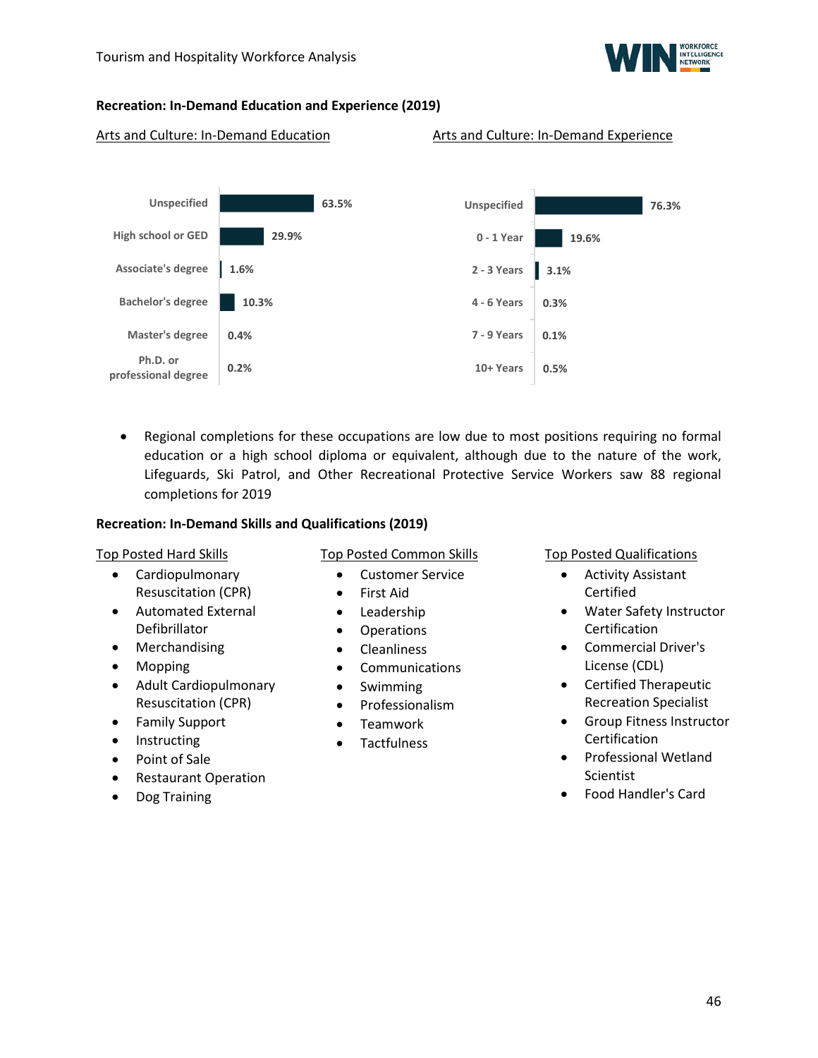**Recreation: In-Demand Education and Experience (2019)**

Arts and Culture: In-Demand Education

| Education | Percent |
|---|---|
| Unspecified | 63.5% |
| High school or GED | 29.9% |
| Associate's degree | 1.6% |
| Bachelor's degree | 10.3% |
| Master's degree | 0.4% |
| Ph.D. or professional degree | 0.2% |

Arts and Culture: In-Demand Experience

| Experience | Percent |
|---|---|
| Unspecified | 76.3% |
| 0 - 1 Year | 19.6% |
| 2 - 3 Years | 3.1% |
| 4 - 6 Years | 0.3% |
| 7 - 9 Years | 0.1% |
| 10+ Years | 0.5% |

- Regional completions for these occupations are low due to most positions requiring no formal education or a high school diploma or equivalent, although due to the nature of the work, Lifeguards, Ski Patrol, and Other Recreational Protective Service Workers saw 88 regional completions for 2019

**Recreation: In-Demand Skills and Qualifications (2019)**

Top Posted Hard Skills

- Cardiopulmonary Resuscitation (CPR)
- Automated External Defibrillator
- Merchandising
- Mopping
- Adult Cardiopulmonary Resuscitation (CPR)
- Family Support
- Instructing
- Point of Sale
- Restaurant Operation
- Dog Training

Top Posted Common Skills

- Customer Service
- First Aid
- Leadership
- Operations
- Cleanliness
- Communications
- Swimming
- Professionalism
- Teamwork
- Tactfulness

Top Posted Qualifications

- Activity Assistant Certified
- Water Safety Instructor Certification
- Commercial Driver's License (CDL)
- Certified Therapeutic Recreation Specialist
- Group Fitness Instructor Certification
- Professional Wetland Scientist
- Food Handler's Card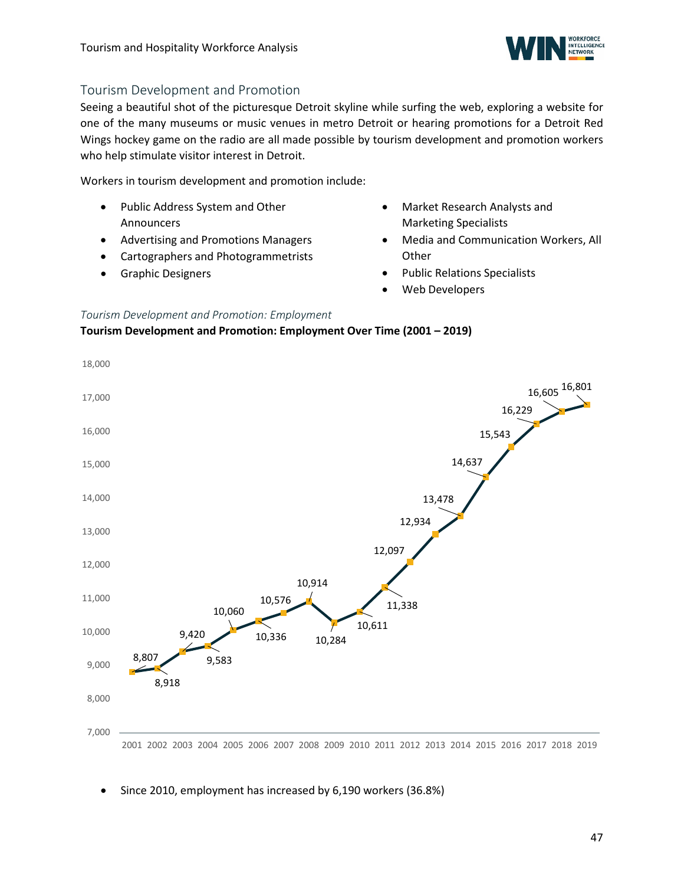## Tourism Development and Promotion

Seeing a beautiful shot of the picturesque Detroit skyline while surfing the web, exploring a website for one of the many museums or music venues in metro Detroit or hearing promotions for a Detroit Red Wings hockey game on the radio are all made possible by tourism development and promotion workers who help stimulate visitor interest in Detroit.

Workers in tourism development and promotion include:

- Public Address System and Other Announcers
- Advertising and Promotions Managers
- Cartographers and Photogrammetrists
- Graphic Designers
- Market Research Analysts and Marketing Specialists
- Media and Communication Workers, All Other
- Public Relations Specialists
- Web Developers

### *Tourism Development and Promotion: Employment*

**Tourism Development and Promotion: Employment Over Time (2001 – 2019)**

| Year | Employment |
|---|---|
| 2001 | 8,807 |
| 2002 | 8,918 |
| 2003 | 9,420 |
| 2004 | 9,583 |
| 2005 | 10,060 |
| 2006 | 10,336 |
| 2007 | 10,576 |
| 2008 | 10,914 |
| 2009 | 10,284 |
| 2010 | 10,611 |
| 2011 | 11,338 |
| 2012 | 12,097 |
| 2013 | 12,934 |
| 2014 | 13,478 |
| 2015 | 14,637 |
| 2016 | 15,543 |
| 2017 | 16,229 |
| 2018 | 16,605 |
| 2019 | 16,801 |

- Since 2010, employment has increased by 6,190 workers (36.8%)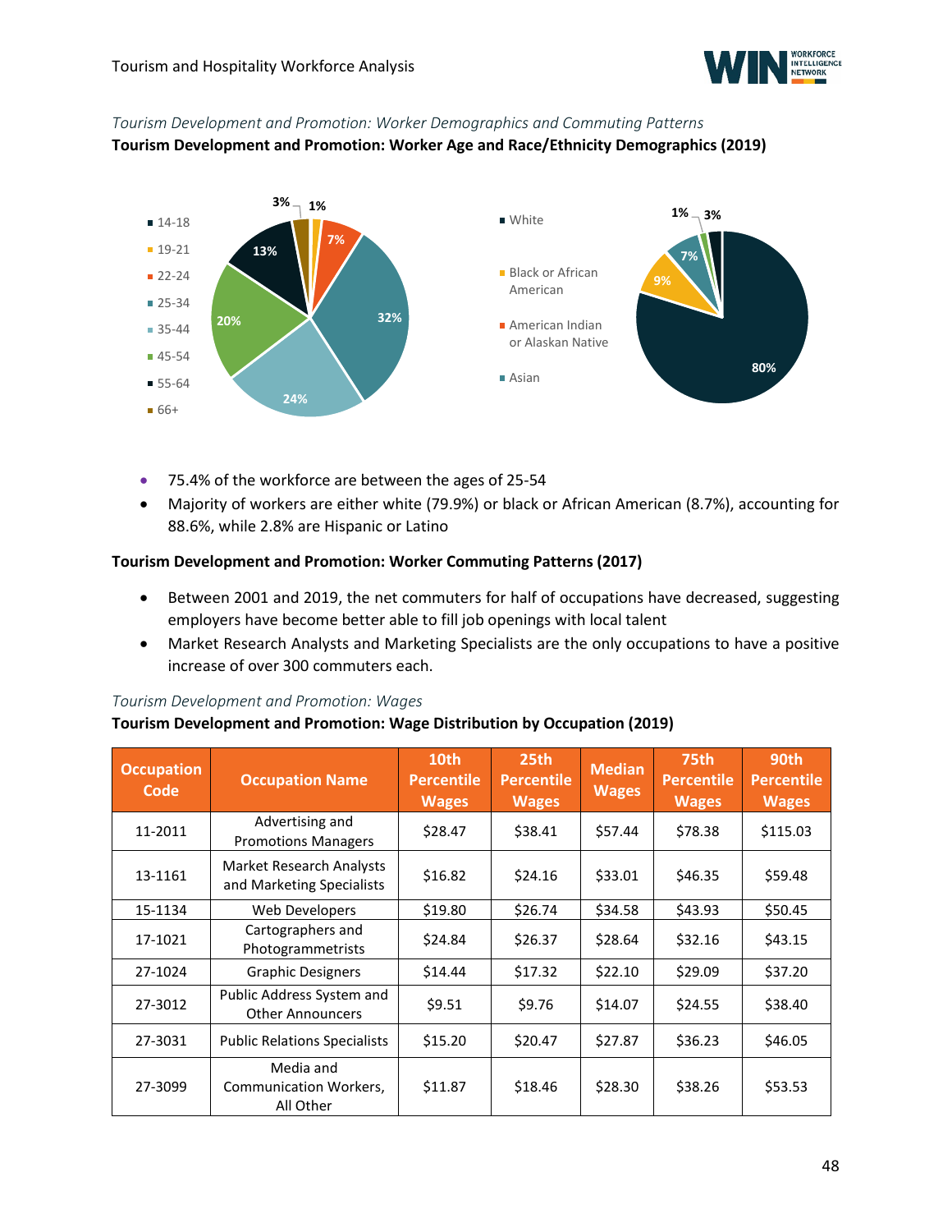*Tourism Development and Promotion: Worker Demographics and Commuting Patterns*

**Tourism Development and Promotion: Worker Age and Race/Ethnicity Demographics (2019)**

- 75.4% of the workforce are between the ages of 25-54
- Majority of workers are either white (79.9%) or black or African American (8.7%), accounting for 88.6%, while 2.8% are Hispanic or Latino

**Tourism Development and Promotion: Worker Commuting Patterns (2017)**

- Between 2001 and 2019, the net commuters for half of occupations have decreased, suggesting employers have become better able to fill job openings with local talent
- Market Research Analysts and Marketing Specialists are the only occupations to have a positive increase of over 300 commuters each.

*Tourism Development and Promotion: Wages*

**Tourism Development and Promotion: Wage Distribution by Occupation (2019)**

| Occupation Code | Occupation Name | 10th Percentile Wages | 25th Percentile Wages | Median Wages | 75th Percentile Wages | 90th Percentile Wages |
|---|---|---|---|---|---|---|
| 11-2011 | Advertising and Promotions Managers | $28.47 | $38.41 | $57.44 | $78.38 | $115.03 |
| 13-1161 | Market Research Analysts and Marketing Specialists | $16.82 | $24.16 | $33.01 | $46.35 | $59.48 |
| 15-1134 | Web Developers | $19.80 | $26.74 | $34.58 | $43.93 | $50.45 |
| 17-1021 | Cartographers and Photogrammetrists | $24.84 | $26.37 | $28.64 | $32.16 | $43.15 |
| 27-1024 | Graphic Designers | $14.44 | $17.32 | $22.10 | $29.09 | $37.20 |
| 27-3012 | Public Address System and Other Announcers | $9.51 | $9.76 | $14.07 | $24.55 | $38.40 |
| 27-3031 | Public Relations Specialists | $15.20 | $20.47 | $27.87 | $36.23 | $46.05 |
| 27-3099 | Media and Communication Workers, All Other | $11.87 | $18.46 | $28.30 | $38.26 | $53.53 |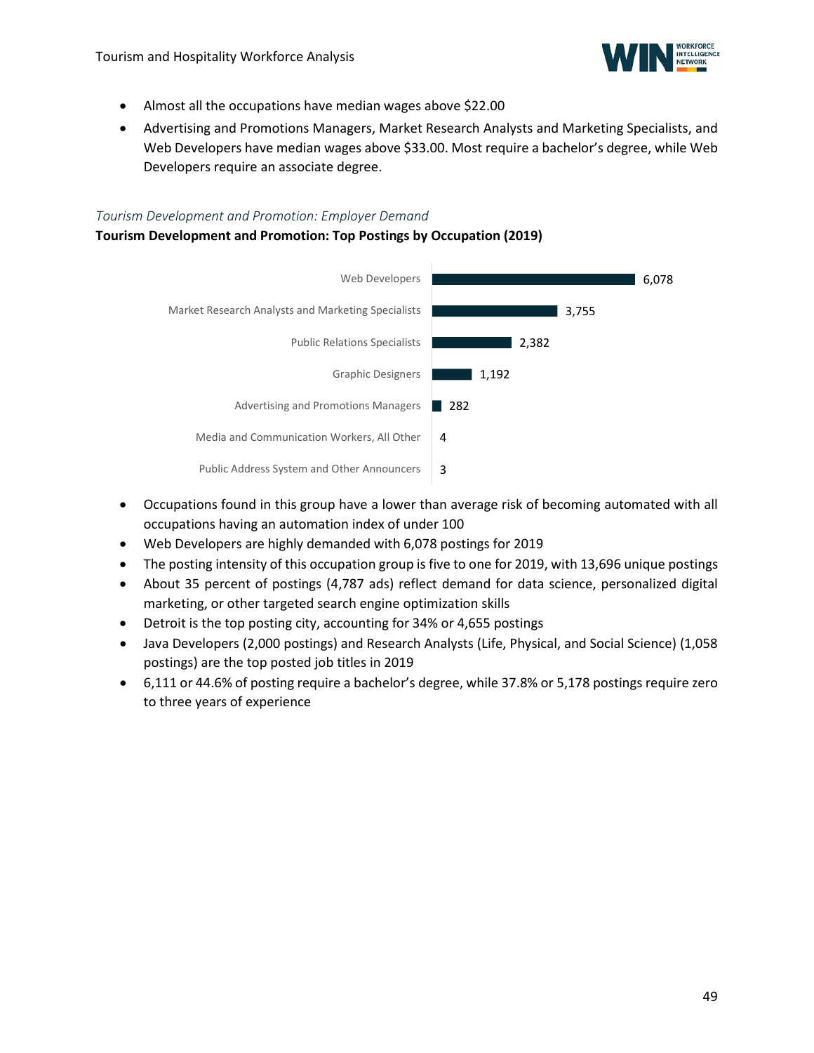- Almost all the occupations have median wages above $22.00
- Advertising and Promotions Managers, Market Research Analysts and Marketing Specialists, and Web Developers have median wages above $33.00. Most require a bachelor's degree, while Web Developers require an associate degree.

*Tourism Development and Promotion: Employer Demand*

**Tourism Development and Promotion: Top Postings by Occupation (2019)**

| Occupation | Postings |
| --- | --- |
| Web Developers | 6,078 |
| Market Research Analysts and Marketing Specialists | 3,755 |
| Public Relations Specialists | 2,382 |
| Graphic Designers | 1,192 |
| Advertising and Promotions Managers | 282 |
| Media and Communication Workers, All Other | 4 |
| Public Address System and Other Announcers | 3 |

- Occupations found in this group have a lower than average risk of becoming automated with all occupations having an automation index of under 100
- Web Developers are highly demanded with 6,078 postings for 2019
- The posting intensity of this occupation group is five to one for 2019, with 13,696 unique postings
- About 35 percent of postings (4,787 ads) reflect demand for data science, personalized digital marketing, or other targeted search engine optimization skills
- Detroit is the top posting city, accounting for 34% or 4,655 postings
- Java Developers (2,000 postings) and Research Analysts (Life, Physical, and Social Science) (1,058 postings) are the top posted job titles in 2019
- 6,111 or 44.6% of posting require a bachelor's degree, while 37.8% or 5,178 postings require zero to three years of experience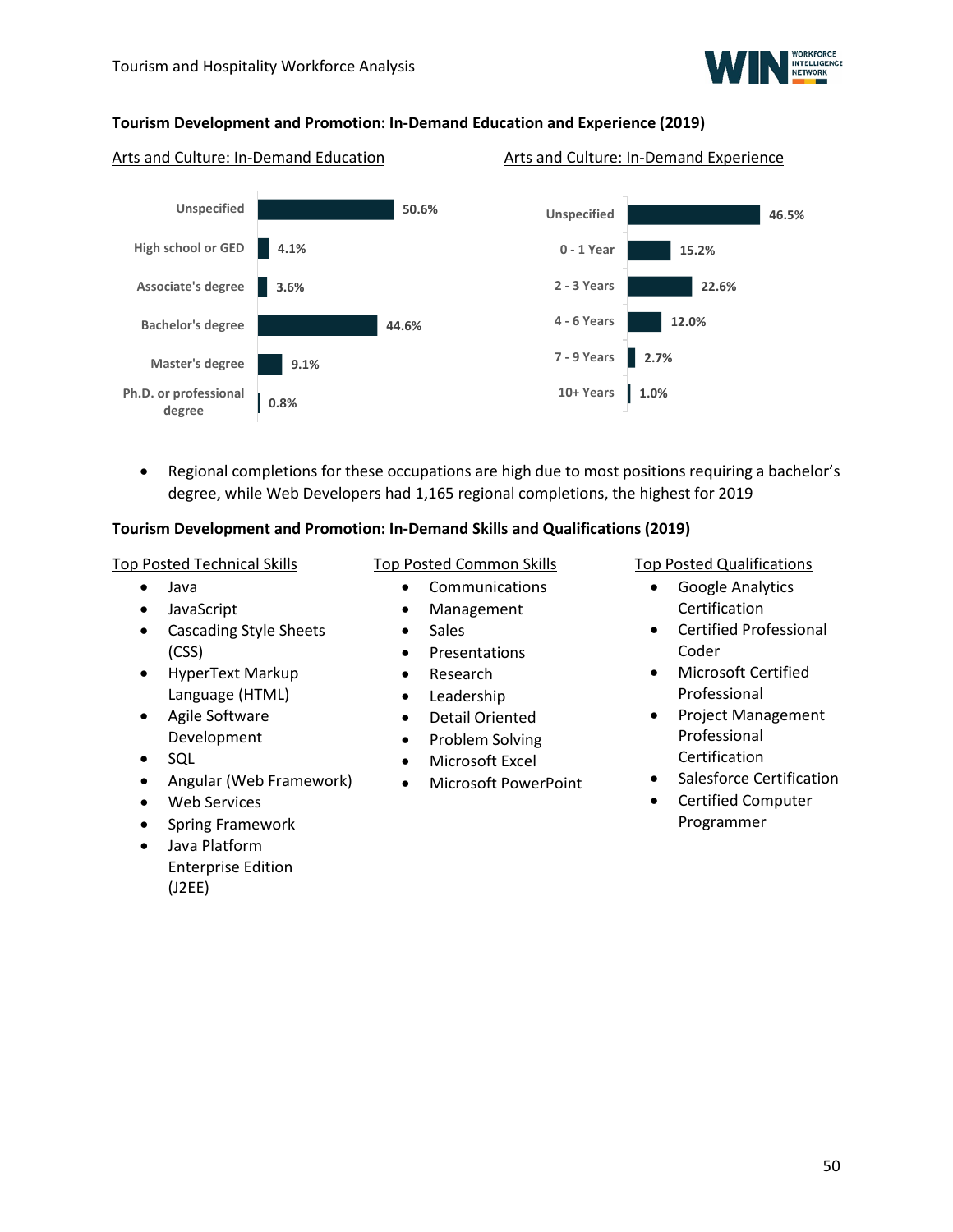**Tourism Development and Promotion: In-Demand Education and Experience (2019)**

Arts and Culture: In-Demand Education

| Education | Percent |
|---|---|
| Unspecified | 50.6% |
| High school or GED | 4.1% |
| Associate's degree | 3.6% |
| Bachelor's degree | 44.6% |
| Master's degree | 9.1% |
| Ph.D. or professional degree | 0.8% |

Arts and Culture: In-Demand Experience

| Experience | Percent |
|---|---|
| Unspecified | 46.5% |
| 0 - 1 Year | 15.2% |
| 2 - 3 Years | 22.6% |
| 4 - 6 Years | 12.0% |
| 7 - 9 Years | 2.7% |
| 10+ Years | 1.0% |

- Regional completions for these occupations are high due to most positions requiring a bachelor's degree, while Web Developers had 1,165 regional completions, the highest for 2019

**Tourism Development and Promotion: In-Demand Skills and Qualifications (2019)**

Top Posted Technical Skills

- Java
- JavaScript
- Cascading Style Sheets (CSS)
- HyperText Markup Language (HTML)
- Agile Software Development
- SQL
- Angular (Web Framework)
- Web Services
- Spring Framework
- Java Platform Enterprise Edition (J2EE)

Top Posted Common Skills

- Communications
- Management
- Sales
- Presentations
- Research
- Leadership
- Detail Oriented
- Problem Solving
- Microsoft Excel
- Microsoft PowerPoint

Top Posted Qualifications

- Google Analytics Certification
- Certified Professional Coder
- Microsoft Certified Professional
- Project Management Professional Certification
- Salesforce Certification
- Certified Computer Programmer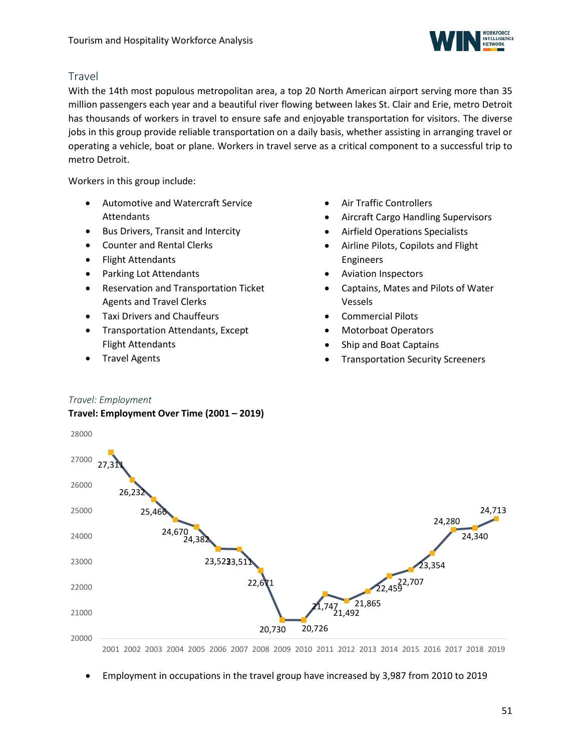## Travel

With the 14th most populous metropolitan area, a top 20 North American airport serving more than 35 million passengers each year and a beautiful river flowing between lakes St. Clair and Erie, metro Detroit has thousands of workers in travel to ensure safe and enjoyable transportation for visitors. The diverse jobs in this group provide reliable transportation on a daily basis, whether assisting in arranging travel or operating a vehicle, boat or plane. Workers in travel serve as a critical component to a successful trip to metro Detroit.

Workers in this group include:

- Automotive and Watercraft Service Attendants
- Bus Drivers, Transit and Intercity
- Counter and Rental Clerks
- Flight Attendants
- Parking Lot Attendants
- Reservation and Transportation Ticket Agents and Travel Clerks
- Taxi Drivers and Chauffeurs
- Transportation Attendants, Except Flight Attendants
- Travel Agents
- Air Traffic Controllers
- Aircraft Cargo Handling Supervisors
- Airfield Operations Specialists
- Airline Pilots, Copilots and Flight Engineers
- Aviation Inspectors
- Captains, Mates and Pilots of Water Vessels
- Commercial Pilots
- Motorboat Operators
- Ship and Boat Captains
- Transportation Security Screeners

*Travel: Employment*

**Travel: Employment Over Time (2001 – 2019)**

| Year | Employment |
|---|---|
| 2001 | 27,311 |
| 2002 | 26,232 |
| 2003 | 25,466 |
| 2004 | 24,670 |
| 2005 | 24,382 |
| 2006 | 23,523 |
| 2007 | 23,511 |
| 2008 | 22,671 |
| 2009 | 20,730 |
| 2010 | 20,726 |
| 2011 | 21,747 |
| 2012 | 21,492 |
| 2013 | 21,865 |
| 2014 | 22,459 |
| 2015 | 22,707 |
| 2016 | 23,354 |
| 2017 | 24,280 |
| 2018 | 24,340 |
| 2019 | 24,713 |

- Employment in occupations in the travel group have increased by 3,987 from 2010 to 2019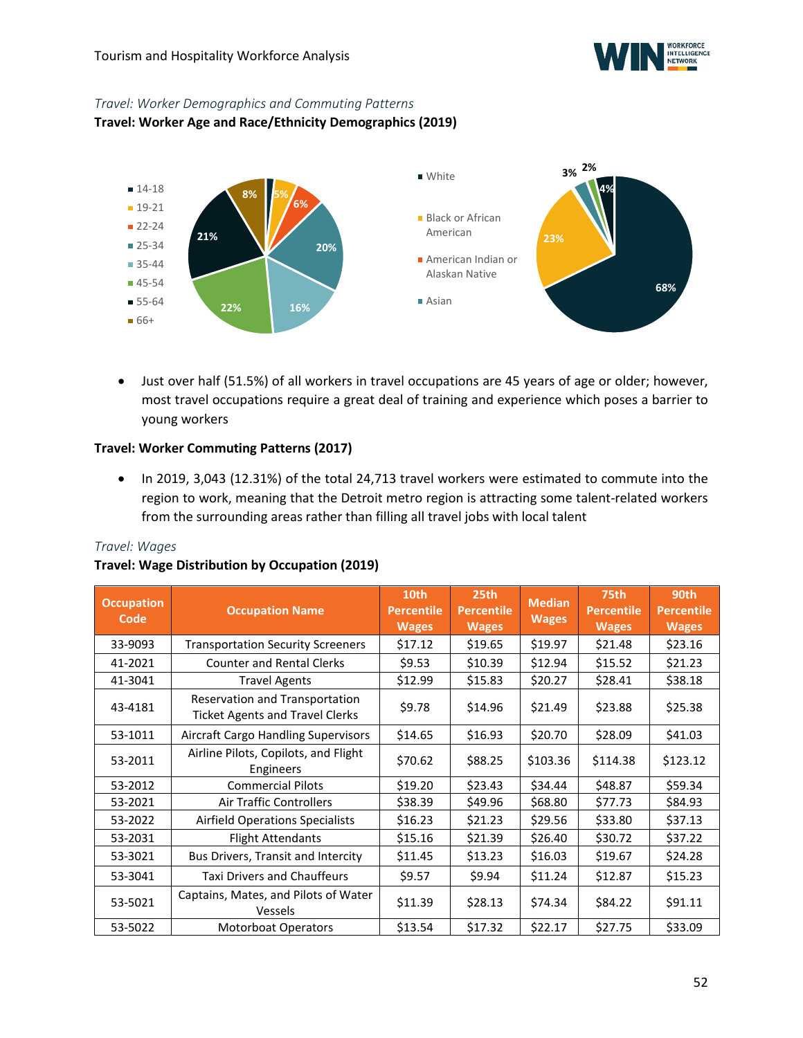*Travel: Worker Demographics and Commuting Patterns*

**Travel: Worker Age and Race/Ethnicity Demographics (2019)**

- Just over half (51.5%) of all workers in travel occupations are 45 years of age or older; however, most travel occupations require a great deal of training and experience which poses a barrier to young workers

**Travel: Worker Commuting Patterns (2017)**

- In 2019, 3,043 (12.31%) of the total 24,713 travel workers were estimated to commute into the region to work, meaning that the Detroit metro region is attracting some talent-related workers from the surrounding areas rather than filling all travel jobs with local talent

*Travel: Wages*

**Travel: Wage Distribution by Occupation (2019)**

| Occupation Code | Occupation Name | 10th Percentile Wages | 25th Percentile Wages | Median Wages | 75th Percentile Wages | 90th Percentile Wages |
|---|---|---|---|---|---|---|
| 33-9093 | Transportation Security Screeners | $17.12 | $19.65 | $19.97 | $21.48 | $23.16 |
| 41-2021 | Counter and Rental Clerks | $9.53 | $10.39 | $12.94 | $15.52 | $21.23 |
| 41-3041 | Travel Agents | $12.99 | $15.83 | $20.27 | $28.41 | $38.18 |
| 43-4181 | Reservation and Transportation Ticket Agents and Travel Clerks | $9.78 | $14.96 | $21.49 | $23.88 | $25.38 |
| 53-1011 | Aircraft Cargo Handling Supervisors | $14.65 | $16.93 | $20.70 | $28.09 | $41.03 |
| 53-2011 | Airline Pilots, Copilots, and Flight Engineers | $70.62 | $88.25 | $103.36 | $114.38 | $123.12 |
| 53-2012 | Commercial Pilots | $19.20 | $23.43 | $34.44 | $48.87 | $59.34 |
| 53-2021 | Air Traffic Controllers | $38.39 | $49.96 | $68.80 | $77.73 | $84.93 |
| 53-2022 | Airfield Operations Specialists | $16.23 | $21.23 | $29.56 | $33.80 | $37.13 |
| 53-2031 | Flight Attendants | $15.16 | $21.39 | $26.40 | $30.72 | $37.22 |
| 53-3021 | Bus Drivers, Transit and Intercity | $11.45 | $13.23 | $16.03 | $19.67 | $24.28 |
| 53-3041 | Taxi Drivers and Chauffeurs | $9.57 | $9.94 | $11.24 | $12.87 | $15.23 |
| 53-5021 | Captains, Mates, and Pilots of Water Vessels | $11.39 | $28.13 | $74.34 | $84.22 | $91.11 |
| 53-5022 | Motorboat Operators | $13.54 | $17.32 | $22.17 | $27.75 | $33.09 |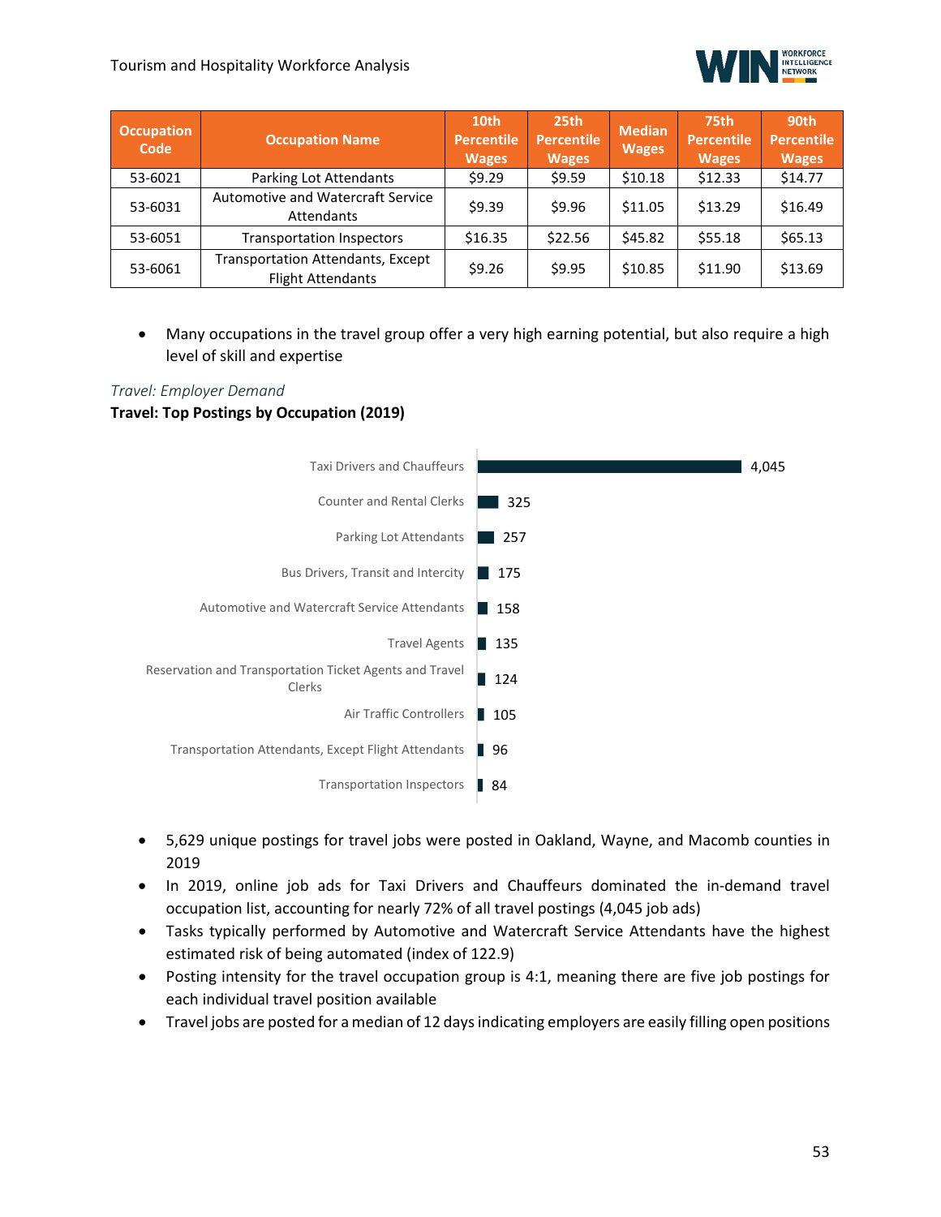| Occupation Code | Occupation Name | 10th Percentile Wages | 25th Percentile Wages | Median Wages | 75th Percentile Wages | 90th Percentile Wages |
|---|---|---|---|---|---|---|
| 53-6021 | Parking Lot Attendants | $9.29 | $9.59 | $10.18 | $12.33 | $14.77 |
| 53-6031 | Automotive and Watercraft Service Attendants | $9.39 | $9.96 | $11.05 | $13.29 | $16.49 |
| 53-6051 | Transportation Inspectors | $16.35 | $22.56 | $45.82 | $55.18 | $65.13 |
| 53-6061 | Transportation Attendants, Except Flight Attendants | $9.26 | $9.95 | $10.85 | $11.90 | $13.69 |

- Many occupations in the travel group offer a very high earning potential, but also require a high level of skill and expertise

*Travel: Employer Demand*

**Travel: Top Postings by Occupation (2019)**

| Occupation | Postings |
|---|---|
| Taxi Drivers and Chauffeurs | 4,045 |
| Counter and Rental Clerks | 325 |
| Parking Lot Attendants | 257 |
| Bus Drivers, Transit and Intercity | 175 |
| Automotive and Watercraft Service Attendants | 158 |
| Travel Agents | 135 |
| Reservation and Transportation Ticket Agents and Travel Clerks | 124 |
| Air Traffic Controllers | 105 |
| Transportation Attendants, Except Flight Attendants | 96 |
| Transportation Inspectors | 84 |

- 5,629 unique postings for travel jobs were posted in Oakland, Wayne, and Macomb counties in 2019
- In 2019, online job ads for Taxi Drivers and Chauffeurs dominated the in-demand travel occupation list, accounting for nearly 72% of all travel postings (4,045 job ads)
- Tasks typically performed by Automotive and Watercraft Service Attendants have the highest estimated risk of being automated (index of 122.9)
- Posting intensity for the travel occupation group is 4:1, meaning there are five job postings for each individual travel position available
- Travel jobs are posted for a median of 12 days indicating employers are easily filling open positions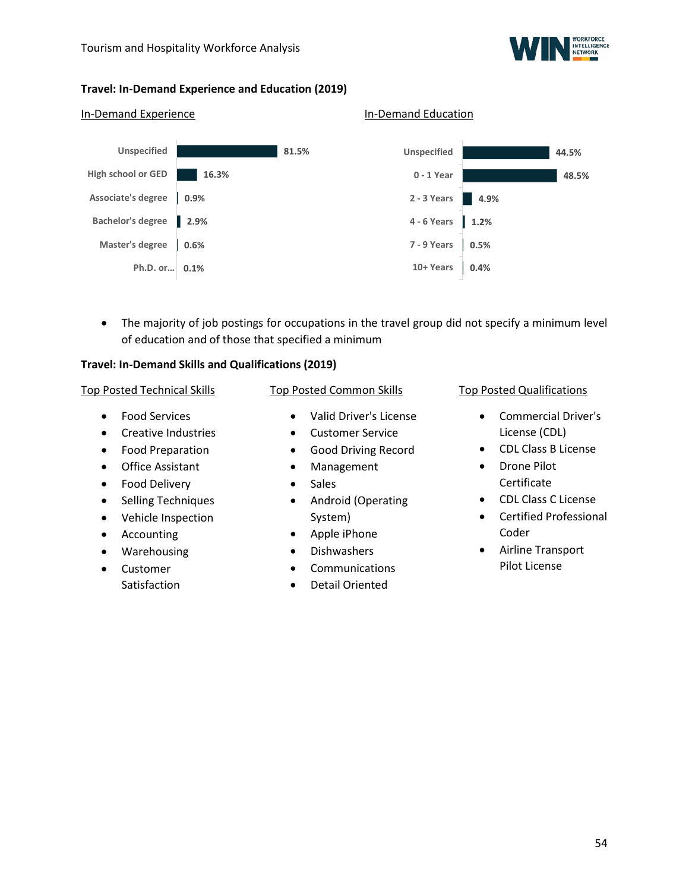## Travel: In-Demand Experience and Education (2019)

In-Demand Experience

| Category | Percent |
| --- | --- |
| Unspecified | 81.5% |
| High school or GED | 16.3% |
| Associate's degree | 0.9% |
| Bachelor's degree | 2.9% |
| Master's degree | 0.6% |
| Ph.D. or... | 0.1% |

In-Demand Education

| Category | Percent |
| --- | --- |
| Unspecified | 44.5% |
| 0 - 1 Year | 48.5% |
| 2 - 3 Years | 4.9% |
| 4 - 6 Years | 1.2% |
| 7 - 9 Years | 0.5% |
| 10+ Years | 0.4% |

- The majority of job postings for occupations in the travel group did not specify a minimum level of education and of those that specified a minimum

## Travel: In-Demand Skills and Qualifications (2019)

Top Posted Technical Skills

- Food Services
- Creative Industries
- Food Preparation
- Office Assistant
- Food Delivery
- Selling Techniques
- Vehicle Inspection
- Accounting
- Warehousing
- Customer Satisfaction

Top Posted Common Skills

- Valid Driver's License
- Customer Service
- Good Driving Record
- Management
- Sales
- Android (Operating System)
- Apple iPhone
- Dishwashers
- Communications
- Detail Oriented

Top Posted Qualifications

- Commercial Driver's License (CDL)
- CDL Class B License
- Drone Pilot Certificate
- CDL Class C License
- Certified Professional Coder
- Airline Transport Pilot License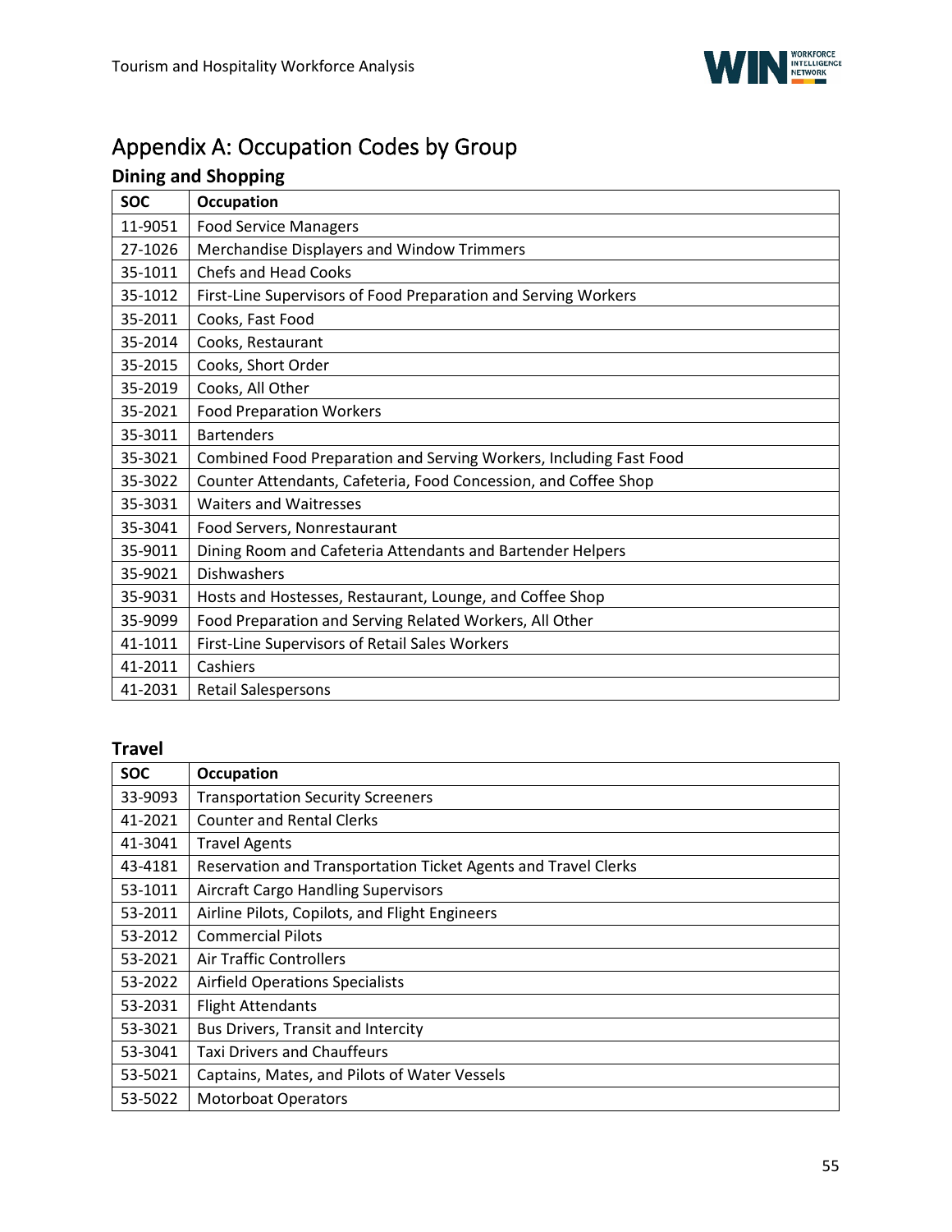# Appendix A: Occupation Codes by Group

## Dining and Shopping

| SOC | Occupation |
|---|---|
| 11-9051 | Food Service Managers |
| 27-1026 | Merchandise Displayers and Window Trimmers |
| 35-1011 | Chefs and Head Cooks |
| 35-1012 | First-Line Supervisors of Food Preparation and Serving Workers |
| 35-2011 | Cooks, Fast Food |
| 35-2014 | Cooks, Restaurant |
| 35-2015 | Cooks, Short Order |
| 35-2019 | Cooks, All Other |
| 35-2021 | Food Preparation Workers |
| 35-3011 | Bartenders |
| 35-3021 | Combined Food Preparation and Serving Workers, Including Fast Food |
| 35-3022 | Counter Attendants, Cafeteria, Food Concession, and Coffee Shop |
| 35-3031 | Waiters and Waitresses |
| 35-3041 | Food Servers, Nonrestaurant |
| 35-9011 | Dining Room and Cafeteria Attendants and Bartender Helpers |
| 35-9021 | Dishwashers |
| 35-9031 | Hosts and Hostesses, Restaurant, Lounge, and Coffee Shop |
| 35-9099 | Food Preparation and Serving Related Workers, All Other |
| 41-1011 | First-Line Supervisors of Retail Sales Workers |
| 41-2011 | Cashiers |
| 41-2031 | Retail Salespersons |

## Travel

| SOC | Occupation |
|---|---|
| 33-9093 | Transportation Security Screeners |
| 41-2021 | Counter and Rental Clerks |
| 41-3041 | Travel Agents |
| 43-4181 | Reservation and Transportation Ticket Agents and Travel Clerks |
| 53-1011 | Aircraft Cargo Handling Supervisors |
| 53-2011 | Airline Pilots, Copilots, and Flight Engineers |
| 53-2012 | Commercial Pilots |
| 53-2021 | Air Traffic Controllers |
| 53-2022 | Airfield Operations Specialists |
| 53-2031 | Flight Attendants |
| 53-3021 | Bus Drivers, Transit and Intercity |
| 53-3041 | Taxi Drivers and Chauffeurs |
| 53-5021 | Captains, Mates, and Pilots of Water Vessels |
| 53-5022 | Motorboat Operators |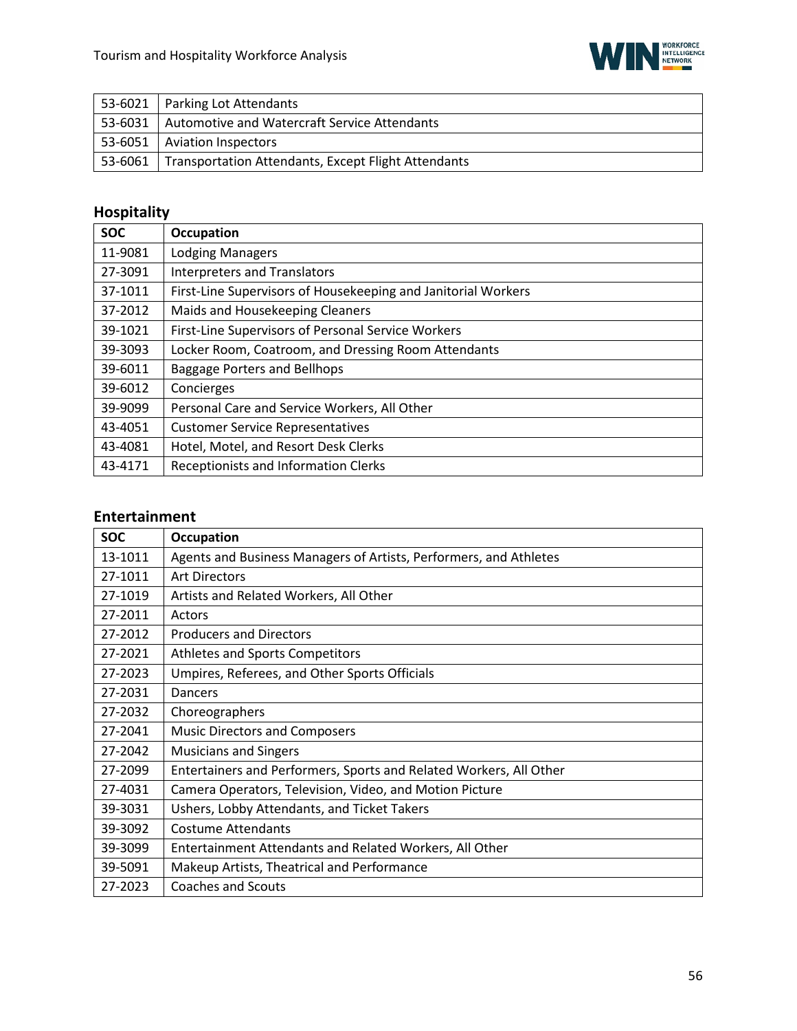| | |
|---|---|
| 53-6021 | Parking Lot Attendants |
| 53-6031 | Automotive and Watercraft Service Attendants |
| 53-6051 | Aviation Inspectors |
| 53-6061 | Transportation Attendants, Except Flight Attendants |

### Hospitality

| SOC | Occupation |
|---|---|
| 11-9081 | Lodging Managers |
| 27-3091 | Interpreters and Translators |
| 37-1011 | First-Line Supervisors of Housekeeping and Janitorial Workers |
| 37-2012 | Maids and Housekeeping Cleaners |
| 39-1021 | First-Line Supervisors of Personal Service Workers |
| 39-3093 | Locker Room, Coatroom, and Dressing Room Attendants |
| 39-6011 | Baggage Porters and Bellhops |
| 39-6012 | Concierges |
| 39-9099 | Personal Care and Service Workers, All Other |
| 43-4051 | Customer Service Representatives |
| 43-4081 | Hotel, Motel, and Resort Desk Clerks |
| 43-4171 | Receptionists and Information Clerks |

### Entertainment

| SOC | Occupation |
|---|---|
| 13-1011 | Agents and Business Managers of Artists, Performers, and Athletes |
| 27-1011 | Art Directors |
| 27-1019 | Artists and Related Workers, All Other |
| 27-2011 | Actors |
| 27-2012 | Producers and Directors |
| 27-2021 | Athletes and Sports Competitors |
| 27-2023 | Umpires, Referees, and Other Sports Officials |
| 27-2031 | Dancers |
| 27-2032 | Choreographers |
| 27-2041 | Music Directors and Composers |
| 27-2042 | Musicians and Singers |
| 27-2099 | Entertainers and Performers, Sports and Related Workers, All Other |
| 27-4031 | Camera Operators, Television, Video, and Motion Picture |
| 39-3031 | Ushers, Lobby Attendants, and Ticket Takers |
| 39-3092 | Costume Attendants |
| 39-3099 | Entertainment Attendants and Related Workers, All Other |
| 39-5091 | Makeup Artists, Theatrical and Performance |
| 27-2023 | Coaches and Scouts |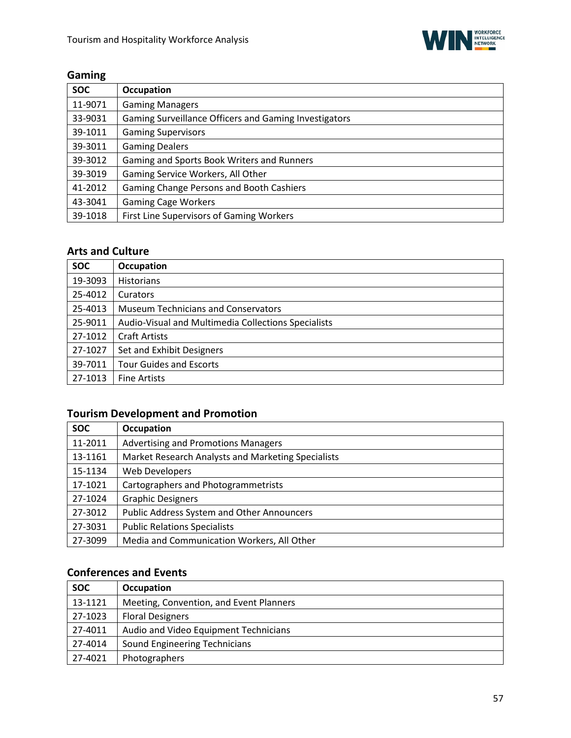## Gaming

| SOC | Occupation |
|---|---|
| 11-9071 | Gaming Managers |
| 33-9031 | Gaming Surveillance Officers and Gaming Investigators |
| 39-1011 | Gaming Supervisors |
| 39-3011 | Gaming Dealers |
| 39-3012 | Gaming and Sports Book Writers and Runners |
| 39-3019 | Gaming Service Workers, All Other |
| 41-2012 | Gaming Change Persons and Booth Cashiers |
| 43-3041 | Gaming Cage Workers |
| 39-1018 | First Line Supervisors of Gaming Workers |

## Arts and Culture

| SOC | Occupation |
|---|---|
| 19-3093 | Historians |
| 25-4012 | Curators |
| 25-4013 | Museum Technicians and Conservators |
| 25-9011 | Audio-Visual and Multimedia Collections Specialists |
| 27-1012 | Craft Artists |
| 27-1027 | Set and Exhibit Designers |
| 39-7011 | Tour Guides and Escorts |
| 27-1013 | Fine Artists |

## Tourism Development and Promotion

| SOC | Occupation |
|---|---|
| 11-2011 | Advertising and Promotions Managers |
| 13-1161 | Market Research Analysts and Marketing Specialists |
| 15-1134 | Web Developers |
| 17-1021 | Cartographers and Photogrammetrists |
| 27-1024 | Graphic Designers |
| 27-3012 | Public Address System and Other Announcers |
| 27-3031 | Public Relations Specialists |
| 27-3099 | Media and Communication Workers, All Other |

## Conferences and Events

| SOC | Occupation |
|---|---|
| 13-1121 | Meeting, Convention, and Event Planners |
| 27-1023 | Floral Designers |
| 27-4011 | Audio and Video Equipment Technicians |
| 27-4014 | Sound Engineering Technicians |
| 27-4021 | Photographers |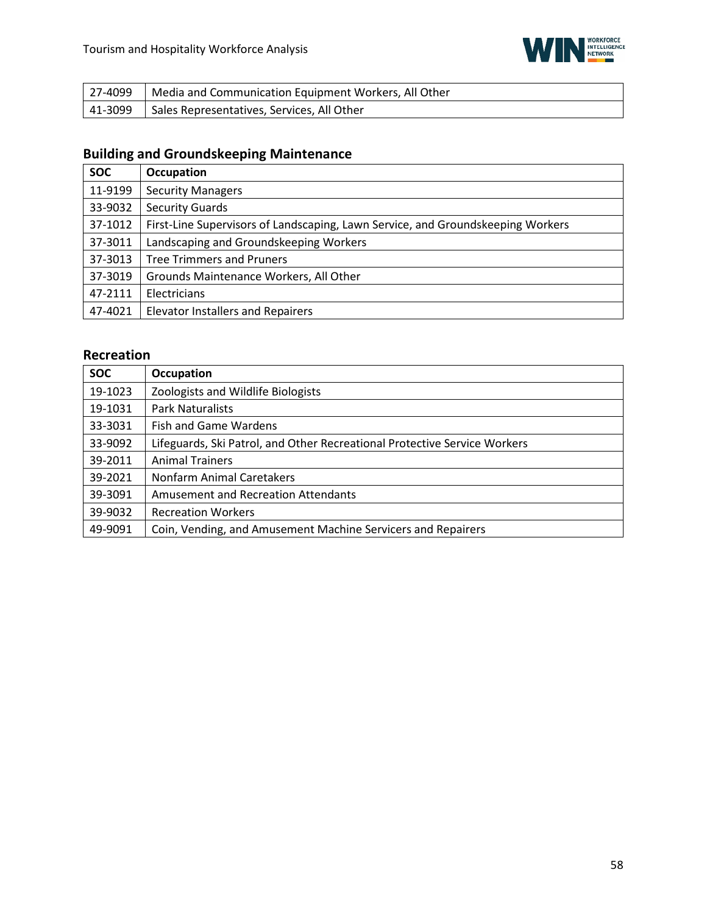| | |
|---|---|
| 27-4099 | Media and Communication Equipment Workers, All Other |
| 41-3099 | Sales Representatives, Services, All Other |

### Building and Groundskeeping Maintenance

| SOC | Occupation |
|---|---|
| 11-9199 | Security Managers |
| 33-9032 | Security Guards |
| 37-1012 | First-Line Supervisors of Landscaping, Lawn Service, and Groundskeeping Workers |
| 37-3011 | Landscaping and Groundskeeping Workers |
| 37-3013 | Tree Trimmers and Pruners |
| 37-3019 | Grounds Maintenance Workers, All Other |
| 47-2111 | Electricians |
| 47-4021 | Elevator Installers and Repairers |

### Recreation

| SOC | Occupation |
|---|---|
| 19-1023 | Zoologists and Wildlife Biologists |
| 19-1031 | Park Naturalists |
| 33-3031 | Fish and Game Wardens |
| 33-9092 | Lifeguards, Ski Patrol, and Other Recreational Protective Service Workers |
| 39-2011 | Animal Trainers |
| 39-2021 | Nonfarm Animal Caretakers |
| 39-3091 | Amusement and Recreation Attendants |
| 39-9032 | Recreation Workers |
| 49-9091 | Coin, Vending, and Amusement Machine Servicers and Repairers |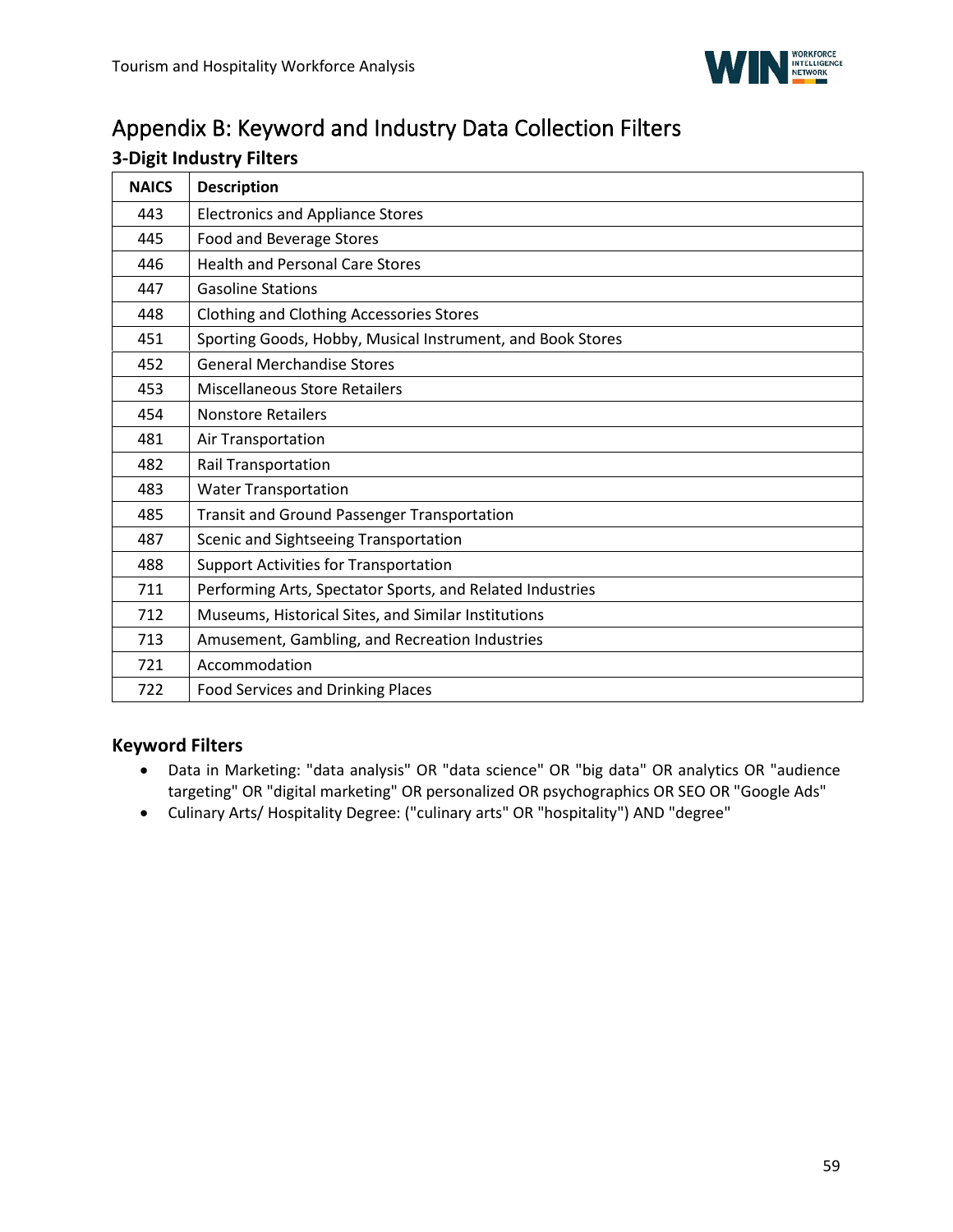# Appendix B: Keyword and Industry Data Collection Filters

## 3-Digit Industry Filters

| NAICS | Description |
|---|---|
| 443 | Electronics and Appliance Stores |
| 445 | Food and Beverage Stores |
| 446 | Health and Personal Care Stores |
| 447 | Gasoline Stations |
| 448 | Clothing and Clothing Accessories Stores |
| 451 | Sporting Goods, Hobby, Musical Instrument, and Book Stores |
| 452 | General Merchandise Stores |
| 453 | Miscellaneous Store Retailers |
| 454 | Nonstore Retailers |
| 481 | Air Transportation |
| 482 | Rail Transportation |
| 483 | Water Transportation |
| 485 | Transit and Ground Passenger Transportation |
| 487 | Scenic and Sightseeing Transportation |
| 488 | Support Activities for Transportation |
| 711 | Performing Arts, Spectator Sports, and Related Industries |
| 712 | Museums, Historical Sites, and Similar Institutions |
| 713 | Amusement, Gambling, and Recreation Industries |
| 721 | Accommodation |
| 722 | Food Services and Drinking Places |

## Keyword Filters

- Data in Marketing: "data analysis" OR "data science" OR "big data" OR analytics OR "audience targeting" OR "digital marketing" OR personalized OR psychographics OR SEO OR "Google Ads"
- Culinary Arts/ Hospitality Degree: ("culinary arts" OR "hospitality") AND "degree"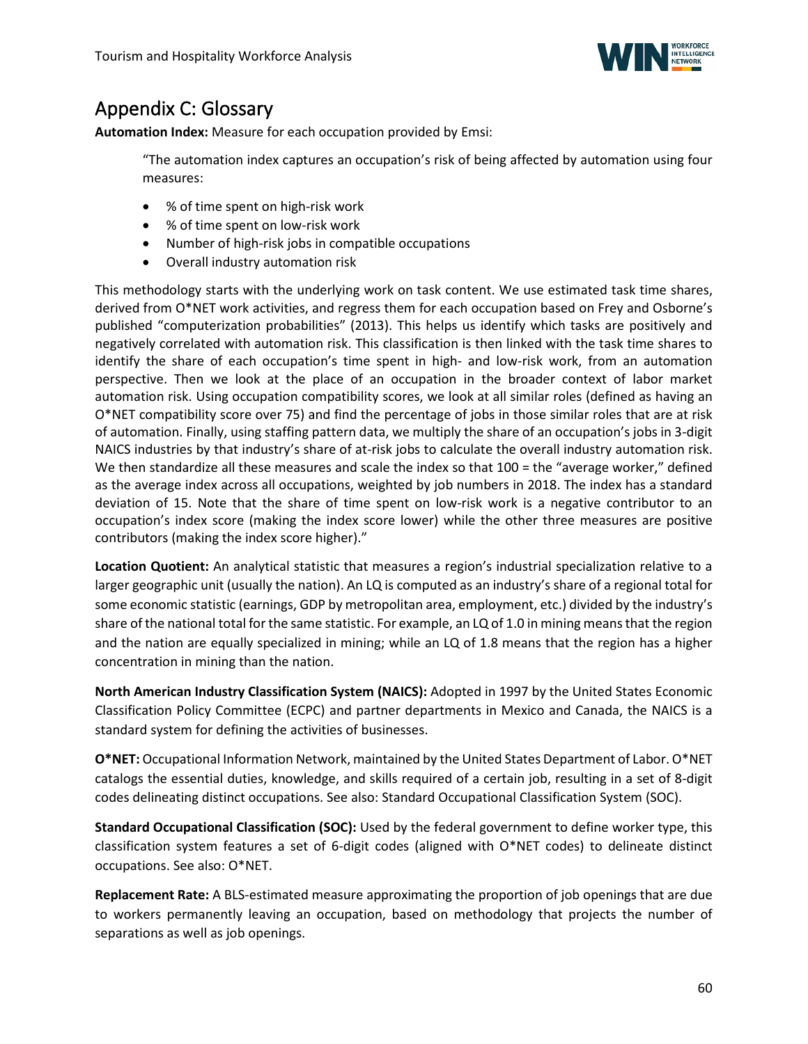# Appendix C: Glossary

**Automation Index:** Measure for each occupation provided by Emsi:

> "The automation index captures an occupation's risk of being affected by automation using four measures:
>
> - % of time spent on high-risk work
> - % of time spent on low-risk work
> - Number of high-risk jobs in compatible occupations
> - Overall industry automation risk

This methodology starts with the underlying work on task content. We use estimated task time shares, derived from O*NET work activities, and regress them for each occupation based on Frey and Osborne's published "computerization probabilities" (2013). This helps us identify which tasks are positively and negatively correlated with automation risk. This classification is then linked with the task time shares to identify the share of each occupation's time spent in high- and low-risk work, from an automation perspective. Then we look at the place of an occupation in the broader context of labor market automation risk. Using occupation compatibility scores, we look at all similar roles (defined as having an O*NET compatibility score over 75) and find the percentage of jobs in those similar roles that are at risk of automation. Finally, using staffing pattern data, we multiply the share of an occupation's jobs in 3-digit NAICS industries by that industry's share of at-risk jobs to calculate the overall industry automation risk. We then standardize all these measures and scale the index so that 100 = the "average worker," defined as the average index across all occupations, weighted by job numbers in 2018. The index has a standard deviation of 15. Note that the share of time spent on low-risk work is a negative contributor to an occupation's index score (making the index score lower) while the other three measures are positive contributors (making the index score higher)."

**Location Quotient:** An analytical statistic that measures a region's industrial specialization relative to a larger geographic unit (usually the nation). An LQ is computed as an industry's share of a regional total for some economic statistic (earnings, GDP by metropolitan area, employment, etc.) divided by the industry's share of the national total for the same statistic. For example, an LQ of 1.0 in mining means that the region and the nation are equally specialized in mining; while an LQ of 1.8 means that the region has a higher concentration in mining than the nation.

**North American Industry Classification System (NAICS):** Adopted in 1997 by the United States Economic Classification Policy Committee (ECPC) and partner departments in Mexico and Canada, the NAICS is a standard system for defining the activities of businesses.

**O*NET:** Occupational Information Network, maintained by the United States Department of Labor. O*NET catalogs the essential duties, knowledge, and skills required of a certain job, resulting in a set of 8-digit codes delineating distinct occupations. See also: Standard Occupational Classification System (SOC).

**Standard Occupational Classification (SOC):** Used by the federal government to define worker type, this classification system features a set of 6-digit codes (aligned with O*NET codes) to delineate distinct occupations. See also: O*NET.

**Replacement Rate:** A BLS-estimated measure approximating the proportion of job openings that are due to workers permanently leaving an occupation, based on methodology that projects the number of separations as well as job openings.